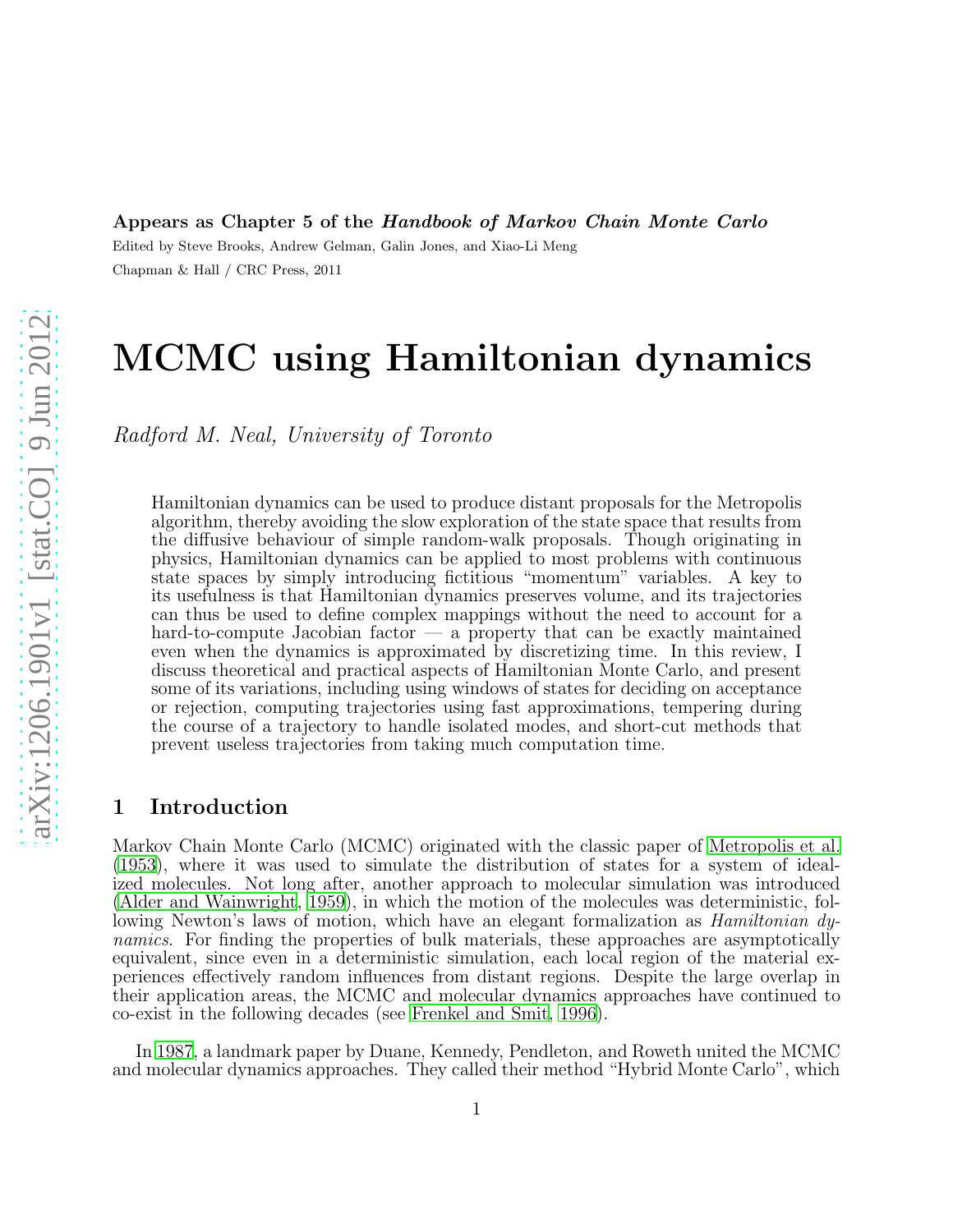**Appears as Chapter 5 of the *Handbook of Markov Chain Monte Carlo***

Edited by Steve Brooks, Andrew Gelman, Galin Jones, and Xiao-Li Meng

Chapman & Hall / CRC Press, 2011

# MCMC using Hamiltonian dynamics

*Radford M. Neal, University of Toronto*

Hamiltonian dynamics can be used to produce distant proposals for the Metropolis algorithm, thereby avoiding the slow exploration of the state space that results from the diffusive behaviour of simple random-walk proposals. Though originating in physics, Hamiltonian dynamics can be applied to most problems with continuous state spaces by simply introducing fictitious "momentum" variables. A key to its usefulness is that Hamiltonian dynamics preserves volume, and its trajectories can thus be used to define complex mappings without the need to account for a hard-to-compute Jacobian factor — a property that can be exactly maintained even when the dynamics is approximated by discretizing time. In this review, I discuss theoretical and practical aspects of Hamiltonian Monte Carlo, and present some of its variations, including using windows of states for deciding on acceptance or rejection, computing trajectories using fast approximations, tempering during the course of a trajectory to handle isolated modes, and short-cut methods that prevent useless trajectories from taking much computation time.

## 1 Introduction

Markov Chain Monte Carlo (MCMC) originated with the classic paper of Metropolis et al. (1953), where it was used to simulate the distribution of states for a system of idealized molecules. Not long after, another approach to molecular simulation was introduced (Alder and Wainwright, 1959), in which the motion of the molecules was deterministic, following Newton's laws of motion, which have an elegant formalization as *Hamiltonian dynamics*. For finding the properties of bulk materials, these approaches are asymptotically equivalent, since even in a deterministic simulation, each local region of the material experiences effectively random influences from distant regions. Despite the large overlap in their application areas, the MCMC and molecular dynamics approaches have continued to co-exist in the following decades (see Frenkel and Smit, 1996).

In 1987, a landmark paper by Duane, Kennedy, Pendleton, and Roweth united the MCMC and molecular dynamics approaches. They called their method "Hybrid Monte Carlo", which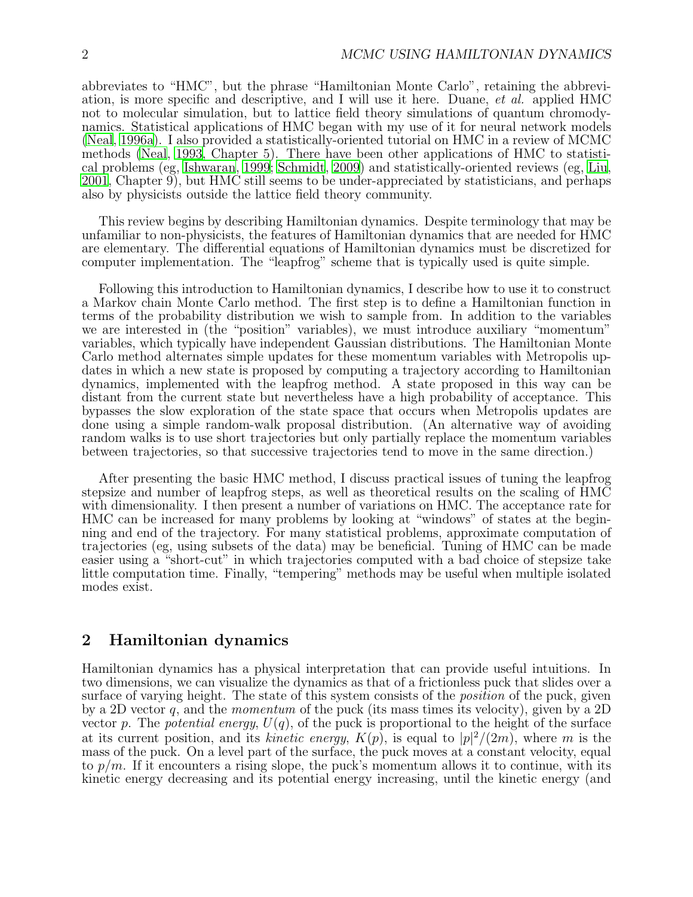abbreviates to “HMC”, but the phrase “Hamiltonian Monte Carlo”, retaining the abbreviation, is more specific and descriptive, and I will use it here. Duane, *et al.* applied HMC not to molecular simulation, but to lattice field theory simulations of quantum chromodynamics. Statistical applications of HMC began with my use of it for neural network models (Neal, 1996a). I also provided a statistically-oriented tutorial on HMC in a review of MCMC methods (Neal, 1993, Chapter 5). There have been other applications of HMC to statistical problems (eg, Ishwaran, 1999; Schmidt, 2009) and statistically-oriented reviews (eg, Liu, 2001, Chapter 9), but HMC still seems to be under-appreciated by statisticians, and perhaps also by physicists outside the lattice field theory community.

This review begins by describing Hamiltonian dynamics. Despite terminology that may be unfamiliar to non-physicists, the features of Hamiltonian dynamics that are needed for HMC are elementary. The differential equations of Hamiltonian dynamics must be discretized for computer implementation. The “leapfrog” scheme that is typically used is quite simple.

Following this introduction to Hamiltonian dynamics, I describe how to use it to construct a Markov chain Monte Carlo method. The first step is to define a Hamiltonian function in terms of the probability distribution we wish to sample from. In addition to the variables we are interested in (the “position” variables), we must introduce auxiliary “momentum” variables, which typically have independent Gaussian distributions. The Hamiltonian Monte Carlo method alternates simple updates for these momentum variables with Metropolis updates in which a new state is proposed by computing a trajectory according to Hamiltonian dynamics, implemented with the leapfrog method. A state proposed in this way can be distant from the current state but nevertheless have a high probability of acceptance. This bypasses the slow exploration of the state space that occurs when Metropolis updates are done using a simple random-walk proposal distribution. (An alternative way of avoiding random walks is to use short trajectories but only partially replace the momentum variables between trajectories, so that successive trajectories tend to move in the same direction.)

After presenting the basic HMC method, I discuss practical issues of tuning the leapfrog stepsize and number of leapfrog steps, as well as theoretical results on the scaling of HMC with dimensionality. I then present a number of variations on HMC. The acceptance rate for HMC can be increased for many problems by looking at “windows” of states at the beginning and end of the trajectory. For many statistical problems, approximate computation of trajectories (eg, using subsets of the data) may be beneficial. Tuning of HMC can be made easier using a “short-cut” in which trajectories computed with a bad choice of stepsize take little computation time. Finally, “tempering” methods may be useful when multiple isolated modes exist.

## 2 Hamiltonian dynamics

Hamiltonian dynamics has a physical interpretation that can provide useful intuitions. In two dimensions, we can visualize the dynamics as that of a frictionless puck that slides over a surface of varying height. The state of this system consists of the *position* of the puck, given by a 2D vector $q$, and the *momentum* of the puck (its mass times its velocity), given by a 2D vector $p$. The *potential energy*, $U(q)$, of the puck is proportional to the height of the surface at its current position, and its *kinetic energy*, $K(p)$, is equal to $|p|^2/(2m)$, where $m$ is the mass of the puck. On a level part of the surface, the puck moves at a constant velocity, equal to $p/m$. If it encounters a rising slope, the puck’s momentum allows it to continue, with its kinetic energy decreasing and its potential energy increasing, until the kinetic energy (and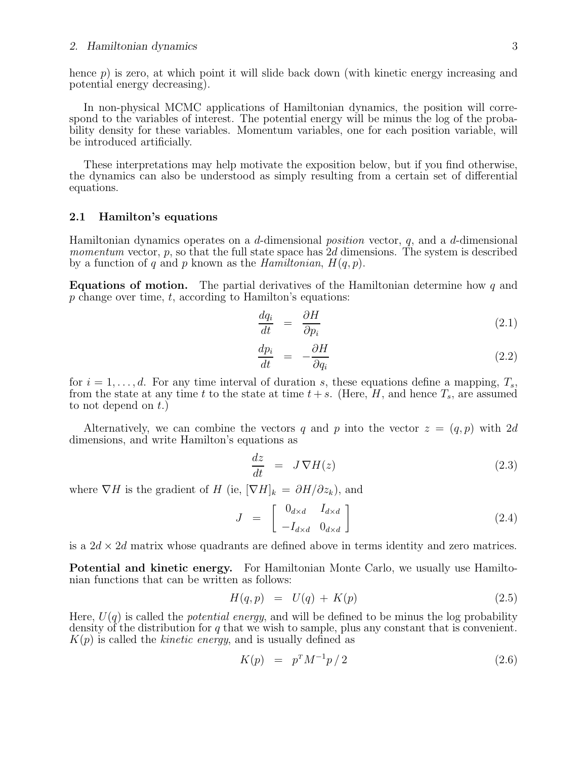hence $p$) is zero, at which point it will slide back down (with kinetic energy increasing and potential energy decreasing).

In non-physical MCMC applications of Hamiltonian dynamics, the position will correspond to the variables of interest. The potential energy will be minus the log of the probability density for these variables. Momentum variables, one for each position variable, will be introduced artificially.

These interpretations may help motivate the exposition below, but if you find otherwise, the dynamics can also be understood as simply resulting from a certain set of differential equations.

### 2.1 Hamilton's equations

Hamiltonian dynamics operates on a $d$-dimensional *position* vector, $q$, and a $d$-dimensional *momentum* vector, $p$, so that the full state space has $2d$ dimensions. The system is described by a function of $q$ and $p$ known as the *Hamiltonian*, $H(q, p)$.

**Equations of motion.** The partial derivatives of the Hamiltonian determine how $q$ and $p$ change over time, $t$, according to Hamilton's equations:

$$\frac{dq_i}{dt} = \frac{\partial H}{\partial p_i} \tag{2.1}$$

$$\frac{dp_i}{dt} = -\frac{\partial H}{\partial q_i} \tag{2.2}$$

for $i = 1, \ldots, d$. For any time interval of duration $s$, these equations define a mapping, $T_s$, from the state at any time $t$ to the state at time $t + s$. (Here, $H$, and hence $T_s$, are assumed to not depend on $t$.)

Alternatively, we can combine the vectors $q$ and $p$ into the vector $z = (q, p)$ with $2d$ dimensions, and write Hamilton's equations as

$$\frac{dz}{dt} = J\,\nabla H(z) \tag{2.3}$$

where $\nabla H$ is the gradient of $H$ (ie, $[\nabla H]_k = \partial H / \partial z_k$), and

$$J = \begin{bmatrix} 0_{d\times d} & I_{d\times d} \\ -I_{d\times d} & 0_{d\times d} \end{bmatrix} \tag{2.4}$$

is a $2d \times 2d$ matrix whose quadrants are defined above in terms identity and zero matrices.

**Potential and kinetic energy.** For Hamiltonian Monte Carlo, we usually use Hamiltonian functions that can be written as follows:

$$H(q, p) = U(q) + K(p) \tag{2.5}$$

Here, $U(q)$ is called the *potential energy*, and will be defined to be minus the log probability density of the distribution for $q$ that we wish to sample, plus any constant that is convenient. $K(p)$ is called the *kinetic energy*, and is usually defined as

$$K(p) = p^T M^{-1} p \,/\, 2 \tag{2.6}$$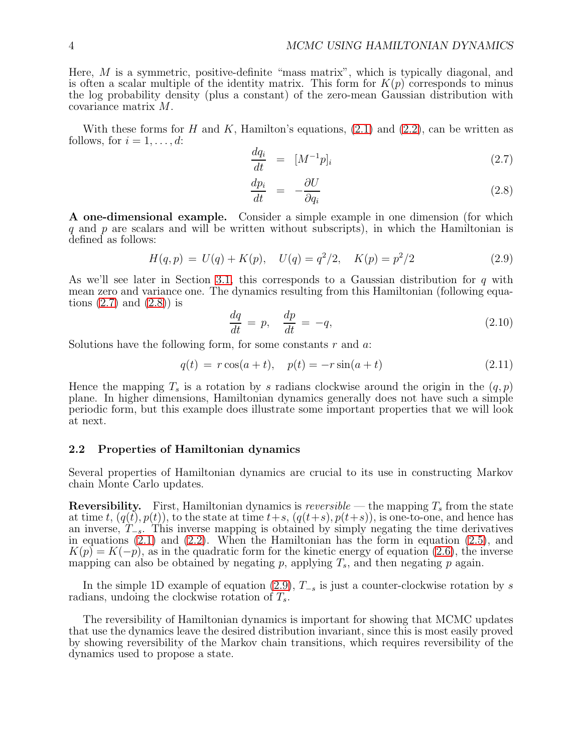Here, $M$ is a symmetric, positive-definite "mass matrix", which is typically diagonal, and is often a scalar multiple of the identity matrix. This form for $K(p)$ corresponds to minus the log probability density (plus a constant) of the zero-mean Gaussian distribution with covariance matrix $M$.

With these forms for $H$ and $K$, Hamilton's equations, (2.1) and (2.2), can be written as follows, for $i = 1, \ldots, d$:

$$\frac{dq_i}{dt} \;=\; [M^{-1}p]_i \tag{2.7}$$

$$\frac{dp_i}{dt} \;=\; -\frac{\partial U}{\partial q_i} \tag{2.8}$$

**A one-dimensional example.** Consider a simple example in one dimension (for which $q$ and $p$ are scalars and will be written without subscripts), in which the Hamiltonian is defined as follows:

$$H(q,p) \,=\, U(q) + K(p), \quad U(q) = q^2/2, \quad K(p) = p^2/2 \tag{2.9}$$

As we'll see later in Section 3.1, this corresponds to a Gaussian distribution for $q$ with mean zero and variance one. The dynamics resulting from this Hamiltonian (following equations (2.7) and (2.8)) is

$$\frac{dq}{dt} \,=\, p, \quad \frac{dp}{dt} \,=\, -q, \tag{2.10}$$

Solutions have the following form, for some constants $r$ and $a$:

$$q(t) \,=\, r\cos(a+t), \quad p(t) = -r\sin(a+t) \tag{2.11}$$

Hence the mapping $T_s$ is a rotation by $s$ radians clockwise around the origin in the $(q,p)$ plane. In higher dimensions, Hamiltonian dynamics generally does not have such a simple periodic form, but this example does illustrate some important properties that we will look at next.

### 2.2 Properties of Hamiltonian dynamics

Several properties of Hamiltonian dynamics are crucial to its use in constructing Markov chain Monte Carlo updates.

**Reversibility.** First, Hamiltonian dynamics is *reversible* — the mapping $T_s$ from the state at time $t$, $(q(t), p(t))$, to the state at time $t+s$, $(q(t+s), p(t+s))$, is one-to-one, and hence has an inverse, $T_{-s}$. This inverse mapping is obtained by simply negating the time derivatives in equations (2.1) and (2.2). When the Hamiltonian has the form in equation (2.5), and $K(p) = K(-p)$, as in the quadratic form for the kinetic energy of equation (2.6), the inverse mapping can also be obtained by negating $p$, applying $T_s$, and then negating $p$ again.

In the simple 1D example of equation (2.9), $T_{-s}$ is just a counter-clockwise rotation by $s$ radians, undoing the clockwise rotation of $T_s$.

The reversibility of Hamiltonian dynamics is important for showing that MCMC updates that use the dynamics leave the desired distribution invariant, since this is most easily proved by showing reversibility of the Markov chain transitions, which requires reversibility of the dynamics used to propose a state.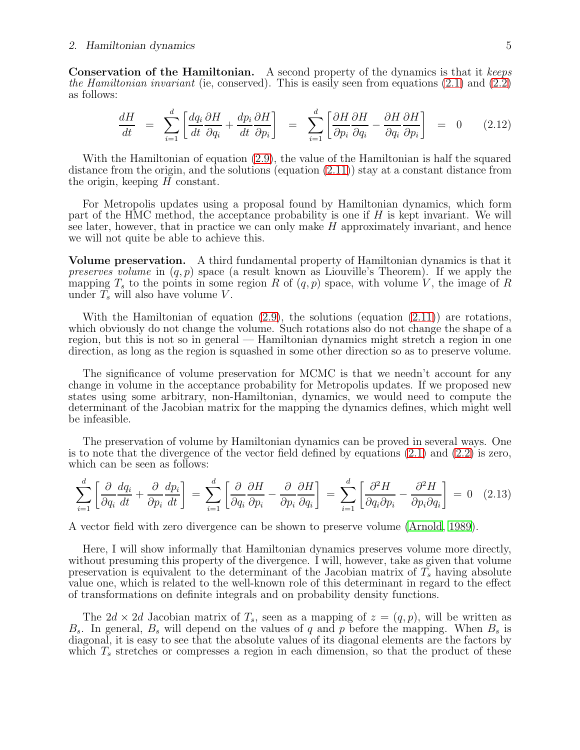**Conservation of the Hamiltonian.** A second property of the dynamics is that it *keeps the Hamiltonian invariant* (ie, conserved). This is easily seen from equations (2.1) and (2.2) as follows:

$$\frac{dH}{dt} \;=\; \sum_{i=1}^{d}\left[\frac{dq_i}{dt}\frac{\partial H}{\partial q_i}+\frac{dp_i}{dt}\frac{\partial H}{\partial p_i}\right] \;=\; \sum_{i=1}^{d}\left[\frac{\partial H}{\partial p_i}\frac{\partial H}{\partial q_i}-\frac{\partial H}{\partial q_i}\frac{\partial H}{\partial p_i}\right] \;=\; 0 \qquad (2.12)$$

With the Hamiltonian of equation (2.9), the value of the Hamiltonian is half the squared distance from the origin, and the solutions (equation (2.11)) stay at a constant distance from the origin, keeping $H$ constant.

For Metropolis updates using a proposal found by Hamiltonian dynamics, which form part of the HMC method, the acceptance probability is one if $H$ is kept invariant. We will see later, however, that in practice we can only make $H$ approximately invariant, and hence we will not quite be able to achieve this.

**Volume preservation.** A third fundamental property of Hamiltonian dynamics is that it *preserves volume* in $(q,p)$ space (a result known as Liouville's Theorem). If we apply the mapping $T_s$ to the points in some region $R$ of $(q,p)$ space, with volume $V$, the image of $R$ under $T_s$ will also have volume $V$.

With the Hamiltonian of equation (2.9), the solutions (equation (2.11)) are rotations, which obviously do not change the volume. Such rotations also do not change the shape of a region, but this is not so in general — Hamiltonian dynamics might stretch a region in one direction, as long as the region is squashed in some other direction so as to preserve volume.

The significance of volume preservation for MCMC is that we needn't account for any change in volume in the acceptance probability for Metropolis updates. If we proposed new states using some arbitrary, non-Hamiltonian, dynamics, we would need to compute the determinant of the Jacobian matrix for the mapping the dynamics defines, which might well be infeasible.

The preservation of volume by Hamiltonian dynamics can be proved in several ways. One is to note that the divergence of the vector field defined by equations (2.1) and (2.2) is zero, which can be seen as follows:

$$\sum_{i=1}^{d}\left[\frac{\partial}{\partial q_i}\frac{dq_i}{dt}+\frac{\partial}{\partial p_i}\frac{dp_i}{dt}\right] \;=\; \sum_{i=1}^{d}\left[\frac{\partial}{\partial q_i}\frac{\partial H}{\partial p_i}-\frac{\partial}{\partial p_i}\frac{\partial H}{\partial q_i}\right] \;=\; \sum_{i=1}^{d}\left[\frac{\partial^2 H}{\partial q_i \partial p_i}-\frac{\partial^2 H}{\partial p_i \partial q_i}\right] \;=\; 0 \quad (2.13)$$

A vector field with zero divergence can be shown to preserve volume (Arnold, 1989).

Here, I will show informally that Hamiltonian dynamics preserves volume more directly, without presuming this property of the divergence. I will, however, take as given that volume preservation is equivalent to the determinant of the Jacobian matrix of $T_s$ having absolute value one, which is related to the well-known role of this determinant in regard to the effect of transformations on definite integrals and on probability density functions.

The $2d \times 2d$ Jacobian matrix of $T_s$, seen as a mapping of $z=(q,p)$, will be written as $B_s$. In general, $B_s$ will depend on the values of $q$ and $p$ before the mapping. When $B_s$ is diagonal, it is easy to see that the absolute values of its diagonal elements are the factors by which $T_s$ stretches or compresses a region in each dimension, so that the product of these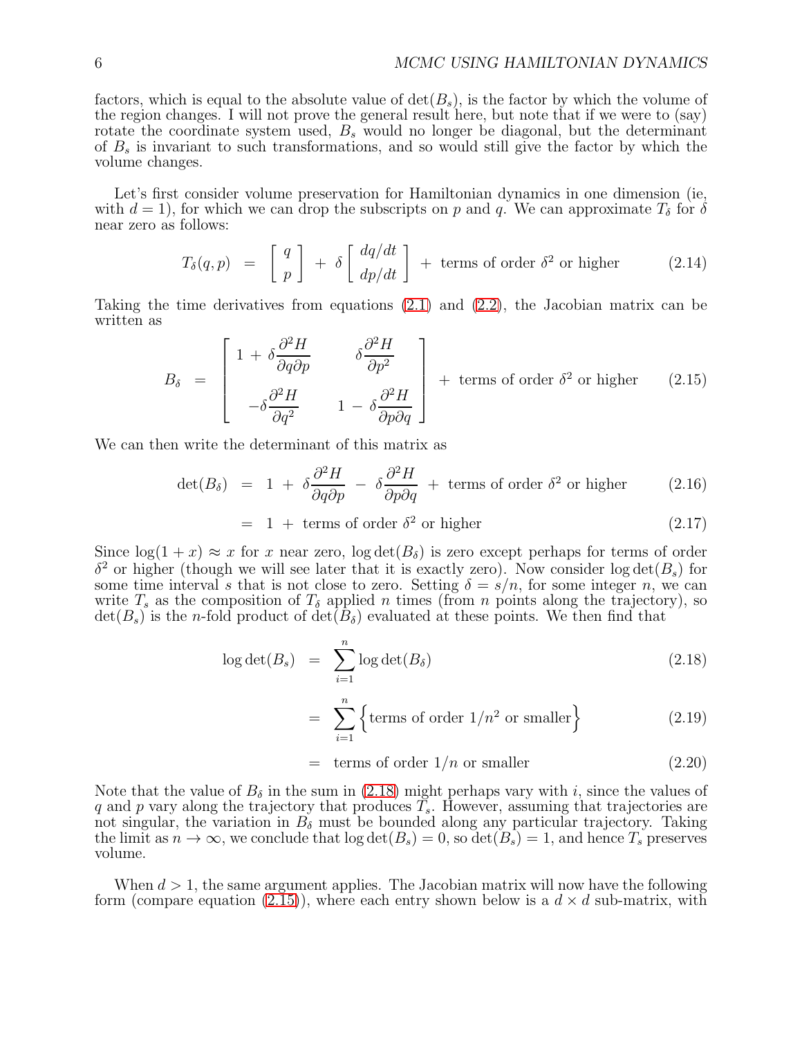factors, which is equal to the absolute value of $\det(B_s)$, is the factor by which the volume of the region changes. I will not prove the general result here, but note that if we were to (say) rotate the coordinate system used, $B_s$ would no longer be diagonal, but the determinant of $B_s$ is invariant to such transformations, and so would still give the factor by which the volume changes.

Let's first consider volume preservation for Hamiltonian dynamics in one dimension (ie, with $d = 1$), for which we can drop the subscripts on $p$ and $q$. We can approximate $T_\delta$ for $\delta$ near zero as follows:

$$T_\delta(q, p) \;=\; \left[\begin{array}{c} q \\ p \end{array}\right] \;+\; \delta \left[\begin{array}{c} dq/dt \\ dp/dt \end{array}\right] \;+\; \text{terms of order } \delta^2 \text{ or higher} \tag{2.14}$$

Taking the time derivatives from equations (2.1) and (2.2), the Jacobian matrix can be written as

$$B_\delta \;=\; \left[\begin{array}{cc} 1 \,+\, \delta \dfrac{\partial^2 H}{\partial q \partial p} & \delta \dfrac{\partial^2 H}{\partial p^2} \\[2ex] -\delta \dfrac{\partial^2 H}{\partial q^2} & 1 \,-\, \delta \dfrac{\partial^2 H}{\partial p \partial q} \end{array}\right] \;+\; \text{terms of order } \delta^2 \text{ or higher} \tag{2.15}$$

We can then write the determinant of this matrix as

$$\det(B_\delta) \;=\; 1 \,+\, \delta \frac{\partial^2 H}{\partial q \partial p} \,-\, \delta \frac{\partial^2 H}{\partial p \partial q} \,+\, \text{terms of order } \delta^2 \text{ or higher} \tag{2.16}$$

$$\;=\; 1 \,+\, \text{terms of order } \delta^2 \text{ or higher} \tag{2.17}$$

Since $\log(1+x) \approx x$ for $x$ near zero, $\log \det(B_\delta)$ is zero except perhaps for terms of order $\delta^2$ or higher (though we will see later that it is exactly zero). Now consider $\log \det(B_s)$ for some time interval $s$ that is not close to zero. Setting $\delta = s/n$, for some integer $n$, we can write $T_s$ as the composition of $T_\delta$ applied $n$ times (from $n$ points along the trajectory), so $\det(B_s)$ is the $n$-fold product of $\det(B_\delta)$ evaluated at these points. We then find that

$$\log \det(B_s) \;=\; \sum_{i=1}^{n} \log \det(B_\delta) \tag{2.18}$$

$$\;=\; \sum_{i=1}^{n} \Big\{ \text{terms of order } 1/n^2 \text{ or smaller} \Big\} \tag{2.19}$$

$$\;=\; \text{terms of order } 1/n \text{ or smaller} \tag{2.20}$$

Note that the value of $B_\delta$ in the sum in (2.18) might perhaps vary with $i$, since the values of $q$ and $p$ vary along the trajectory that produces $T_s$. However, assuming that trajectories are not singular, the variation in $B_\delta$ must be bounded along any particular trajectory. Taking the limit as $n \to \infty$, we conclude that $\log \det(B_s) = 0$, so $\det(B_s) = 1$, and hence $T_s$ preserves volume.

When $d > 1$, the same argument applies. The Jacobian matrix will now have the following form (compare equation (2.15)), where each entry shown below is a $d \times d$ sub-matrix, with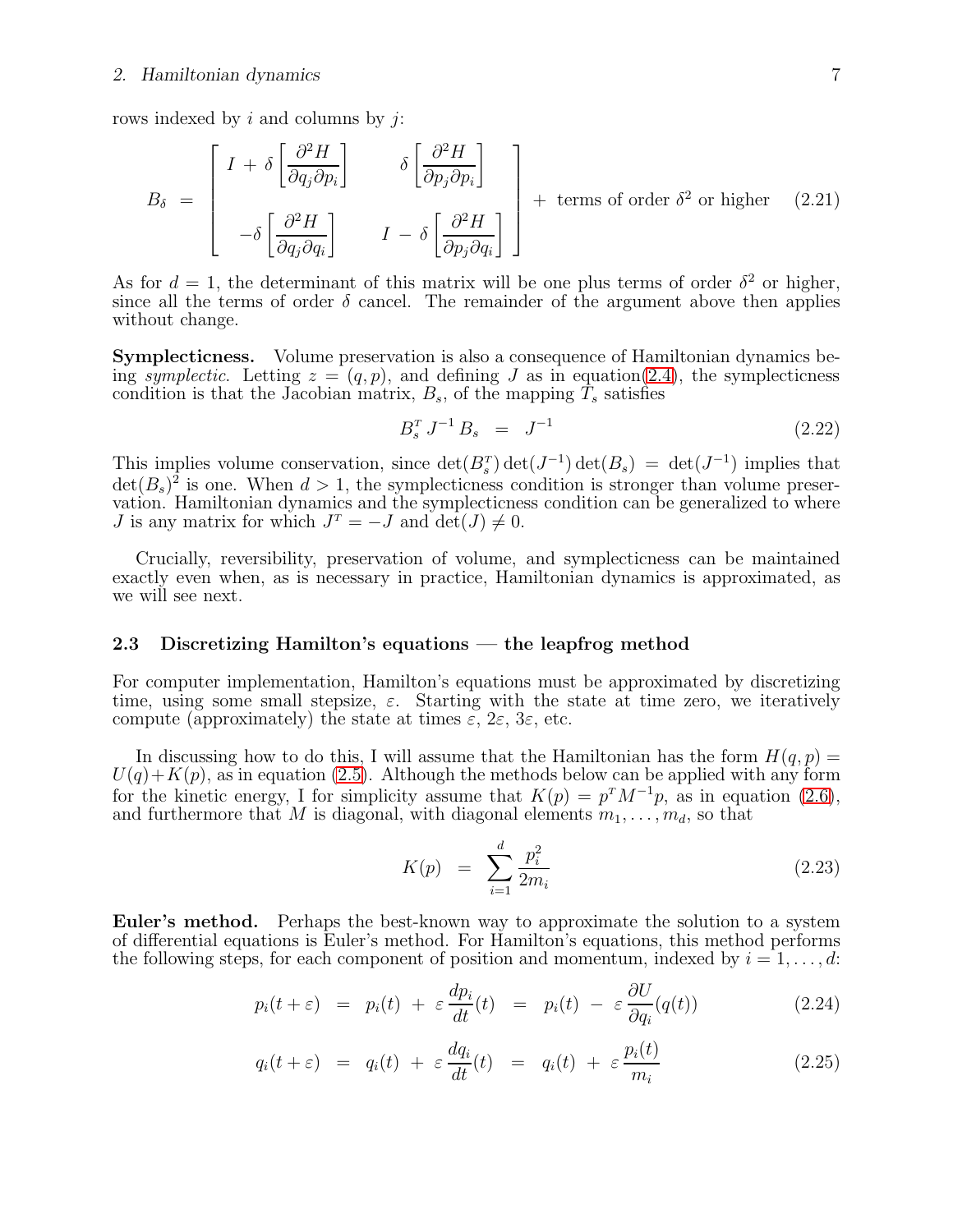rows indexed by $i$ and columns by $j$:

$$
B_\delta \;=\; \begin{bmatrix} I \,+\, \delta \left[\dfrac{\partial^2 H}{\partial q_j \partial p_i}\right] & \delta \left[\dfrac{\partial^2 H}{\partial p_j \partial p_i}\right] \\[2ex] -\delta \left[\dfrac{\partial^2 H}{\partial q_j \partial q_i}\right] & I \,-\, \delta \left[\dfrac{\partial^2 H}{\partial p_j \partial q_i}\right] \end{bmatrix} \;+\; \text{terms of order } \delta^2 \text{ or higher} \qquad (2.21)
$$

As for $d = 1$, the determinant of this matrix will be one plus terms of order $\delta^2$ or higher, since all the terms of order $\delta$ cancel. The remainder of the argument above then applies without change.

**Symplecticness.** Volume preservation is also a consequence of Hamiltonian dynamics being *symplectic*. Letting $z = (q, p)$, and defining $J$ as in equation(2.4), the symplecticness condition is that the Jacobian matrix, $B_s$, of the mapping $T_s$ satisfies

$$
B_s^T \, J^{-1} \, B_s \;\;=\;\; J^{-1} \qquad (2.22)
$$

This implies volume conservation, since $\det(B_s^T)\det(J^{-1})\det(B_s) \;=\; \det(J^{-1})$ implies that $\det(B_s)^2$ is one. When $d > 1$, the symplecticness condition is stronger than volume preservation. Hamiltonian dynamics and the symplecticness condition can be generalized to where $J$ is any matrix for which $J^T = -J$ and $\det(J) \neq 0$.

Crucially, reversibility, preservation of volume, and symplecticness can be maintained exactly even when, as is necessary in practice, Hamiltonian dynamics is approximated, as we will see next.

### 2.3 Discretizing Hamilton's equations — the leapfrog method

For computer implementation, Hamilton's equations must be approximated by discretizing time, using some small stepsize, $\varepsilon$. Starting with the state at time zero, we iteratively compute (approximately) the state at times $\varepsilon$, $2\varepsilon$, $3\varepsilon$, etc.

In discussing how to do this, I will assume that the Hamiltonian has the form $H(q, p) = U(q) + K(p)$, as in equation (2.5). Although the methods below can be applied with any form for the kinetic energy, I for simplicity assume that $K(p) = p^T M^{-1} p$, as in equation (2.6), and furthermore that $M$ is diagonal, with diagonal elements $m_1, \ldots, m_d$, so that

$$
K(p) \;\;=\;\; \sum_{i=1}^{d} \frac{p_i^2}{2m_i} \qquad (2.23)
$$

**Euler's method.** Perhaps the best-known way to approximate the solution to a system of differential equations is Euler's method. For Hamilton's equations, this method performs the following steps, for each component of position and momentum, indexed by $i = 1, \ldots, d$:

$$
p_i(t+\varepsilon) \;\;=\;\; p_i(t) \;+\; \varepsilon \, \frac{dp_i}{dt}(t) \;\;=\;\; p_i(t) \;-\; \varepsilon \, \frac{\partial U}{\partial q_i}(q(t)) \qquad (2.24)
$$

$$
q_i(t+\varepsilon) \;\;=\;\; q_i(t) \;+\; \varepsilon \, \frac{dq_i}{dt}(t) \;\;=\;\; q_i(t) \;+\; \varepsilon \, \frac{p_i(t)}{m_i} \qquad (2.25)
$$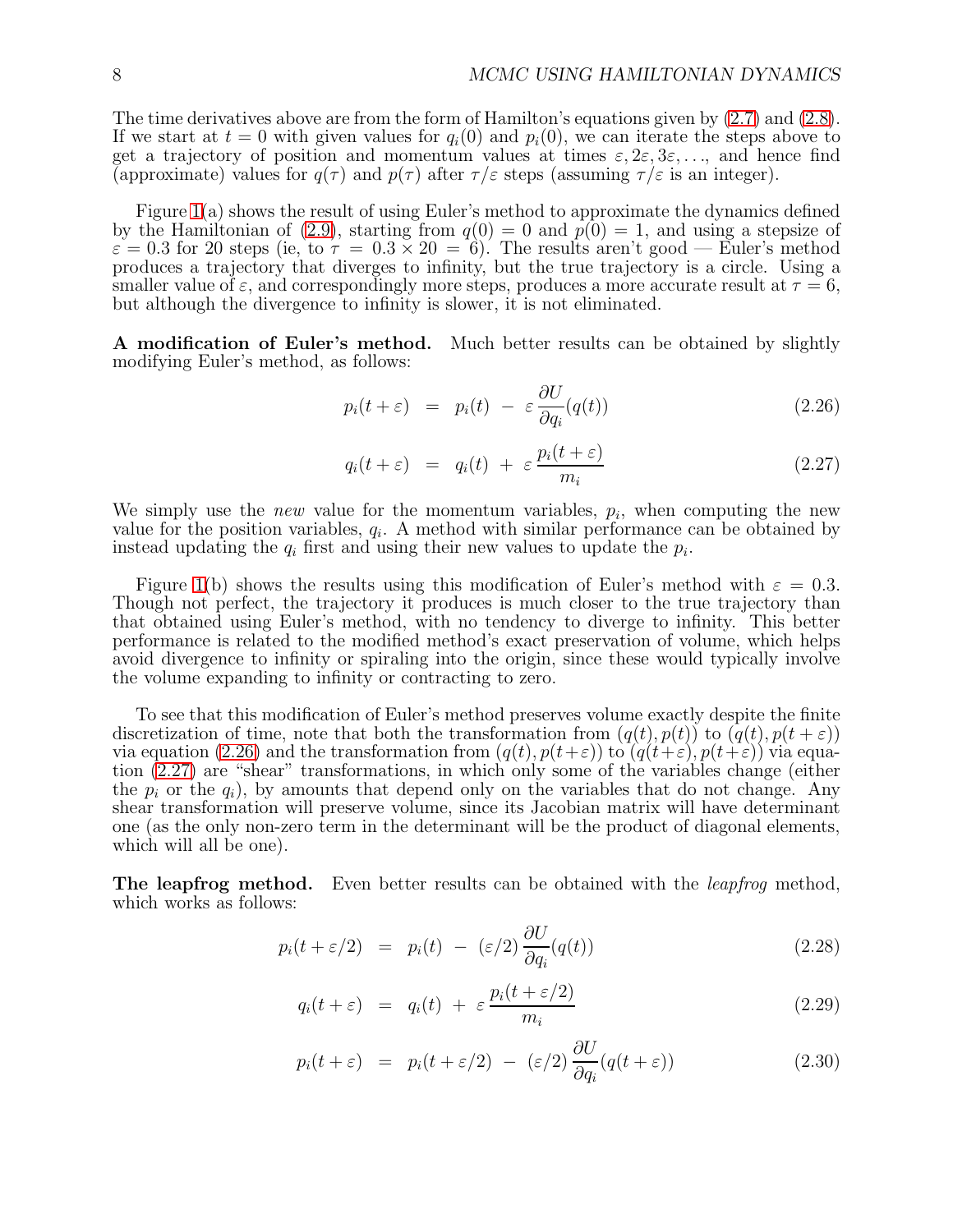The time derivatives above are from the form of Hamilton's equations given by (2.7) and (2.8). If we start at $t = 0$ with given values for $q_i(0)$ and $p_i(0)$, we can iterate the steps above to get a trajectory of position and momentum values at times $\varepsilon, 2\varepsilon, 3\varepsilon, \ldots$, and hence find (approximate) values for $q(\tau)$ and $p(\tau)$ after $\tau/\varepsilon$ steps (assuming $\tau/\varepsilon$ is an integer).

Figure 1(a) shows the result of using Euler's method to approximate the dynamics defined by the Hamiltonian of (2.9), starting from $q(0) = 0$ and $p(0) = 1$, and using a stepsize of $\varepsilon = 0.3$ for 20 steps (ie, to $\tau = 0.3 \times 20 = 6$). The results aren't good — Euler's method produces a trajectory that diverges to infinity, but the true trajectory is a circle. Using a smaller value of $\varepsilon$, and correspondingly more steps, produces a more accurate result at $\tau = 6$, but although the divergence to infinity is slower, it is not eliminated.

**A modification of Euler's method.** Much better results can be obtained by slightly modifying Euler's method, as follows:

$$p_i(t+\varepsilon) \;=\; p_i(t) \;-\; \varepsilon \, \frac{\partial U}{\partial q_i}(q(t)) \tag{2.26}$$

$$q_i(t+\varepsilon) \;=\; q_i(t) \;+\; \varepsilon \, \frac{p_i(t+\varepsilon)}{m_i} \tag{2.27}$$

We simply use the *new* value for the momentum variables, $p_i$, when computing the new value for the position variables, $q_i$. A method with similar performance can be obtained by instead updating the $q_i$ first and using their new values to update the $p_i$.

Figure 1(b) shows the results using this modification of Euler's method with $\varepsilon = 0.3$. Though not perfect, the trajectory it produces is much closer to the true trajectory than that obtained using Euler's method, with no tendency to diverge to infinity. This better performance is related to the modified method's exact preservation of volume, which helps avoid divergence to infinity or spiraling into the origin, since these would typically involve the volume expanding to infinity or contracting to zero.

To see that this modification of Euler's method preserves volume exactly despite the finite discretization of time, note that both the transformation from $(q(t), p(t))$ to $(q(t), p(t+\varepsilon))$ via equation (2.26) and the transformation from $(q(t), p(t+\varepsilon))$ to $(q(t+\varepsilon), p(t+\varepsilon))$ via equation (2.27) are "shear" transformations, in which only some of the variables change (either the $p_i$ or the $q_i$), by amounts that depend only on the variables that do not change. Any shear transformation will preserve volume, since its Jacobian matrix will have determinant one (as the only non-zero term in the determinant will be the product of diagonal elements, which will all be one).

**The leapfrog method.** Even better results can be obtained with the *leapfrog* method, which works as follows:

$$p_i(t+\varepsilon/2) \;=\; p_i(t) \;-\; (\varepsilon/2) \, \frac{\partial U}{\partial q_i}(q(t)) \tag{2.28}$$

$$q_i(t+\varepsilon) \;=\; q_i(t) \;+\; \varepsilon \, \frac{p_i(t+\varepsilon/2)}{m_i} \tag{2.29}$$

$$p_i(t+\varepsilon) \;=\; p_i(t+\varepsilon/2) \;-\; (\varepsilon/2) \, \frac{\partial U}{\partial q_i}(q(t+\varepsilon)) \tag{2.30}$$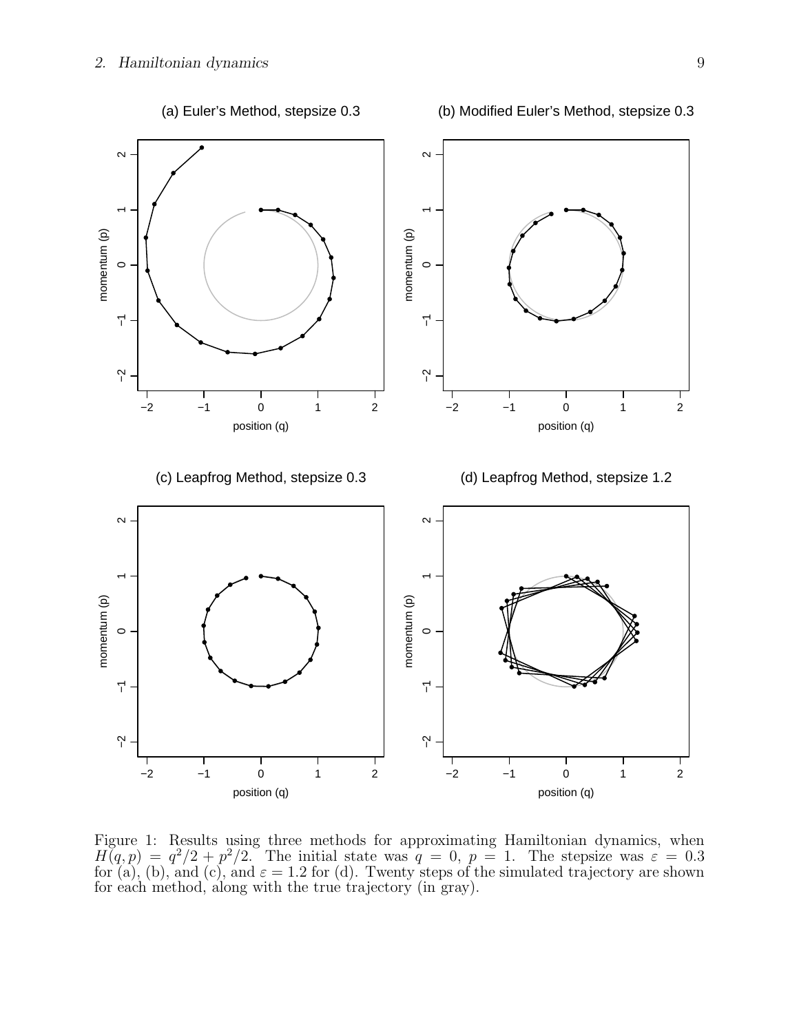Figure 1: Results using three methods for approximating Hamiltonian dynamics, when $H(q, p) = q^2/2 + p^2/2$. The initial state was $q = 0$, $p = 1$. The stepsize was $\varepsilon = 0.3$ for (a), (b), and (c), and $\varepsilon = 1.2$ for (d). Twenty steps of the simulated trajectory are shown for each method, along with the true trajectory (in gray).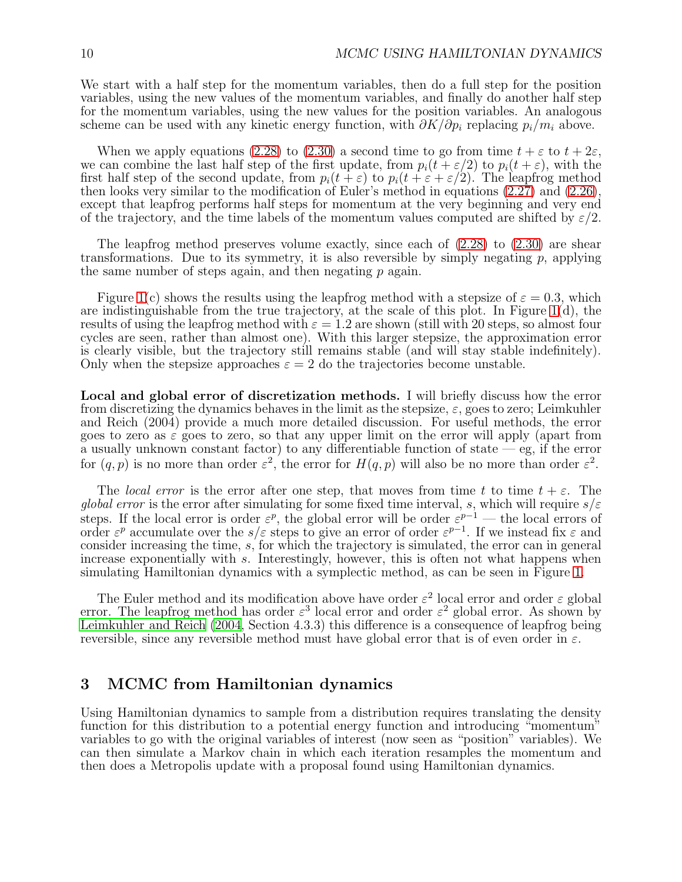We start with a half step for the momentum variables, then do a full step for the position variables, using the new values of the momentum variables, and finally do another half step for the momentum variables, using the new values for the position variables. An analogous scheme can be used with any kinetic energy function, with $\partial K/\partial p_i$ replacing $p_i/m_i$ above.

When we apply equations (2.28) to (2.30) a second time to go from time $t+\varepsilon$ to $t+2\varepsilon$, we can combine the last half step of the first update, from $p_i(t+\varepsilon/2)$ to $p_i(t+\varepsilon)$, with the first half step of the second update, from $p_i(t+\varepsilon)$ to $p_i(t+\varepsilon+\varepsilon/2)$. The leapfrog method then looks very similar to the modification of Euler's method in equations (2.27) and (2.26), except that leapfrog performs half steps for momentum at the very beginning and very end of the trajectory, and the time labels of the momentum values computed are shifted by $\varepsilon/2$.

The leapfrog method preserves volume exactly, since each of (2.28) to (2.30) are shear transformations. Due to its symmetry, it is also reversible by simply negating $p$, applying the same number of steps again, and then negating $p$ again.

Figure 1(c) shows the results using the leapfrog method with a stepsize of $\varepsilon = 0.3$, which are indistinguishable from the true trajectory, at the scale of this plot. In Figure 1(d), the results of using the leapfrog method with $\varepsilon = 1.2$ are shown (still with 20 steps, so almost four cycles are seen, rather than almost one). With this larger stepsize, the approximation error is clearly visible, but the trajectory still remains stable (and will stay stable indefinitely). Only when the stepsize approaches $\varepsilon = 2$ do the trajectories become unstable.

**Local and global error of discretization methods.** I will briefly discuss how the error from discretizing the dynamics behaves in the limit as the stepsize, $\varepsilon$, goes to zero; Leimkuhler and Reich (2004) provide a much more detailed discussion. For useful methods, the error goes to zero as $\varepsilon$ goes to zero, so that any upper limit on the error will apply (apart from a usually unknown constant factor) to any differentiable function of state — eg, if the error for $(q, p)$ is no more than order $\varepsilon^2$, the error for $H(q, p)$ will also be no more than order $\varepsilon^2$.

The *local error* is the error after one step, that moves from time $t$ to time $t+\varepsilon$. The *global error* is the error after simulating for some fixed time interval, $s$, which will require $s/\varepsilon$ steps. If the local error is order $\varepsilon^p$, the global error will be order $\varepsilon^{p-1}$ — the local errors of order $\varepsilon^p$ accumulate over the $s/\varepsilon$ steps to give an error of order $\varepsilon^{p-1}$. If we instead fix $\varepsilon$ and consider increasing the time, $s$, for which the trajectory is simulated, the error can in general increase exponentially with $s$. Interestingly, however, this is often not what happens when simulating Hamiltonian dynamics with a symplectic method, as can be seen in Figure 1.

The Euler method and its modification above have order $\varepsilon^2$ local error and order $\varepsilon$ global error. The leapfrog method has order $\varepsilon^3$ local error and order $\varepsilon^2$ global error. As shown by Leimkuhler and Reich (2004, Section 4.3.3) this difference is a consequence of leapfrog being reversible, since any reversible method must have global error that is of even order in $\varepsilon$.

## 3 MCMC from Hamiltonian dynamics

Using Hamiltonian dynamics to sample from a distribution requires translating the density function for this distribution to a potential energy function and introducing "momentum" variables to go with the original variables of interest (now seen as "position" variables). We can then simulate a Markov chain in which each iteration resamples the momentum and then does a Metropolis update with a proposal found using Hamiltonian dynamics.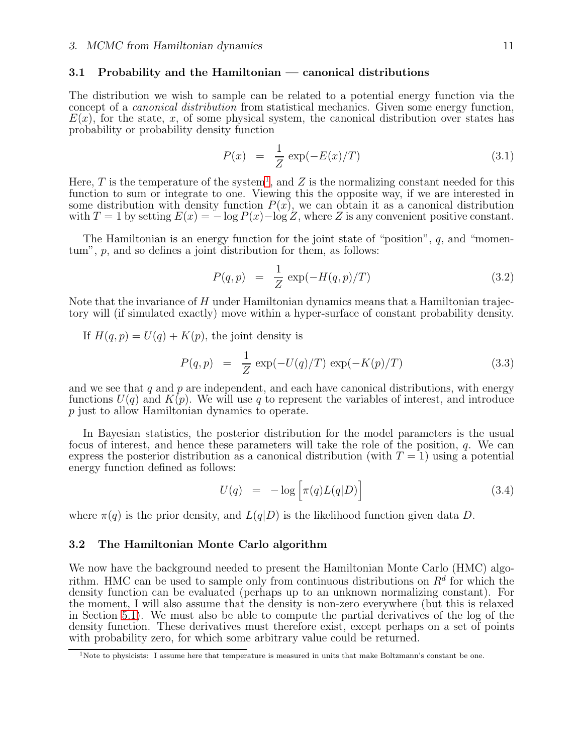### 3.1 Probability and the Hamiltonian — canonical distributions

The distribution we wish to sample can be related to a potential energy function via the concept of a *canonical distribution* from statistical mechanics. Given some energy function, $E(x)$, for the state, $x$, of some physical system, the canonical distribution over states has probability or probability density function

$$P(x) \;=\; \frac{1}{Z}\exp(-E(x)/T) \tag{3.1}$$

Here, $T$ is the temperature of the system[1], and $Z$ is the normalizing constant needed for this function to sum or integrate to one. Viewing this the opposite way, if we are interested in some distribution with density function $P(x)$, we can obtain it as a canonical distribution with $T = 1$ by setting $E(x) = -\log P(x) - \log Z$, where $Z$ is any convenient positive constant.

The Hamiltonian is an energy function for the joint state of "position", $q$, and "momentum", $p$, and so defines a joint distribution for them, as follows:

$$P(q,p) \;=\; \frac{1}{Z}\exp(-H(q,p)/T) \tag{3.2}$$

Note that the invariance of $H$ under Hamiltonian dynamics means that a Hamiltonian trajectory will (if simulated exactly) move within a hyper-surface of constant probability density.

If $H(q,p) = U(q) + K(p)$, the joint density is

$$P(q,p) \;=\; \frac{1}{Z}\exp(-U(q)/T)\,\exp(-K(p)/T) \tag{3.3}$$

and we see that $q$ and $p$ are independent, and each have canonical distributions, with energy functions $U(q)$ and $K(p)$. We will use $q$ to represent the variables of interest, and introduce $p$ just to allow Hamiltonian dynamics to operate.

In Bayesian statistics, the posterior distribution for the model parameters is the usual focus of interest, and hence these parameters will take the role of the position, $q$. We can express the posterior distribution as a canonical distribution (with $T = 1$) using a potential energy function defined as follows:

$$U(q) \;=\; -\log\Big[\pi(q)L(q|D)\Big] \tag{3.4}$$

where $\pi(q)$ is the prior density, and $L(q|D)$ is the likelihood function given data $D$.

### 3.2 The Hamiltonian Monte Carlo algorithm

We now have the background needed to present the Hamiltonian Monte Carlo (HMC) algorithm. HMC can be used to sample only from continuous distributions on $R^d$ for which the density function can be evaluated (perhaps up to an unknown normalizing constant). For the moment, I will also assume that the density is non-zero everywhere (but this is relaxed in Section 5.1). We must also be able to compute the partial derivatives of the log of the density function. These derivatives must therefore exist, except perhaps on a set of points with probability zero, for which some arbitrary value could be returned.

[1] Note to physicists: I assume here that temperature is measured in units that make Boltzmann's constant be one.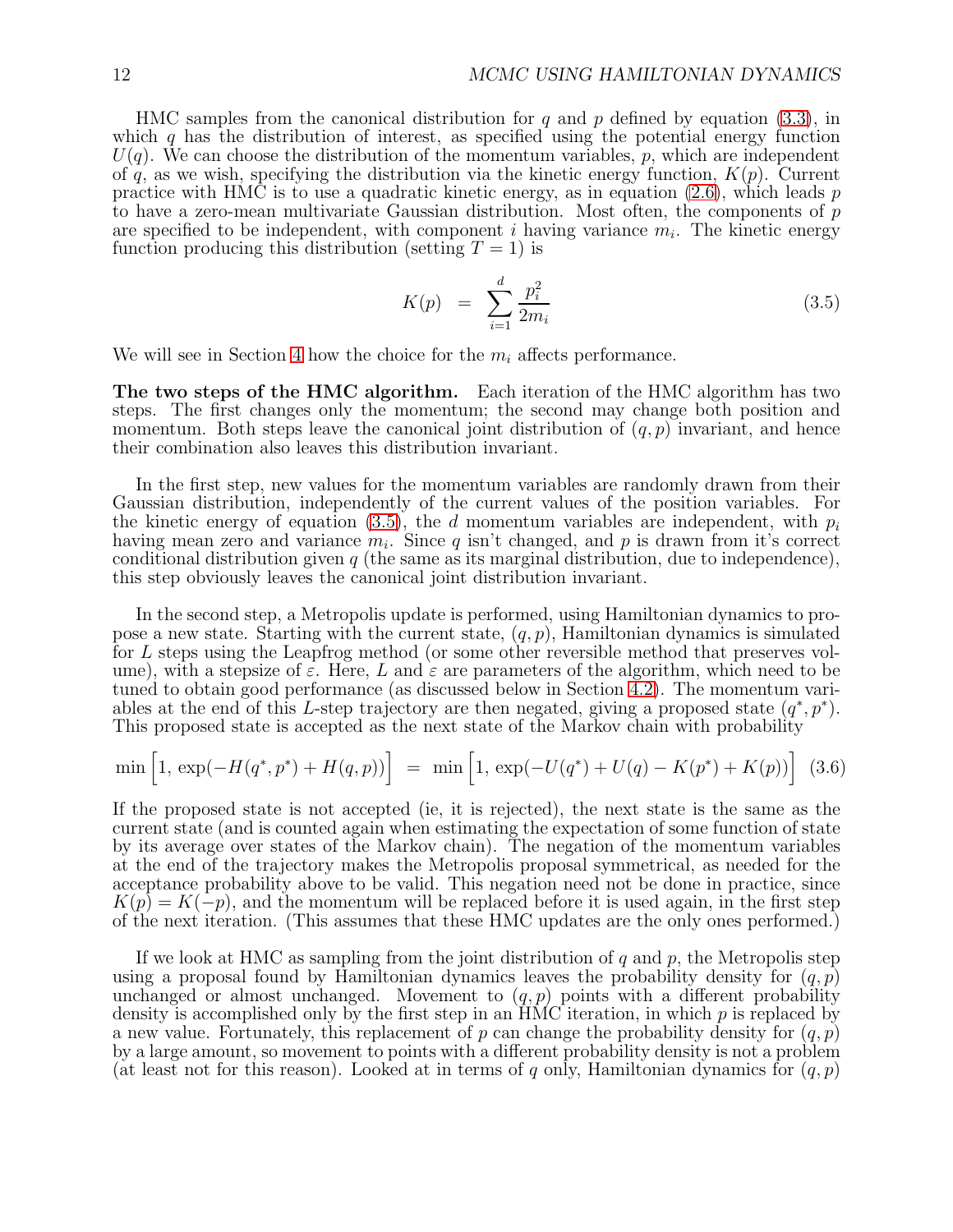HMC samples from the canonical distribution for $q$ and $p$ defined by equation (3.3), in which $q$ has the distribution of interest, as specified using the potential energy function $U(q)$. We can choose the distribution of the momentum variables, $p$, which are independent of $q$, as we wish, specifying the distribution via the kinetic energy function, $K(p)$. Current practice with HMC is to use a quadratic kinetic energy, as in equation (2.6), which leads $p$ to have a zero-mean multivariate Gaussian distribution. Most often, the components of $p$ are specified to be independent, with component $i$ having variance $m_i$. The kinetic energy function producing this distribution (setting $T = 1$) is

$$K(p) \;=\; \sum_{i=1}^{d} \frac{p_i^2}{2m_i} \tag{3.5}$$

We will see in Section 4 how the choice for the $m_i$ affects performance.

**The two steps of the HMC algorithm.** Each iteration of the HMC algorithm has two steps. The first changes only the momentum; the second may change both position and momentum. Both steps leave the canonical joint distribution of $(q, p)$ invariant, and hence their combination also leaves this distribution invariant.

In the first step, new values for the momentum variables are randomly drawn from their Gaussian distribution, independently of the current values of the position variables. For the kinetic energy of equation (3.5), the $d$ momentum variables are independent, with $p_i$ having mean zero and variance $m_i$. Since $q$ isn't changed, and $p$ is drawn from it's correct conditional distribution given $q$ (the same as its marginal distribution, due to independence), this step obviously leaves the canonical joint distribution invariant.

In the second step, a Metropolis update is performed, using Hamiltonian dynamics to propose a new state. Starting with the current state, $(q, p)$, Hamiltonian dynamics is simulated for $L$ steps using the Leapfrog method (or some other reversible method that preserves volume), with a stepsize of $\varepsilon$. Here, $L$ and $\varepsilon$ are parameters of the algorithm, which need to be tuned to obtain good performance (as discussed below in Section 4.2). The momentum variables at the end of this $L$-step trajectory are then negated, giving a proposed state $(q^*, p^*)$. This proposed state is accepted as the next state of the Markov chain with probability

$$\min\Big[1,\, \exp(-H(q^*, p^*) + H(q, p))\Big] \;=\; \min\Big[1,\, \exp(-U(q^*) + U(q) - K(p^*) + K(p))\Big] \tag{3.6}$$

If the proposed state is not accepted (ie, it is rejected), the next state is the same as the current state (and is counted again when estimating the expectation of some function of state by its average over states of the Markov chain). The negation of the momentum variables at the end of the trajectory makes the Metropolis proposal symmetrical, as needed for the acceptance probability above to be valid. This negation need not be done in practice, since $K(p) = K(-p)$, and the momentum will be replaced before it is used again, in the first step of the next iteration. (This assumes that these HMC updates are the only ones performed.)

If we look at HMC as sampling from the joint distribution of $q$ and $p$, the Metropolis step using a proposal found by Hamiltonian dynamics leaves the probability density for $(q, p)$ unchanged or almost unchanged. Movement to $(q, p)$ points with a different probability density is accomplished only by the first step in an HMC iteration, in which $p$ is replaced by a new value. Fortunately, this replacement of $p$ can change the probability density for $(q, p)$ by a large amount, so movement to points with a different probability density is not a problem (at least not for this reason). Looked at in terms of $q$ only, Hamiltonian dynamics for $(q, p)$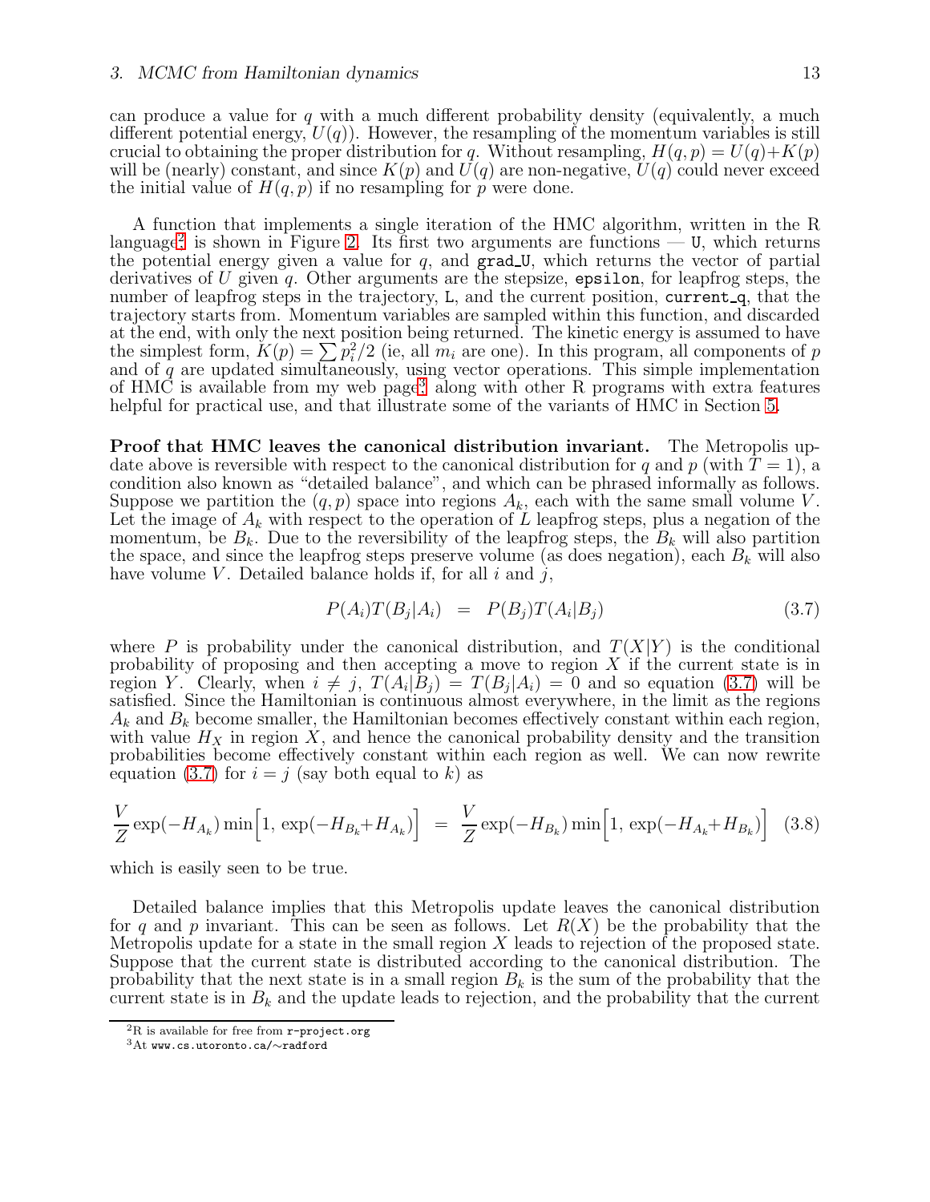can produce a value for $q$ with a much different probability density (equivalently, a much different potential energy, $U(q)$). However, the resampling of the momentum variables is still crucial to obtaining the proper distribution for $q$. Without resampling, $H(q,p) = U(q)+K(p)$ will be (nearly) constant, and since $K(p)$ and $U(q)$ are non-negative, $U(q)$ could never exceed the initial value of $H(q,p)$ if no resampling for $p$ were done.

A function that implements a single iteration of the HMC algorithm, written in the R language[2] is shown in Figure 2. Its first two arguments are functions — `U`, which returns the potential energy given a value for $q$, and `grad_U`, which returns the vector of partial derivatives of $U$ given $q$. Other arguments are the stepsize, `epsilon`, for leapfrog steps, the number of leapfrog steps in the trajectory, `L`, and the current position, `current_q`, that the trajectory starts from. Momentum variables are sampled within this function, and discarded at the end, with only the next position being returned. The kinetic energy is assumed to have the simplest form, $K(p) = \sum p_i^2/2$ (ie, all $m_i$ are one). In this program, all components of $p$ and of $q$ are updated simultaneously, using vector operations. This simple implementation of HMC is available from my web page[3] along with other R programs with extra features helpful for practical use, and that illustrate some of the variants of HMC in Section 5.

**Proof that HMC leaves the canonical distribution invariant.** The Metropolis update above is reversible with respect to the canonical distribution for $q$ and $p$ (with $T=1$), a condition also known as "detailed balance", and which can be phrased informally as follows. Suppose we partition the $(q,p)$ space into regions $A_k$, each with the same small volume $V$. Let the image of $A_k$ with respect to the operation of $L$ leapfrog steps, plus a negation of the momentum, be $B_k$. Due to the reversibility of the leapfrog steps, the $B_k$ will also partition the space, and since the leapfrog steps preserve volume (as does negation), each $B_k$ will also have volume $V$. Detailed balance holds if, for all $i$ and $j$,

$$P(A_i)T(B_j|A_i) \;=\; P(B_j)T(A_i|B_j) \tag{3.7}$$

where $P$ is probability under the canonical distribution, and $T(X|Y)$ is the conditional probability of proposing and then accepting a move to region $X$ if the current state is in region $Y$. Clearly, when $i \neq j$, $T(A_i|B_j) = T(B_j|A_i) = 0$ and so equation (3.7) will be satisfied. Since the Hamiltonian is continuous almost everywhere, in the limit as the regions $A_k$ and $B_k$ become smaller, the Hamiltonian becomes effectively constant within each region, with value $H_X$ in region $X$, and hence the canonical probability density and the transition probabilities become effectively constant within each region as well. We can now rewrite equation (3.7) for $i=j$ (say both equal to $k$) as

$$\frac{V}{Z}\exp(-H_{A_k})\min\Big[1,\, \exp(-H_{B_k}+H_{A_k})\Big] \;=\; \frac{V}{Z}\exp(-H_{B_k})\min\Big[1,\, \exp(-H_{A_k}+H_{B_k})\Big] \tag{3.8}$$

which is easily seen to be true.

Detailed balance implies that this Metropolis update leaves the canonical distribution for $q$ and $p$ invariant. This can be seen as follows. Let $R(X)$ be the probability that the Metropolis update for a state in the small region $X$ leads to rejection of the proposed state. Suppose that the current state is distributed according to the canonical distribution. The probability that the next state is in a small region $B_k$ is the sum of the probability that the current state is in $B_k$ and the update leads to rejection, and the probability that the current

[2] R is available for free from `r-project.org`

[3] At `www.cs.utoronto.ca/∼radford`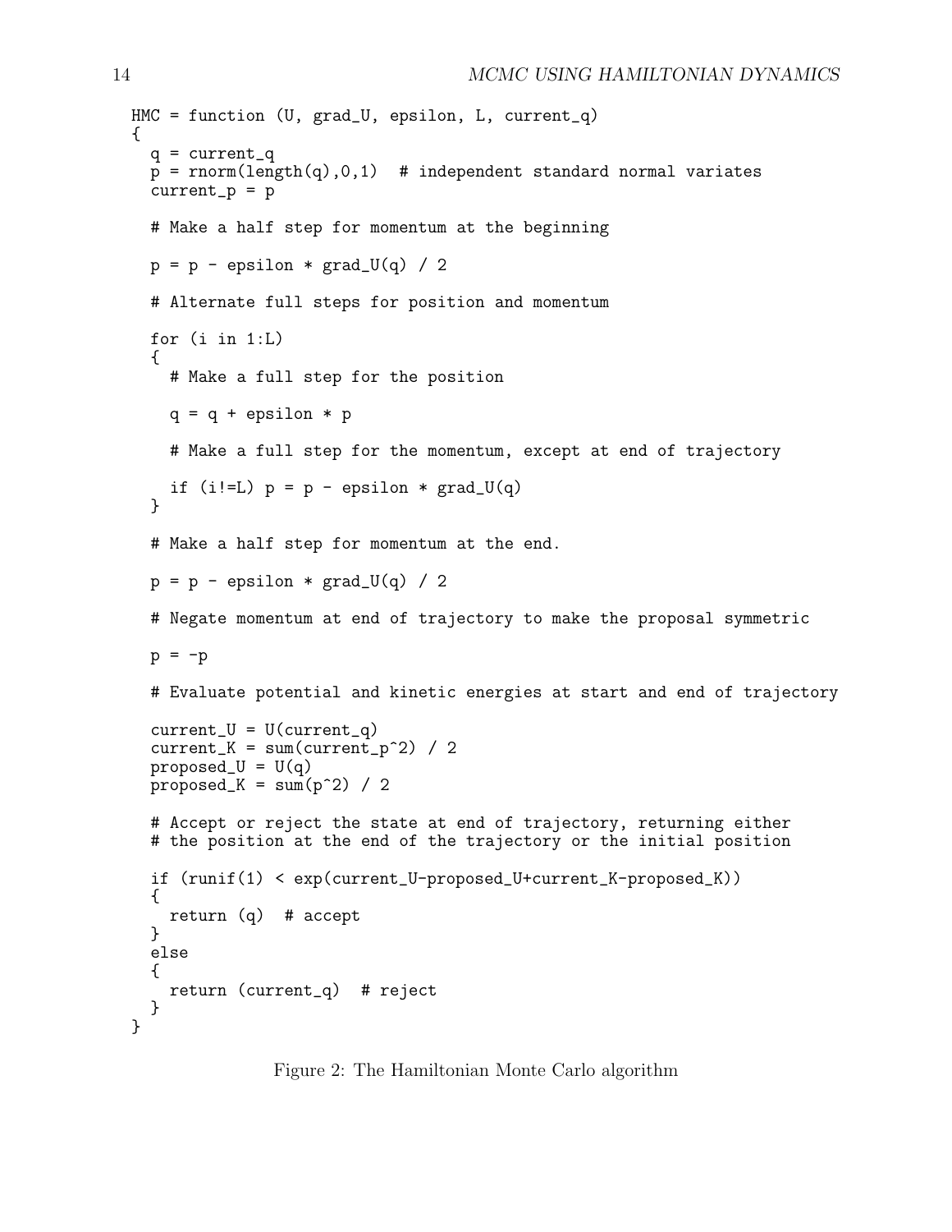```
HMC = function (U, grad_U, epsilon, L, current_q)
{
  q = current_q
  p = rnorm(length(q),0,1)  # independent standard normal variates
  current_p = p

  # Make a half step for momentum at the beginning

  p = p - epsilon * grad_U(q) / 2

  # Alternate full steps for position and momentum

  for (i in 1:L)
  {
    # Make a full step for the position

    q = q + epsilon * p

    # Make a full step for the momentum, except at end of trajectory

    if (i!=L) p = p - epsilon * grad_U(q)
  }

  # Make a half step for momentum at the end.

  p = p - epsilon * grad_U(q) / 2

  # Negate momentum at end of trajectory to make the proposal symmetric

  p = -p

  # Evaluate potential and kinetic energies at start and end of trajectory

  current_U = U(current_q)
  current_K = sum(current_p^2) / 2
  proposed_U = U(q)
  proposed_K = sum(p^2) / 2

  # Accept or reject the state at end of trajectory, returning either
  # the position at the end of the trajectory or the initial position

  if (runif(1) < exp(current_U-proposed_U+current_K-proposed_K))
  {
    return (q)  # accept
  }
  else
  {
    return (current_q)  # reject
  }
}
```

Figure 2: The Hamiltonian Monte Carlo algorithm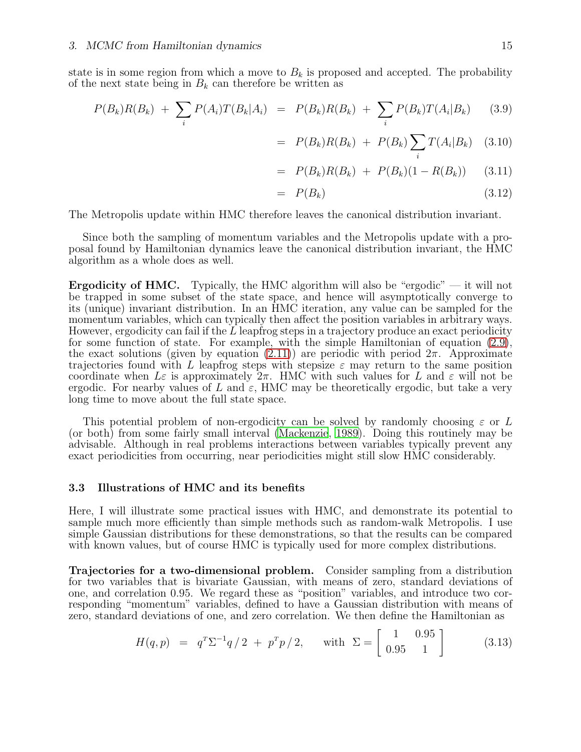state is in some region from which a move to $B_k$ is proposed and accepted. The probability of the next state being in $B_k$ can therefore be written as

$$
\begin{aligned}
P(B_k)R(B_k) \;+\; \sum_i P(A_i)T(B_k|A_i) \;&=\; P(B_k)R(B_k) \;+\; \sum_i P(B_k)T(A_i|B_k) &(3.9)\\
&=\; P(B_k)R(B_k) \;+\; P(B_k)\sum_i T(A_i|B_k) &(3.10)\\
&=\; P(B_k)R(B_k) \;+\; P(B_k)(1-R(B_k)) &(3.11)\\
&=\; P(B_k) &(3.12)
\end{aligned}
$$

The Metropolis update within HMC therefore leaves the canonical distribution invariant.

Since both the sampling of momentum variables and the Metropolis update with a proposal found by Hamiltonian dynamics leave the canonical distribution invariant, the HMC algorithm as a whole does as well.

**Ergodicity of HMC.** Typically, the HMC algorithm will also be "ergodic" — it will not be trapped in some subset of the state space, and hence will asymptotically converge to its (unique) invariant distribution. In an HMC iteration, any value can be sampled for the momentum variables, which can typically then affect the position variables in arbitrary ways. However, ergodicity can fail if the $L$ leapfrog steps in a trajectory produce an exact periodicity for some function of state. For example, with the simple Hamiltonian of equation (2.9), the exact solutions (given by equation (2.11)) are periodic with period $2\pi$. Approximate trajectories found with $L$ leapfrog steps with stepsize $\varepsilon$ may return to the same position coordinate when $L\varepsilon$ is approximately $2\pi$. HMC with such values for $L$ and $\varepsilon$ will not be ergodic. For nearby values of $L$ and $\varepsilon$, HMC may be theoretically ergodic, but take a very long time to move about the full state space.

This potential problem of non-ergodicity can be solved by randomly choosing $\varepsilon$ or $L$ (or both) from some fairly small interval (Mackenzie, 1989). Doing this routinely may be advisable. Although in real problems interactions between variables typically prevent any exact periodicities from occurring, near periodicities might still slow HMC considerably.

### 3.3 Illustrations of HMC and its benefits

Here, I will illustrate some practical issues with HMC, and demonstrate its potential to sample much more efficiently than simple methods such as random-walk Metropolis. I use simple Gaussian distributions for these demonstrations, so that the results can be compared with known values, but of course HMC is typically used for more complex distributions.

**Trajectories for a two-dimensional problem.** Consider sampling from a distribution for two variables that is bivariate Gaussian, with means of zero, standard deviations of one, and correlation 0.95. We regard these as "position" variables, and introduce two corresponding "momentum" variables, defined to have a Gaussian distribution with means of zero, standard deviations of one, and zero correlation. We then define the Hamiltonian as

$$
H(q,p) \;=\; q^T\Sigma^{-1}q\,/\,2 \;+\; p^Tp\,/\,2, \qquad \text{with } \Sigma = \begin{bmatrix} 1 & 0.95 \\ 0.95 & 1 \end{bmatrix} \tag{3.13}
$$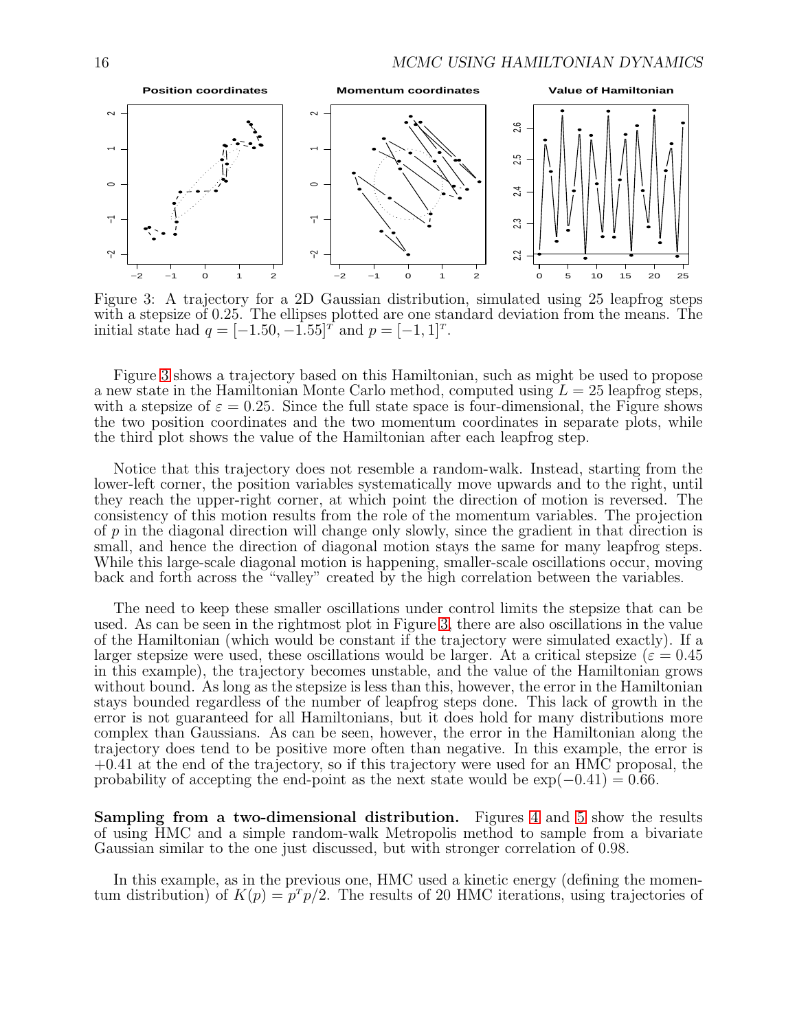Position coordinates

Momentum coordinates

Value of Hamiltonian

Figure 3: A trajectory for a 2D Gaussian distribution, simulated using 25 leapfrog steps with a stepsize of 0.25. The ellipses plotted are one standard deviation from the means. The initial state had $q = [-1.50, -1.55]^T$ and $p = [-1, 1]^T$.

Figure 3 shows a trajectory based on this Hamiltonian, such as might be used to propose a new state in the Hamiltonian Monte Carlo method, computed using $L = 25$ leapfrog steps, with a stepsize of $\varepsilon = 0.25$. Since the full state space is four-dimensional, the Figure shows the two position coordinates and the two momentum coordinates in separate plots, while the third plot shows the value of the Hamiltonian after each leapfrog step.

Notice that this trajectory does not resemble a random-walk. Instead, starting from the lower-left corner, the position variables systematically move upwards and to the right, until they reach the upper-right corner, at which point the direction of motion is reversed. The consistency of this motion results from the role of the momentum variables. The projection of $p$ in the diagonal direction will change only slowly, since the gradient in that direction is small, and hence the direction of diagonal motion stays the same for many leapfrog steps. While this large-scale diagonal motion is happening, smaller-scale oscillations occur, moving back and forth across the "valley" created by the high correlation between the variables.

The need to keep these smaller oscillations under control limits the stepsize that can be used. As can be seen in the rightmost plot in Figure 3, there are also oscillations in the value of the Hamiltonian (which would be constant if the trajectory were simulated exactly). If a larger stepsize were used, these oscillations would be larger. At a critical stepsize ($\varepsilon = 0.45$ in this example), the trajectory becomes unstable, and the value of the Hamiltonian grows without bound. As long as the stepsize is less than this, however, the error in the Hamiltonian stays bounded regardless of the number of leapfrog steps done. This lack of growth in the error is not guaranteed for all Hamiltonians, but it does hold for many distributions more complex than Gaussians. As can be seen, however, the error in the Hamiltonian along the trajectory does tend to be positive more often than negative. In this example, the error is $+0.41$ at the end of the trajectory, so if this trajectory were used for an HMC proposal, the probability of accepting the end-point as the next state would be $\exp(-0.41) = 0.66$.

**Sampling from a two-dimensional distribution.** Figures 4 and 5 show the results of using HMC and a simple random-walk Metropolis method to sample from a bivariate Gaussian similar to the one just discussed, but with stronger correlation of 0.98.

In this example, as in the previous one, HMC used a kinetic energy (defining the momentum distribution) of $K(p) = p^T p/2$. The results of 20 HMC iterations, using trajectories of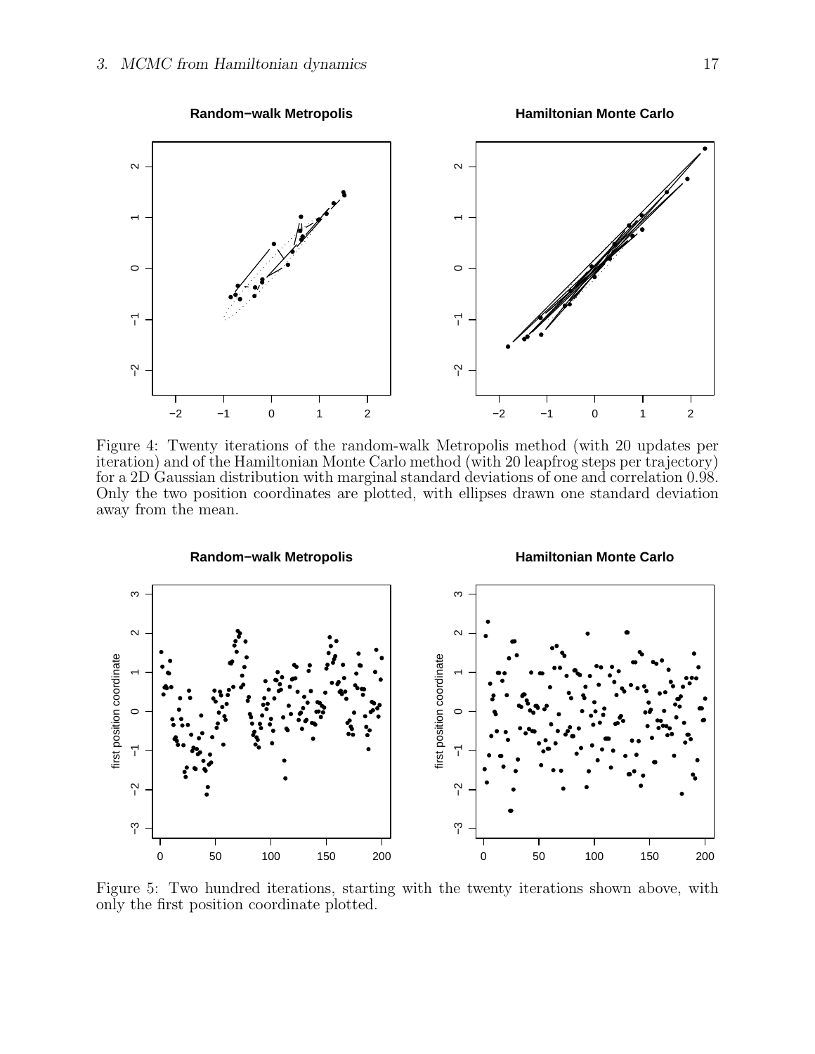Figure 4: Twenty iterations of the random-walk Metropolis method (with 20 updates per iteration) and of the Hamiltonian Monte Carlo method (with 20 leapfrog steps per trajectory) for a 2D Gaussian distribution with marginal standard deviations of one and correlation 0.98. Only the two position coordinates are plotted, with ellipses drawn one standard deviation away from the mean.

Figure 5: Two hundred iterations, starting with the twenty iterations shown above, with only the first position coordinate plotted.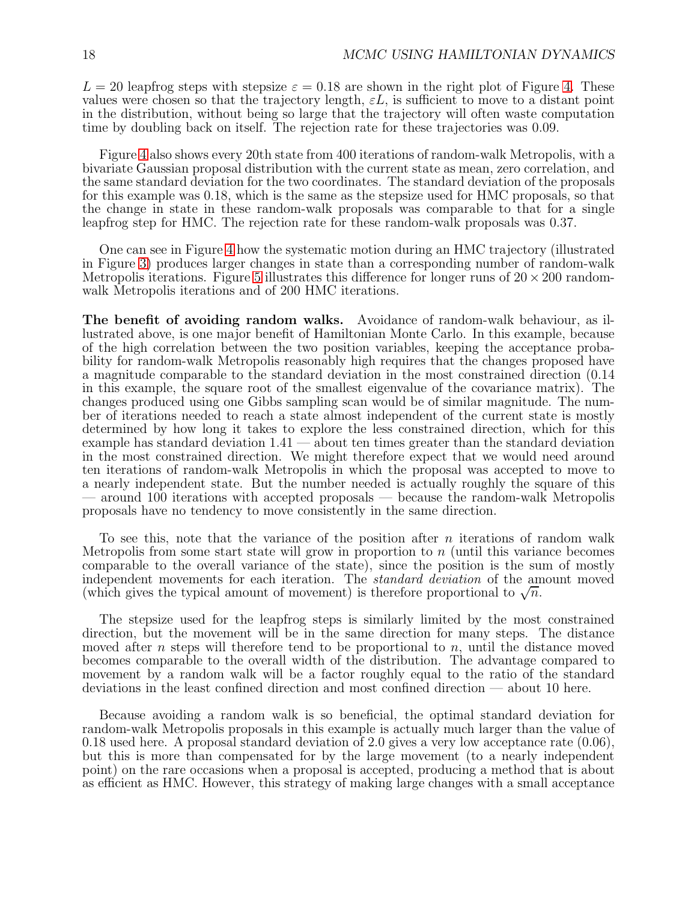$L = 20$ leapfrog steps with stepsize $\varepsilon = 0.18$ are shown in the right plot of Figure 4. These values were chosen so that the trajectory length, $\varepsilon L$, is sufficient to move to a distant point in the distribution, without being so large that the trajectory will often waste computation time by doubling back on itself. The rejection rate for these trajectories was 0.09.

Figure 4 also shows every 20th state from 400 iterations of random-walk Metropolis, with a bivariate Gaussian proposal distribution with the current state as mean, zero correlation, and the same standard deviation for the two coordinates. The standard deviation of the proposals for this example was 0.18, which is the same as the stepsize used for HMC proposals, so that the change in state in these random-walk proposals was comparable to that for a single leapfrog step for HMC. The rejection rate for these random-walk proposals was 0.37.

One can see in Figure 4 how the systematic motion during an HMC trajectory (illustrated in Figure 3) produces larger changes in state than a corresponding number of random-walk Metropolis iterations. Figure 5 illustrates this difference for longer runs of $20 \times 200$ random-walk Metropolis iterations and of 200 HMC iterations.

**The benefit of avoiding random walks.** Avoidance of random-walk behaviour, as illustrated above, is one major benefit of Hamiltonian Monte Carlo. In this example, because of the high correlation between the two position variables, keeping the acceptance probability for random-walk Metropolis reasonably high requires that the changes proposed have a magnitude comparable to the standard deviation in the most constrained direction (0.14 in this example, the square root of the smallest eigenvalue of the covariance matrix). The changes produced using one Gibbs sampling scan would be of similar magnitude. The number of iterations needed to reach a state almost independent of the current state is mostly determined by how long it takes to explore the less constrained direction, which for this example has standard deviation 1.41 — about ten times greater than the standard deviation in the most constrained direction. We might therefore expect that we would need around ten iterations of random-walk Metropolis in which the proposal was accepted to move to a nearly independent state. But the number needed is actually roughly the square of this — around 100 iterations with accepted proposals — because the random-walk Metropolis proposals have no tendency to move consistently in the same direction.

To see this, note that the variance of the position after $n$ iterations of random walk Metropolis from some start state will grow in proportion to $n$ (until this variance becomes comparable to the overall variance of the state), since the position is the sum of mostly independent movements for each iteration. The *standard deviation* of the amount moved (which gives the typical amount of movement) is therefore proportional to $\sqrt{n}$.

The stepsize used for the leapfrog steps is similarly limited by the most constrained direction, but the movement will be in the same direction for many steps. The distance moved after $n$ steps will therefore tend to be proportional to $n$, until the distance moved becomes comparable to the overall width of the distribution. The advantage compared to movement by a random walk will be a factor roughly equal to the ratio of the standard deviations in the least confined direction and most confined direction — about 10 here.

Because avoiding a random walk is so beneficial, the optimal standard deviation for random-walk Metropolis proposals in this example is actually much larger than the value of 0.18 used here. A proposal standard deviation of 2.0 gives a very low acceptance rate (0.06), but this is more than compensated for by the large movement (to a nearly independent point) on the rare occasions when a proposal is accepted, producing a method that is about as efficient as HMC. However, this strategy of making large changes with a small acceptance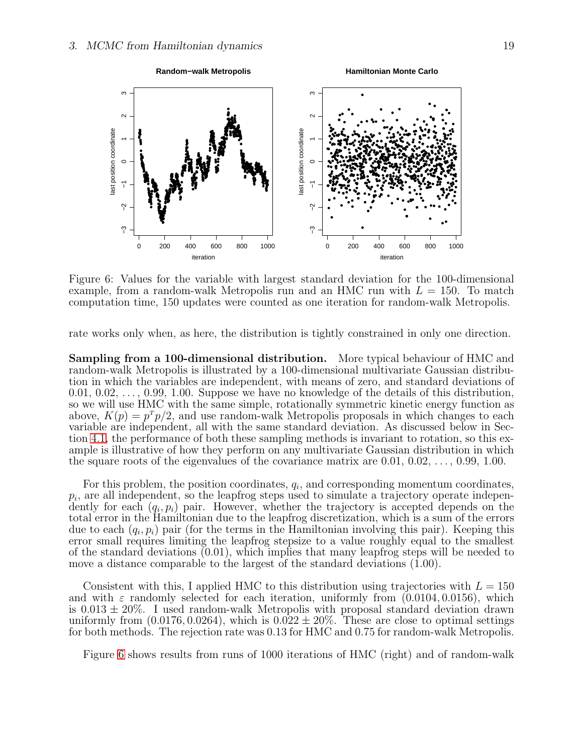Figure 6: Values for the variable with largest standard deviation for the 100-dimensional example, from a random-walk Metropolis run and an HMC run with $L = 150$. To match computation time, 150 updates were counted as one iteration for random-walk Metropolis.

rate works only when, as here, the distribution is tightly constrained in only one direction.

**Sampling from a 100-dimensional distribution.** More typical behaviour of HMC and random-walk Metropolis is illustrated by a 100-dimensional multivariate Gaussian distribution in which the variables are independent, with means of zero, and standard deviations of $0.01, 0.02, \ldots, 0.99, 1.00$. Suppose we have no knowledge of the details of this distribution, so we will use HMC with the same simple, rotationally symmetric kinetic energy function as above, $K(p) = p^T p/2$, and use random-walk Metropolis proposals in which changes to each variable are independent, all with the same standard deviation. As discussed below in Section 4.1, the performance of both these sampling methods is invariant to rotation, so this example is illustrative of how they perform on any multivariate Gaussian distribution in which the square roots of the eigenvalues of the covariance matrix are $0.01, 0.02, \ldots, 0.99, 1.00$.

For this problem, the position coordinates, $q_i$, and corresponding momentum coordinates, $p_i$, are all independent, so the leapfrog steps used to simulate a trajectory operate independently for each $(q_i, p_i)$ pair. However, whether the trajectory is accepted depends on the total error in the Hamiltonian due to the leapfrog discretization, which is a sum of the errors due to each $(q_i, p_i)$ pair (for the terms in the Hamiltonian involving this pair). Keeping this error small requires limiting the leapfrog stepsize to a value roughly equal to the smallest of the standard deviations (0.01), which implies that many leapfrog steps will be needed to move a distance comparable to the largest of the standard deviations (1.00).

Consistent with this, I applied HMC to this distribution using trajectories with $L = 150$ and with $\varepsilon$ randomly selected for each iteration, uniformly from $(0.0104, 0.0156)$, which is $0.013 \pm 20\%$. I used random-walk Metropolis with proposal standard deviation drawn uniformly from $(0.0176, 0.0264)$, which is $0.022 \pm 20\%$. These are close to optimal settings for both methods. The rejection rate was 0.13 for HMC and 0.75 for random-walk Metropolis.

Figure 6 shows results from runs of 1000 iterations of HMC (right) and of random-walk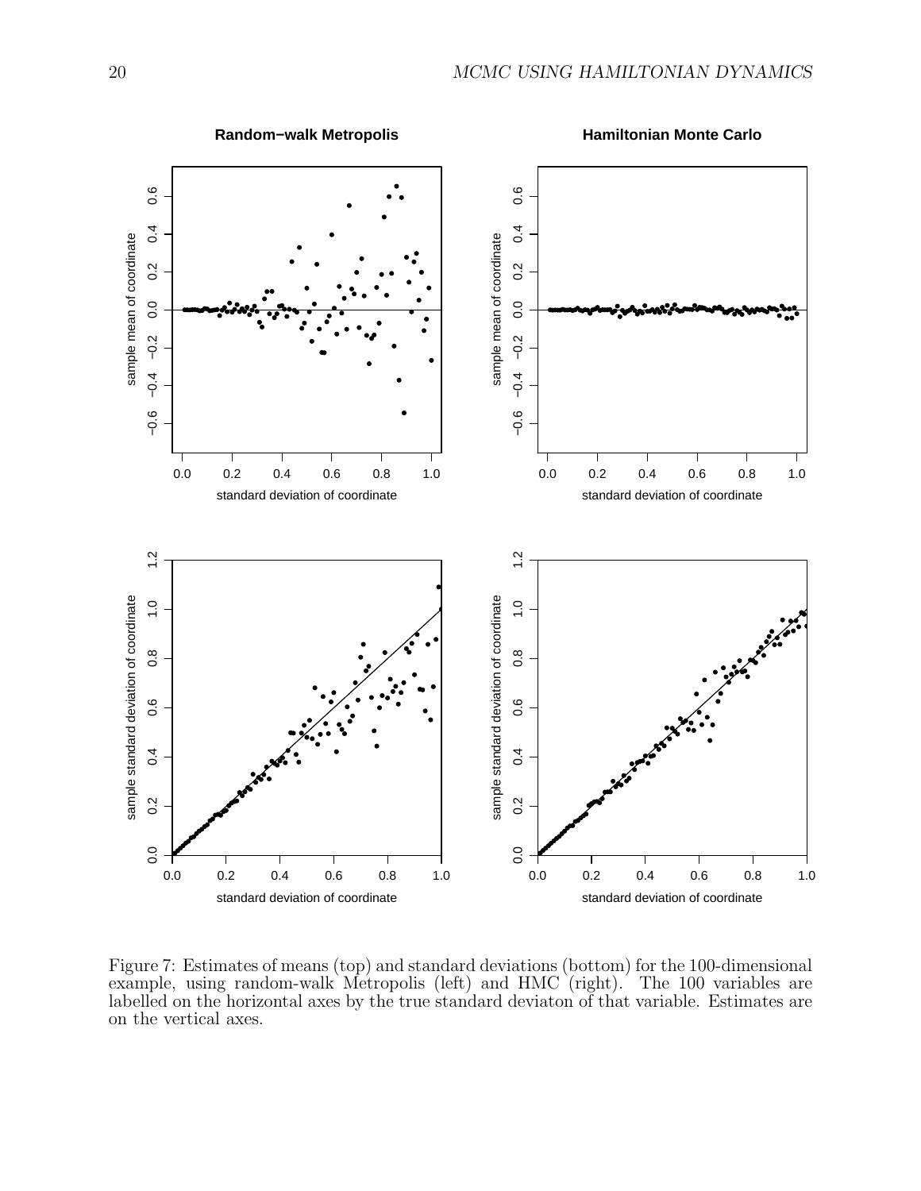Figure 7: Estimates of means (top) and standard deviations (bottom) for the 100-dimensional example, using random-walk Metropolis (left) and HMC (right). The 100 variables are labelled on the horizontal axes by the true standard deviaton of that variable. Estimates are on the vertical axes.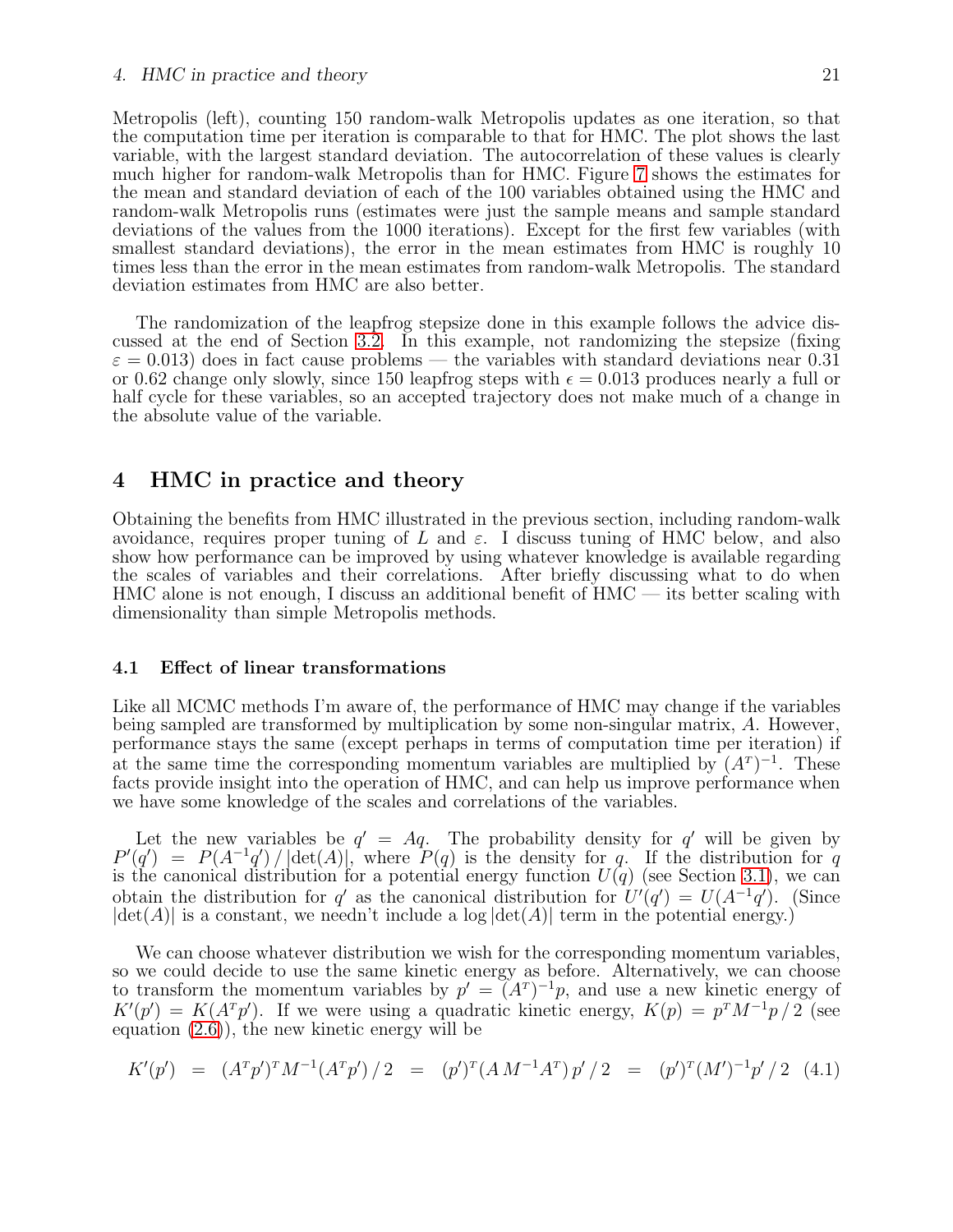Metropolis (left), counting 150 random-walk Metropolis updates as one iteration, so that the computation time per iteration is comparable to that for HMC. The plot shows the last variable, with the largest standard deviation. The autocorrelation of these values is clearly much higher for random-walk Metropolis than for HMC. Figure 7 shows the estimates for the mean and standard deviation of each of the 100 variables obtained using the HMC and random-walk Metropolis runs (estimates were just the sample means and sample standard deviations of the values from the 1000 iterations). Except for the first few variables (with smallest standard deviations), the error in the mean estimates from HMC is roughly 10 times less than the error in the mean estimates from random-walk Metropolis. The standard deviation estimates from HMC are also better.

The randomization of the leapfrog stepsize done in this example follows the advice discussed at the end of Section 3.2. In this example, not randomizing the stepsize (fixing $\varepsilon = 0.013$) does in fact cause problems — the variables with standard deviations near 0.31 or 0.62 change only slowly, since 150 leapfrog steps with $\epsilon = 0.013$ produces nearly a full or half cycle for these variables, so an accepted trajectory does not make much of a change in the absolute value of the variable.

# 4 HMC in practice and theory

Obtaining the benefits from HMC illustrated in the previous section, including random-walk avoidance, requires proper tuning of $L$ and $\varepsilon$. I discuss tuning of HMC below, and also show how performance can be improved by using whatever knowledge is available regarding the scales of variables and their correlations. After briefly discussing what to do when HMC alone is not enough, I discuss an additional benefit of HMC — its better scaling with dimensionality than simple Metropolis methods.

## 4.1 Effect of linear transformations

Like all MCMC methods I'm aware of, the performance of HMC may change if the variables being sampled are transformed by multiplication by some non-singular matrix, $A$. However, performance stays the same (except perhaps in terms of computation time per iteration) if at the same time the corresponding momentum variables are multiplied by $(A^T)^{-1}$. These facts provide insight into the operation of HMC, and can help us improve performance when we have some knowledge of the scales and correlations of the variables.

Let the new variables be $q' = Aq$. The probability density for $q'$ will be given by $P'(q') = P(A^{-1}q') \,/\, |\det(A)|$, where $P(q)$ is the density for $q$. If the distribution for $q$ is the canonical distribution for a potential energy function $U(q)$ (see Section 3.1), we can obtain the distribution for $q'$ as the canonical distribution for $U'(q') = U(A^{-1}q')$. (Since $|\det(A)|$ is a constant, we needn't include a $\log|\det(A)|$ term in the potential energy.)

We can choose whatever distribution we wish for the corresponding momentum variables, so we could decide to use the same kinetic energy as before. Alternatively, we can choose to transform the momentum variables by $p' = (A^T)^{-1}p$, and use a new kinetic energy of $K'(p') = K(A^T p')$. If we were using a quadratic kinetic energy, $K(p) = p^T M^{-1} p \,/\, 2$ (see equation (2.6)), the new kinetic energy will be

$$K'(p') \;=\; (A^T p')^T M^{-1} (A^T p') \,/\, 2 \;=\; (p')^T (A\, M^{-1} A^T)\, p' \,/\, 2 \;=\; (p')^T (M')^{-1} p' \,/\, 2 \quad (4.1)$$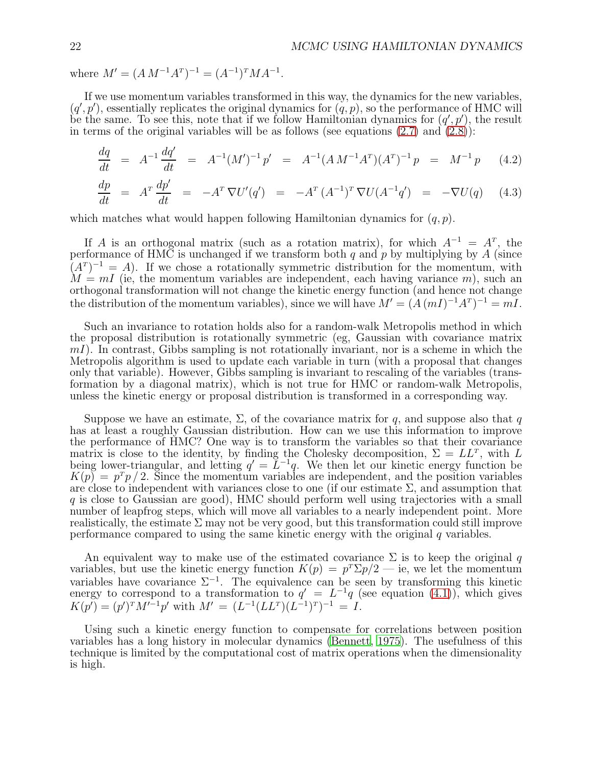where $M' = (A\,M^{-1}A^{T})^{-1} = (A^{-1})^{T} M A^{-1}$.

If we use momentum variables transformed in this way, the dynamics for the new variables, $(q', p')$, essentially replicates the original dynamics for $(q, p)$, so the performance of HMC will be the same. To see this, note that if we follow Hamiltonian dynamics for $(q', p')$, the result in terms of the original variables will be as follows (see equations (2.7) and (2.8)):

$$\frac{dq}{dt} \;=\; A^{-1}\,\frac{dq'}{dt} \;=\; A^{-1}(M')^{-1}\,p' \;=\; A^{-1}(A\,M^{-1}A^{T})(A^{T})^{-1}\,p \;=\; M^{-1}\,p \qquad (4.2)$$

$$\frac{dp}{dt} \;=\; A^{T}\,\frac{dp'}{dt} \;=\; -A^{T}\,\nabla U'(q') \;=\; -A^{T}\,(A^{-1})^{T}\,\nabla U(A^{-1}q') \;=\; -\nabla U(q) \qquad (4.3)$$

which matches what would happen following Hamiltonian dynamics for $(q, p)$.

If $A$ is an orthogonal matrix (such as a rotation matrix), for which $A^{-1} = A^{T}$, the performance of HMC is unchanged if we transform both $q$ and $p$ by multiplying by $A$ (since $(A^{T})^{-1} = A$). If we chose a rotationally symmetric distribution for the momentum, with $M = mI$ (ie, the momentum variables are independent, each having variance $m$), such an orthogonal transformation will not change the kinetic energy function (and hence not change the distribution of the momentum variables), since we will have $M' = (A\,(mI)^{-1}A^{T})^{-1} = mI$.

Such an invariance to rotation holds also for a random-walk Metropolis method in which the proposal distribution is rotationally symmetric (eg, Gaussian with covariance matrix $mI$). In contrast, Gibbs sampling is not rotationally invariant, nor is a scheme in which the Metropolis algorithm is used to update each variable in turn (with a proposal that changes only that variable). However, Gibbs sampling is invariant to rescaling of the variables (transformation by a diagonal matrix), which is not true for HMC or random-walk Metropolis, unless the kinetic energy or proposal distribution is transformed in a corresponding way.

Suppose we have an estimate, $\Sigma$, of the covariance matrix for $q$, and suppose also that $q$ has at least a roughly Gaussian distribution. How can we use this information to improve the performance of HMC? One way is to transform the variables so that their covariance matrix is close to the identity, by finding the Cholesky decomposition, $\Sigma = LL^{T}$, with $L$ being lower-triangular, and letting $q' = L^{-1}q$. We then let our kinetic energy function be $K(p) = p^{T}p\,/\,2$. Since the momentum variables are independent, and the position variables are close to independent with variances close to one (if our estimate $\Sigma$, and assumption that $q$ is close to Gaussian are good), HMC should perform well using trajectories with a small number of leapfrog steps, which will move all variables to a nearly independent point. More realistically, the estimate $\Sigma$ may not be very good, but this transformation could still improve performance compared to using the same kinetic energy with the original $q$ variables.

An equivalent way to make use of the estimated covariance $\Sigma$ is to keep the original $q$ variables, but use the kinetic energy function $K(p) = p^{T}\Sigma p/2$ — ie, we let the momentum variables have covariance $\Sigma^{-1}$. The equivalence can be seen by transforming this kinetic energy to correspond to a transformation to $q' = L^{-1}q$ (see equation (4.1)), which gives $K(p') = (p')^{T} M'^{-1} p'$ with $M' = (L^{-1}(LL^{T})(L^{-1})^{T})^{-1} = I$.

Using such a kinetic energy function to compensate for correlations between position variables has a long history in molecular dynamics (Bennett, 1975). The usefulness of this technique is limited by the computational cost of matrix operations when the dimensionality is high.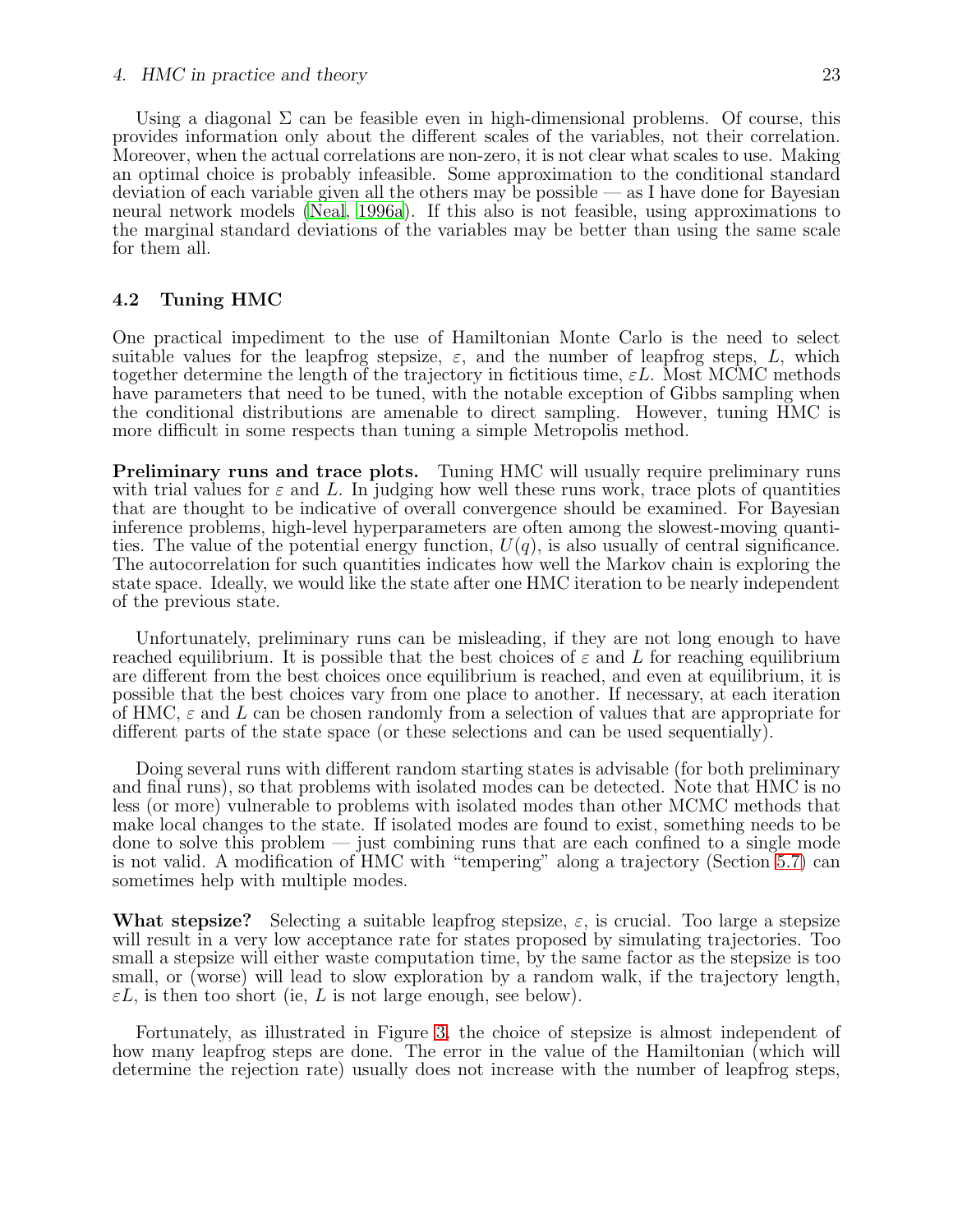Using a diagonal $\Sigma$ can be feasible even in high-dimensional problems. Of course, this provides information only about the different scales of the variables, not their correlation. Moreover, when the actual correlations are non-zero, it is not clear what scales to use. Making an optimal choice is probably infeasible. Some approximation to the conditional standard deviation of each variable given all the others may be possible — as I have done for Bayesian neural network models (Neal, 1996a). If this also is not feasible, using approximations to the marginal standard deviations of the variables may be better than using the same scale for them all.

## 4.2 Tuning HMC

One practical impediment to the use of Hamiltonian Monte Carlo is the need to select suitable values for the leapfrog stepsize, $\varepsilon$, and the number of leapfrog steps, $L$, which together determine the length of the trajectory in fictitious time, $\varepsilon L$. Most MCMC methods have parameters that need to be tuned, with the notable exception of Gibbs sampling when the conditional distributions are amenable to direct sampling. However, tuning HMC is more difficult in some respects than tuning a simple Metropolis method.

**Preliminary runs and trace plots.** Tuning HMC will usually require preliminary runs with trial values for $\varepsilon$ and $L$. In judging how well these runs work, trace plots of quantities that are thought to be indicative of overall convergence should be examined. For Bayesian inference problems, high-level hyperparameters are often among the slowest-moving quantities. The value of the potential energy function, $U(q)$, is also usually of central significance. The autocorrelation for such quantities indicates how well the Markov chain is exploring the state space. Ideally, we would like the state after one HMC iteration to be nearly independent of the previous state.

Unfortunately, preliminary runs can be misleading, if they are not long enough to have reached equilibrium. It is possible that the best choices of $\varepsilon$ and $L$ for reaching equilibrium are different from the best choices once equilibrium is reached, and even at equilibrium, it is possible that the best choices vary from one place to another. If necessary, at each iteration of HMC, $\varepsilon$ and $L$ can be chosen randomly from a selection of values that are appropriate for different parts of the state space (or these selections and can be used sequentially).

Doing several runs with different random starting states is advisable (for both preliminary and final runs), so that problems with isolated modes can be detected. Note that HMC is no less (or more) vulnerable to problems with isolated modes than other MCMC methods that make local changes to the state. If isolated modes are found to exist, something needs to be done to solve this problem — just combining runs that are each confined to a single mode is not valid. A modification of HMC with "tempering" along a trajectory (Section 5.7) can sometimes help with multiple modes.

**What stepsize?** Selecting a suitable leapfrog stepsize, $\varepsilon$, is crucial. Too large a stepsize will result in a very low acceptance rate for states proposed by simulating trajectories. Too small a stepsize will either waste computation time, by the same factor as the stepsize is too small, or (worse) will lead to slow exploration by a random walk, if the trajectory length, $\varepsilon L$, is then too short (ie, $L$ is not large enough, see below).

Fortunately, as illustrated in Figure 3, the choice of stepsize is almost independent of how many leapfrog steps are done. The error in the value of the Hamiltonian (which will determine the rejection rate) usually does not increase with the number of leapfrog steps,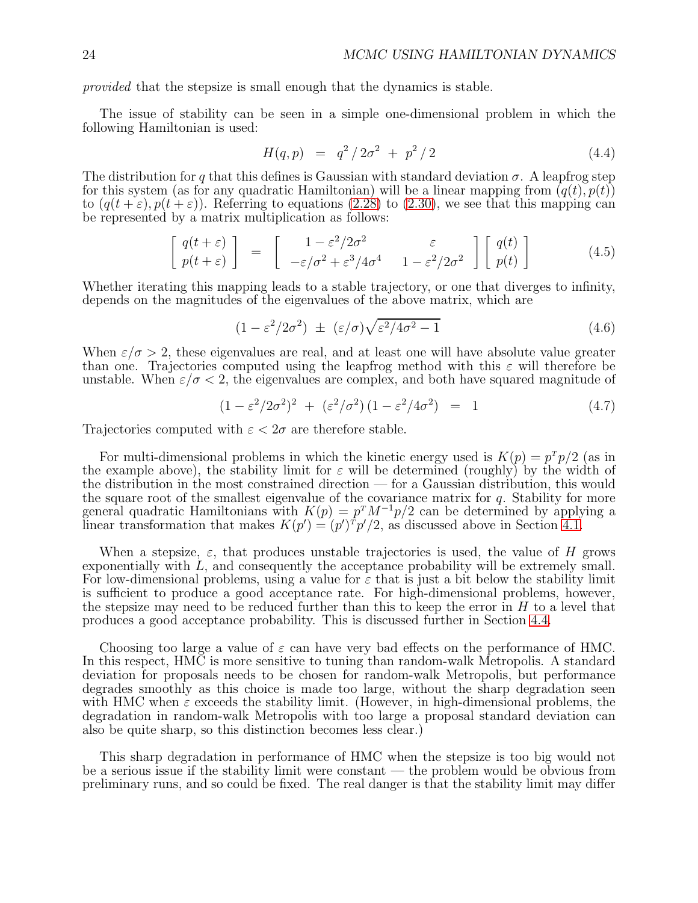*provided* that the stepsize is small enough that the dynamics is stable.

The issue of stability can be seen in a simple one-dimensional problem in which the following Hamiltonian is used:

$$H(q, p) \;=\; q^2 \,/\, 2\sigma^2 \;+\; p^2 \,/\, 2 \tag{4.4}$$

The distribution for $q$ that this defines is Gaussian with standard deviation $\sigma$. A leapfrog step for this system (as for any quadratic Hamiltonian) will be a linear mapping from $(q(t), p(t))$ to $(q(t+\varepsilon), p(t+\varepsilon))$. Referring to equations (2.28) to (2.30), we see that this mapping can be represented by a matrix multiplication as follows:

$$\left[ \begin{array}{c} q(t+\varepsilon) \\ p(t+\varepsilon) \end{array} \right] \;=\; \left[ \begin{array}{cc} 1 - \varepsilon^2/2\sigma^2 & \varepsilon \\ -\varepsilon/\sigma^2 + \varepsilon^3/4\sigma^4 & 1 - \varepsilon^2/2\sigma^2 \end{array} \right] \left[ \begin{array}{c} q(t) \\ p(t) \end{array} \right] \tag{4.5}$$

Whether iterating this mapping leads to a stable trajectory, or one that diverges to infinity, depends on the magnitudes of the eigenvalues of the above matrix, which are

$$(1 - \varepsilon^2/2\sigma^2) \;\pm\; (\varepsilon/\sigma)\sqrt{\varepsilon^2/4\sigma^2 - 1} \tag{4.6}$$

When $\varepsilon/\sigma > 2$, these eigenvalues are real, and at least one will have absolute value greater than one. Trajectories computed using the leapfrog method with this $\varepsilon$ will therefore be unstable. When $\varepsilon/\sigma < 2$, the eigenvalues are complex, and both have squared magnitude of

$$(1 - \varepsilon^2/2\sigma^2)^2 \;+\; (\varepsilon^2/\sigma^2)\,(1 - \varepsilon^2/4\sigma^2) \;=\; 1 \tag{4.7}$$

Trajectories computed with $\varepsilon < 2\sigma$ are therefore stable.

For multi-dimensional problems in which the kinetic energy used is $K(p) = p^T p/2$ (as in the example above), the stability limit for $\varepsilon$ will be determined (roughly) by the width of the distribution in the most constrained direction — for a Gaussian distribution, this would the square root of the smallest eigenvalue of the covariance matrix for $q$. Stability for more general quadratic Hamiltonians with $K(p) = p^T M^{-1} p/2$ can be determined by applying a linear transformation that makes $K(p') = (p')^T p'/2$, as discussed above in Section 4.1.

When a stepsize, $\varepsilon$, that produces unstable trajectories is used, the value of $H$ grows exponentially with $L$, and consequently the acceptance probability will be extremely small. For low-dimensional problems, using a value for $\varepsilon$ that is just a bit below the stability limit is sufficient to produce a good acceptance rate. For high-dimensional problems, however, the stepsize may need to be reduced further than this to keep the error in $H$ to a level that produces a good acceptance probability. This is discussed further in Section 4.4.

Choosing too large a value of $\varepsilon$ can have very bad effects on the performance of HMC. In this respect, HMC is more sensitive to tuning than random-walk Metropolis. A standard deviation for proposals needs to be chosen for random-walk Metropolis, but performance degrades smoothly as this choice is made too large, without the sharp degradation seen with HMC when $\varepsilon$ exceeds the stability limit. (However, in high-dimensional problems, the degradation in random-walk Metropolis with too large a proposal standard deviation can also be quite sharp, so this distinction becomes less clear.)

This sharp degradation in performance of HMC when the stepsize is too big would not be a serious issue if the stability limit were constant — the problem would be obvious from preliminary runs, and so could be fixed. The real danger is that the stability limit may differ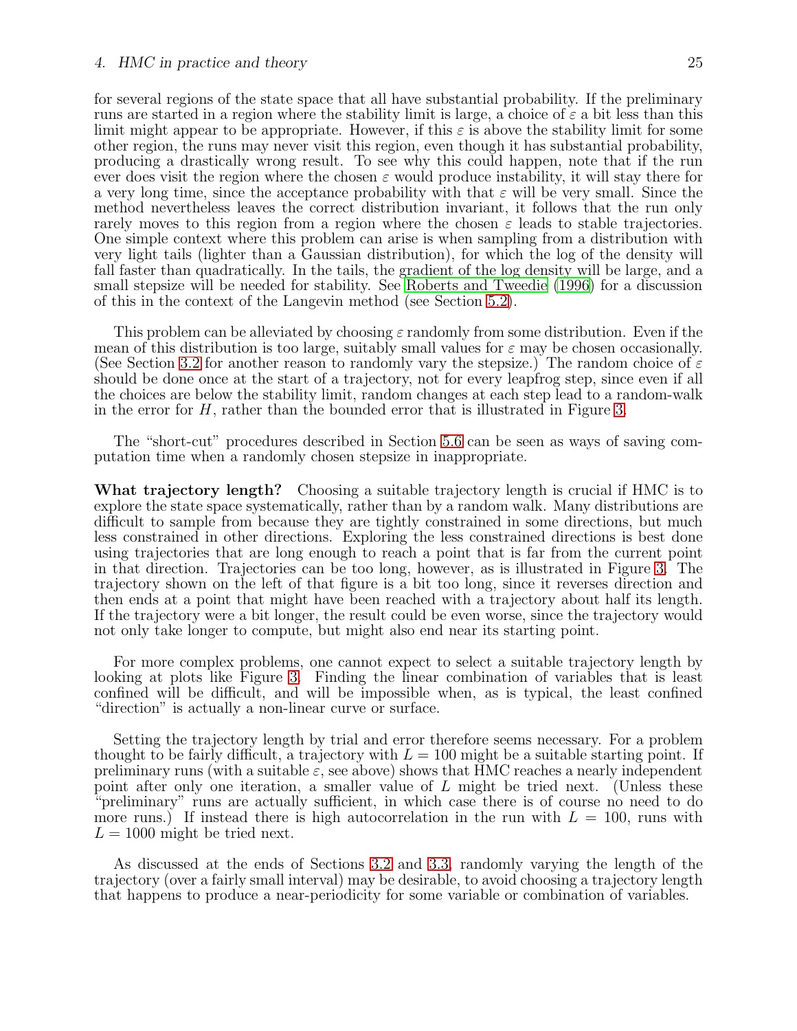for several regions of the state space that all have substantial probability. If the preliminary runs are started in a region where the stability limit is large, a choice of $\varepsilon$ a bit less than this limit might appear to be appropriate. However, if this $\varepsilon$ is above the stability limit for some other region, the runs may never visit this region, even though it has substantial probability, producing a drastically wrong result. To see why this could happen, note that if the run ever does visit the region where the chosen $\varepsilon$ would produce instability, it will stay there for a very long time, since the acceptance probability with that $\varepsilon$ will be very small. Since the method nevertheless leaves the correct distribution invariant, it follows that the run only rarely moves to this region from a region where the chosen $\varepsilon$ leads to stable trajectories. One simple context where this problem can arise is when sampling from a distribution with very light tails (lighter than a Gaussian distribution), for which the log of the density will fall faster than quadratically. In the tails, the gradient of the log density will be large, and a small stepsize will be needed for stability. See Roberts and Tweedie (1996) for a discussion of this in the context of the Langevin method (see Section 5.2).

This problem can be alleviated by choosing $\varepsilon$ randomly from some distribution. Even if the mean of this distribution is too large, suitably small values for $\varepsilon$ may be chosen occasionally. (See Section 3.2 for another reason to randomly vary the stepsize.) The random choice of $\varepsilon$ should be done once at the start of a trajectory, not for every leapfrog step, since even if all the choices are below the stability limit, random changes at each step lead to a random-walk in the error for $H$, rather than the bounded error that is illustrated in Figure 3.

The "short-cut" procedures described in Section 5.6 can be seen as ways of saving computation time when a randomly chosen stepsize in inappropriate.

**What trajectory length?** Choosing a suitable trajectory length is crucial if HMC is to explore the state space systematically, rather than by a random walk. Many distributions are difficult to sample from because they are tightly constrained in some directions, but much less constrained in other directions. Exploring the less constrained directions is best done using trajectories that are long enough to reach a point that is far from the current point in that direction. Trajectories can be too long, however, as is illustrated in Figure 3. The trajectory shown on the left of that figure is a bit too long, since it reverses direction and then ends at a point that might have been reached with a trajectory about half its length. If the trajectory were a bit longer, the result could be even worse, since the trajectory would not only take longer to compute, but might also end near its starting point.

For more complex problems, one cannot expect to select a suitable trajectory length by looking at plots like Figure 3. Finding the linear combination of variables that is least confined will be difficult, and will be impossible when, as is typical, the least confined "direction" is actually a non-linear curve or surface.

Setting the trajectory length by trial and error therefore seems necessary. For a problem thought to be fairly difficult, a trajectory with $L = 100$ might be a suitable starting point. If preliminary runs (with a suitable $\varepsilon$, see above) shows that HMC reaches a nearly independent point after only one iteration, a smaller value of $L$ might be tried next. (Unless these "preliminary" runs are actually sufficient, in which case there is of course no need to do more runs.) If instead there is high autocorrelation in the run with $L = 100$, runs with $L = 1000$ might be tried next.

As discussed at the ends of Sections 3.2 and 3.3, randomly varying the length of the trajectory (over a fairly small interval) may be desirable, to avoid choosing a trajectory length that happens to produce a near-periodicity for some variable or combination of variables.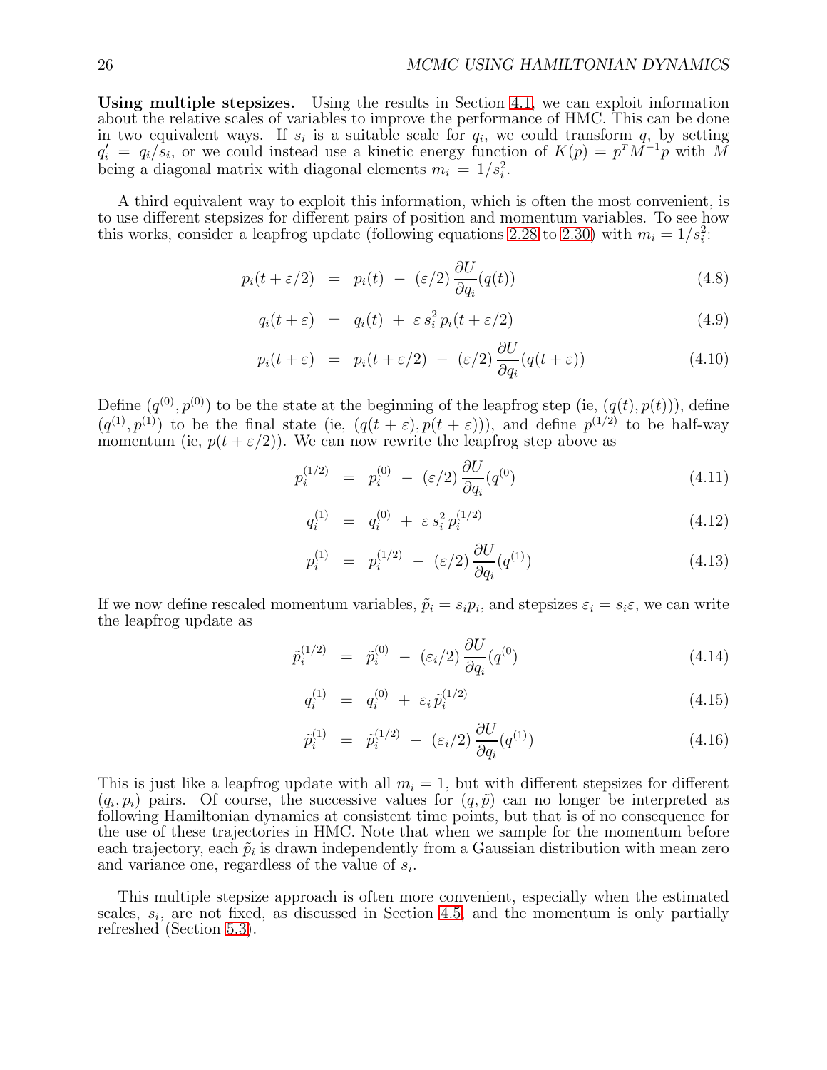**Using multiple stepsizes.** Using the results in Section 4.1, we can exploit information about the relative scales of variables to improve the performance of HMC. This can be done in two equivalent ways. If $s_i$ is a suitable scale for $q_i$, we could transform $q$, by setting $q_i' = q_i/s_i$, or we could instead use a kinetic energy function of $K(p) = p^T M^{-1} p$ with $M$ being a diagonal matrix with diagonal elements $m_i = 1/s_i^2$.

A third equivalent way to exploit this information, which is often the most convenient, is to use different stepsizes for different pairs of position and momentum variables. To see how this works, consider a leapfrog update (following equations 2.28 to 2.30) with $m_i = 1/s_i^2$:

$$p_i(t+\varepsilon/2) \;=\; p_i(t) \;-\; (\varepsilon/2)\,\frac{\partial U}{\partial q_i}(q(t)) \tag{4.8}$$

$$q_i(t+\varepsilon) \;=\; q_i(t) \;+\; \varepsilon\, s_i^2\, p_i(t+\varepsilon/2) \tag{4.9}$$

$$p_i(t+\varepsilon) \;=\; p_i(t+\varepsilon/2) \;-\; (\varepsilon/2)\,\frac{\partial U}{\partial q_i}(q(t+\varepsilon)) \tag{4.10}$$

Define $(q^{(0)}, p^{(0)})$ to be the state at the beginning of the leapfrog step (ie, $(q(t), p(t))$), define $(q^{(1)}, p^{(1)})$ to be the final state (ie, $(q(t+\varepsilon), p(t+\varepsilon))$), and define $p^{(1/2)}$ to be half-way momentum (ie, $p(t+\varepsilon/2)$). We can now rewrite the leapfrog step above as

$$p_i^{(1/2)} \;=\; p_i^{(0)} \;-\; (\varepsilon/2)\,\frac{\partial U}{\partial q_i}(q^{(0)}) \tag{4.11}$$

$$q_i^{(1)} \;=\; q_i^{(0)} \;+\; \varepsilon\, s_i^2\, p_i^{(1/2)} \tag{4.12}$$

$$p_i^{(1)} \;=\; p_i^{(1/2)} \;-\; (\varepsilon/2)\,\frac{\partial U}{\partial q_i}(q^{(1)}) \tag{4.13}$$

If we now define rescaled momentum variables, $\tilde{p}_i = s_i p_i$, and stepsizes $\varepsilon_i = s_i \varepsilon$, we can write the leapfrog update as

$$\tilde{p}_i^{(1/2)} \;=\; \tilde{p}_i^{(0)} \;-\; (\varepsilon_i/2)\,\frac{\partial U}{\partial q_i}(q^{(0)}) \tag{4.14}$$

$$q_i^{(1)} \;=\; q_i^{(0)} \;+\; \varepsilon_i\, \tilde{p}_i^{(1/2)} \tag{4.15}$$

$$\tilde{p}_i^{(1)} \;=\; \tilde{p}_i^{(1/2)} \;-\; (\varepsilon_i/2)\,\frac{\partial U}{\partial q_i}(q^{(1)}) \tag{4.16}$$

This is just like a leapfrog update with all $m_i = 1$, but with different stepsizes for different $(q_i, p_i)$ pairs. Of course, the successive values for $(q, \tilde{p})$ can no longer be interpreted as following Hamiltonian dynamics at consistent time points, but that is of no consequence for the use of these trajectories in HMC. Note that when we sample for the momentum before each trajectory, each $\tilde{p}_i$ is drawn independently from a Gaussian distribution with mean zero and variance one, regardless of the value of $s_i$.

This multiple stepsize approach is often more convenient, especially when the estimated scales, $s_i$, are not fixed, as discussed in Section 4.5, and the momentum is only partially refreshed (Section 5.3).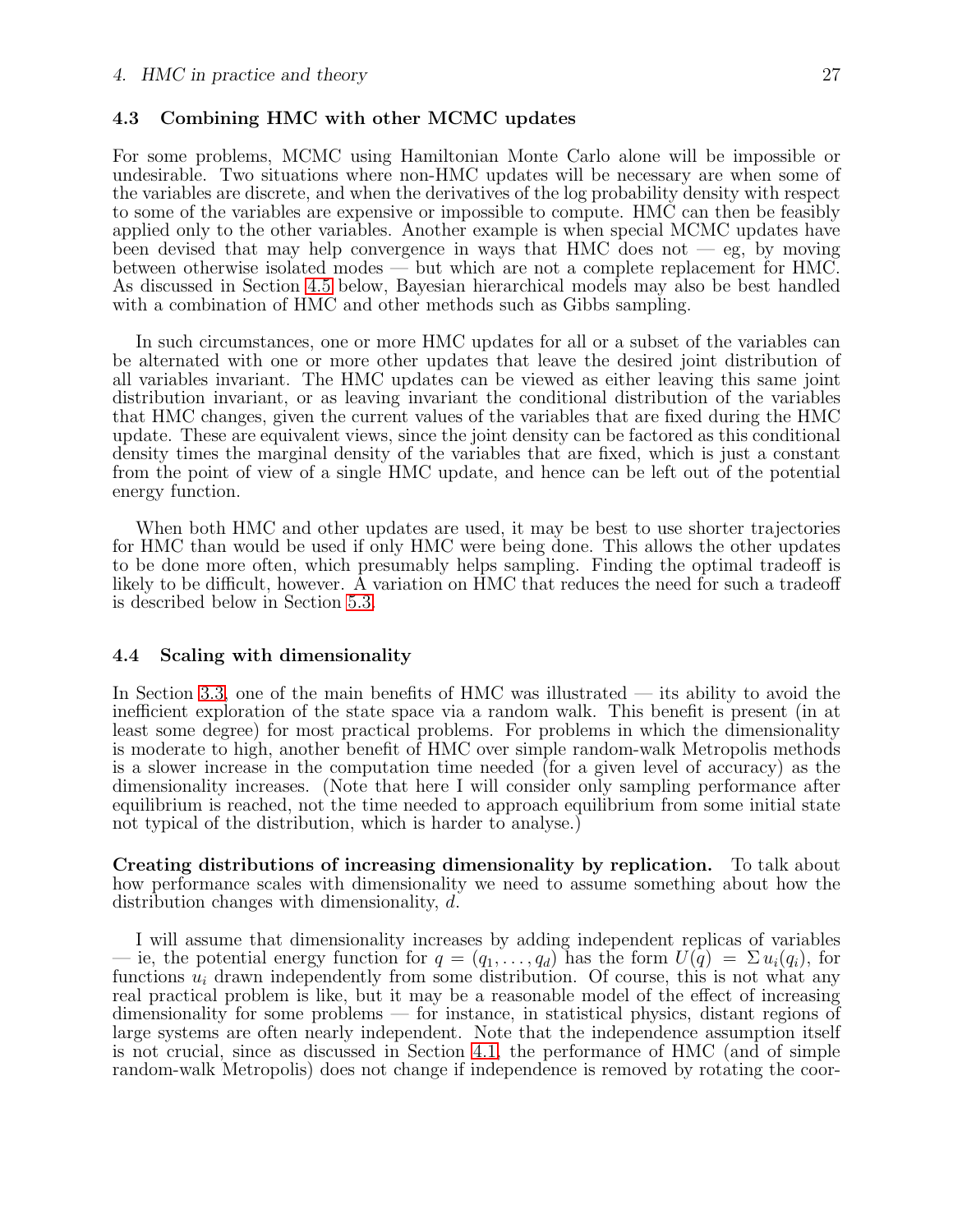## 4.3 Combining HMC with other MCMC updates

For some problems, MCMC using Hamiltonian Monte Carlo alone will be impossible or undesirable. Two situations where non-HMC updates will be necessary are when some of the variables are discrete, and when the derivatives of the log probability density with respect to some of the variables are expensive or impossible to compute. HMC can then be feasibly applied only to the other variables. Another example is when special MCMC updates have been devised that may help convergence in ways that HMC does not — eg, by moving between otherwise isolated modes — but which are not a complete replacement for HMC. As discussed in Section 4.5 below, Bayesian hierarchical models may also be best handled with a combination of HMC and other methods such as Gibbs sampling.

In such circumstances, one or more HMC updates for all or a subset of the variables can be alternated with one or more other updates that leave the desired joint distribution of all variables invariant. The HMC updates can be viewed as either leaving this same joint distribution invariant, or as leaving invariant the conditional distribution of the variables that HMC changes, given the current values of the variables that are fixed during the HMC update. These are equivalent views, since the joint density can be factored as this conditional density times the marginal density of the variables that are fixed, which is just a constant from the point of view of a single HMC update, and hence can be left out of the potential energy function.

When both HMC and other updates are used, it may be best to use shorter trajectories for HMC than would be used if only HMC were being done. This allows the other updates to be done more often, which presumably helps sampling. Finding the optimal tradeoff is likely to be difficult, however. A variation on HMC that reduces the need for such a tradeoff is described below in Section 5.3.

## 4.4 Scaling with dimensionality

In Section 3.3, one of the main benefits of HMC was illustrated — its ability to avoid the inefficient exploration of the state space via a random walk. This benefit is present (in at least some degree) for most practical problems. For problems in which the dimensionality is moderate to high, another benefit of HMC over simple random-walk Metropolis methods is a slower increase in the computation time needed (for a given level of accuracy) as the dimensionality increases. (Note that here I will consider only sampling performance after equilibrium is reached, not the time needed to approach equilibrium from some initial state not typical of the distribution, which is harder to analyse.)

**Creating distributions of increasing dimensionality by replication.** To talk about how performance scales with dimensionality we need to assume something about how the distribution changes with dimensionality, $d$.

I will assume that dimensionality increases by adding independent replicas of variables — ie, the potential energy function for $q = (q_1, \ldots, q_d)$ has the form $U(q) = \Sigma\, u_i(q_i)$, for functions $u_i$ drawn independently from some distribution. Of course, this is not what any real practical problem is like, but it may be a reasonable model of the effect of increasing dimensionality for some problems — for instance, in statistical physics, distant regions of large systems are often nearly independent. Note that the independence assumption itself is not crucial, since as discussed in Section 4.1, the performance of HMC (and of simple random-walk Metropolis) does not change if independence is removed by rotating the coor-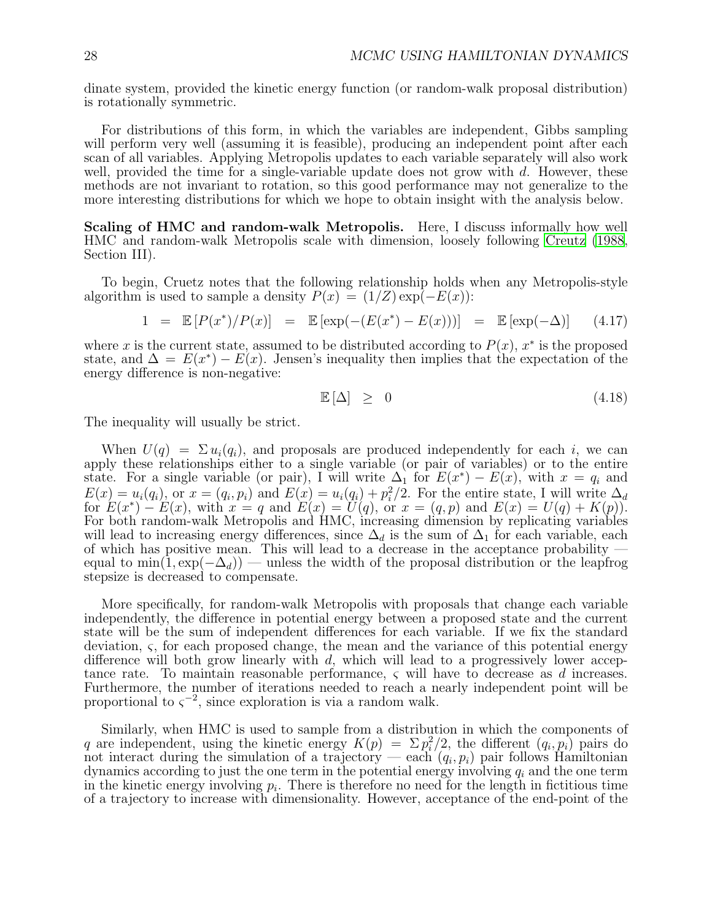dinate system, provided the kinetic energy function (or random-walk proposal distribution) is rotationally symmetric.

For distributions of this form, in which the variables are independent, Gibbs sampling will perform very well (assuming it is feasible), producing an independent point after each scan of all variables. Applying Metropolis updates to each variable separately will also work well, provided the time for a single-variable update does not grow with $d$. However, these methods are not invariant to rotation, so this good performance may not generalize to the more interesting distributions for which we hope to obtain insight with the analysis below.

**Scaling of HMC and random-walk Metropolis.** Here, I discuss informally how well HMC and random-walk Metropolis scale with dimension, loosely following Creutz (1988, Section III).

To begin, Cruetz notes that the following relationship holds when any Metropolis-style algorithm is used to sample a density $P(x) = (1/Z)\exp(-E(x))$:

$$1 \;=\; \mathbb{E}\left[P(x^*)/P(x)\right] \;=\; \mathbb{E}\left[\exp(-(E(x^*)-E(x)))\right] \;=\; \mathbb{E}\left[\exp(-\Delta)\right] \qquad (4.17)$$

where $x$ is the current state, assumed to be distributed according to $P(x)$, $x^*$ is the proposed state, and $\Delta = E(x^*) - E(x)$. Jensen's inequality then implies that the expectation of the energy difference is non-negative:

$$\mathbb{E}\left[\Delta\right] \;\geq\; 0 \qquad (4.18)$$

The inequality will usually be strict.

When $U(q) = \Sigma\, u_i(q_i)$, and proposals are produced independently for each $i$, we can apply these relationships either to a single variable (or pair of variables) or to the entire state. For a single variable (or pair), I will write $\Delta_1$ for $E(x^*) - E(x)$, with $x = q_i$ and $E(x) = u_i(q_i)$, or $x = (q_i, p_i)$ and $E(x) = u_i(q_i) + p_i^2/2$. For the entire state, I will write $\Delta_d$ for $E(x^*) - E(x)$, with $x = q$ and $E(x) = U(q)$, or $x = (q, p)$ and $E(x) = U(q) + K(p)$). For both random-walk Metropolis and HMC, increasing dimension by replicating variables will lead to increasing energy differences, since $\Delta_d$ is the sum of $\Delta_1$ for each variable, each of which has positive mean. This will lead to a decrease in the acceptance probability — equal to $\min(1, \exp(-\Delta_d))$ — unless the width of the proposal distribution or the leapfrog stepsize is decreased to compensate.

More specifically, for random-walk Metropolis with proposals that change each variable independently, the difference in potential energy between a proposed state and the current state will be the sum of independent differences for each variable. If we fix the standard deviation, $\varsigma$, for each proposed change, the mean and the variance of this potential energy difference will both grow linearly with $d$, which will lead to a progressively lower acceptance rate. To maintain reasonable performance, $\varsigma$ will have to decrease as $d$ increases. Furthermore, the number of iterations needed to reach a nearly independent point will be proportional to $\varsigma^{-2}$, since exploration is via a random walk.

Similarly, when HMC is used to sample from a distribution in which the components of $q$ are independent, using the kinetic energy $K(p) = \Sigma\, p_i^2/2$, the different $(q_i, p_i)$ pairs do not interact during the simulation of a trajectory — each $(q_i, p_i)$ pair follows Hamiltonian dynamics according to just the one term in the potential energy involving $q_i$ and the one term in the kinetic energy involving $p_i$. There is therefore no need for the length in fictitious time of a trajectory to increase with dimensionality. However, acceptance of the end-point of the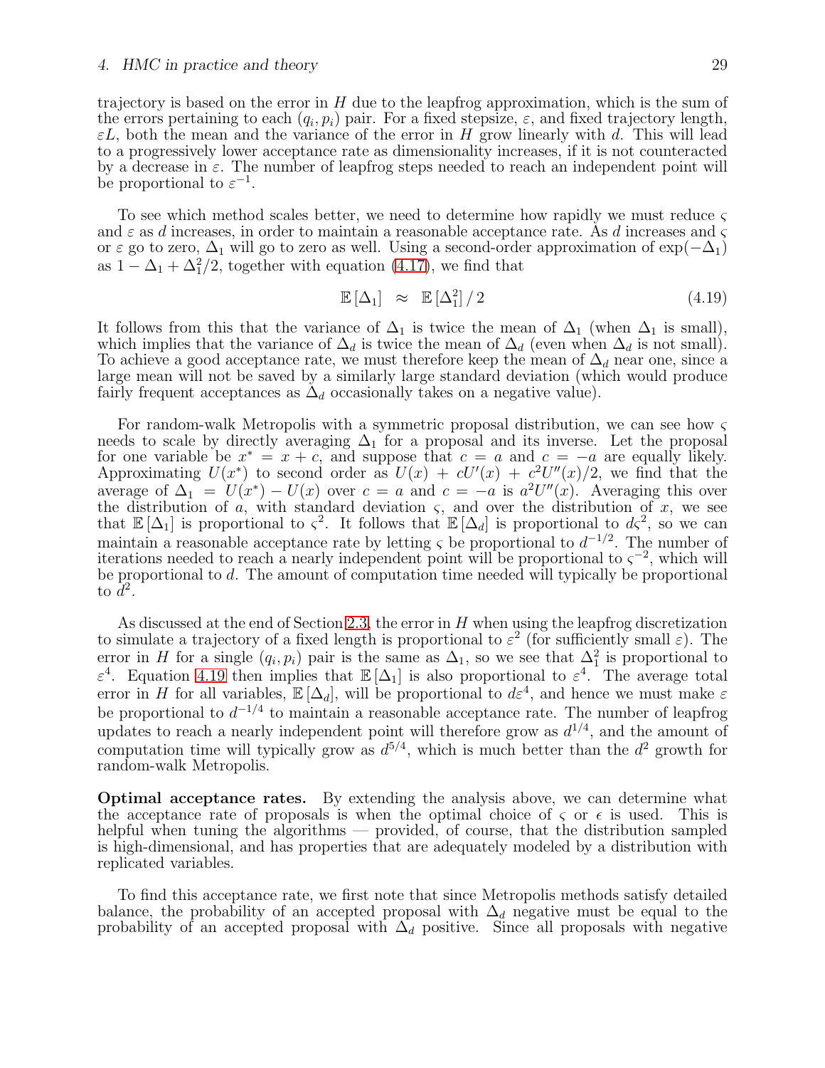trajectory is based on the error in $H$ due to the leapfrog approximation, which is the sum of the errors pertaining to each $(q_i, p_i)$ pair. For a fixed stepsize, $\varepsilon$, and fixed trajectory length, $\varepsilon L$, both the mean and the variance of the error in $H$ grow linearly with $d$. This will lead to a progressively lower acceptance rate as dimensionality increases, if it is not counteracted by a decrease in $\varepsilon$. The number of leapfrog steps needed to reach an independent point will be proportional to $\varepsilon^{-1}$.

To see which method scales better, we need to determine how rapidly we must reduce $\varsigma$ and $\varepsilon$ as $d$ increases, in order to maintain a reasonable acceptance rate. As $d$ increases and $\varsigma$ or $\varepsilon$ go to zero, $\Delta_1$ will go to zero as well. Using a second-order approximation of $\exp(-\Delta_1)$ as $1 - \Delta_1 + \Delta_1^2/2$, together with equation (4.17), we find that

$$\mathbb{E}\,[\Delta_1] \;\approx\; \mathbb{E}\,[\Delta_1^2]\,/\,2 \tag{4.19}$$

It follows from this that the variance of $\Delta_1$ is twice the mean of $\Delta_1$ (when $\Delta_1$ is small), which implies that the variance of $\Delta_d$ is twice the mean of $\Delta_d$ (even when $\Delta_d$ is not small). To achieve a good acceptance rate, we must therefore keep the mean of $\Delta_d$ near one, since a large mean will not be saved by a similarly large standard deviation (which would produce fairly frequent acceptances as $\Delta_d$ occasionally takes on a negative value).

For random-walk Metropolis with a symmetric proposal distribution, we can see how $\varsigma$ needs to scale by directly averaging $\Delta_1$ for a proposal and its inverse. Let the proposal for one variable be $x^* = x + c$, and suppose that $c = a$ and $c = -a$ are equally likely. Approximating $U(x^*)$ to second order as $U(x) + cU'(x) + c^2U''(x)/2$, we find that the average of $\Delta_1 = U(x^*) - U(x)$ over $c = a$ and $c = -a$ is $a^2U''(x)$. Averaging this over the distribution of $a$, with standard deviation $\varsigma$, and over the distribution of $x$, we see that $\mathbb{E}\,[\Delta_1]$ is proportional to $\varsigma^2$. It follows that $\mathbb{E}\,[\Delta_d]$ is proportional to $d\varsigma^2$, so we can maintain a reasonable acceptance rate by letting $\varsigma$ be proportional to $d^{-1/2}$. The number of iterations needed to reach a nearly independent point will be proportional to $\varsigma^{-2}$, which will be proportional to $d$. The amount of computation time needed will typically be proportional to $d^2$.

As discussed at the end of Section 2.3, the error in $H$ when using the leapfrog discretization to simulate a trajectory of a fixed length is proportional to $\varepsilon^2$ (for sufficiently small $\varepsilon$). The error in $H$ for a single $(q_i, p_i)$ pair is the same as $\Delta_1$, so we see that $\Delta_1^2$ is proportional to $\varepsilon^4$. Equation 4.19 then implies that $\mathbb{E}\,[\Delta_1]$ is also proportional to $\varepsilon^4$. The average total error in $H$ for all variables, $\mathbb{E}\,[\Delta_d]$, will be proportional to $d\varepsilon^4$, and hence we must make $\varepsilon$ be proportional to $d^{-1/4}$ to maintain a reasonable acceptance rate. The number of leapfrog updates to reach a nearly independent point will therefore grow as $d^{1/4}$, and the amount of computation time will typically grow as $d^{5/4}$, which is much better than the $d^2$ growth for random-walk Metropolis.

**Optimal acceptance rates.** By extending the analysis above, we can determine what the acceptance rate of proposals is when the optimal choice of $\varsigma$ or $\epsilon$ is used. This is helpful when tuning the algorithms — provided, of course, that the distribution sampled is high-dimensional, and has properties that are adequately modeled by a distribution with replicated variables.

To find this acceptance rate, we first note that since Metropolis methods satisfy detailed balance, the probability of an accepted proposal with $\Delta_d$ negative must be equal to the probability of an accepted proposal with $\Delta_d$ positive. Since all proposals with negative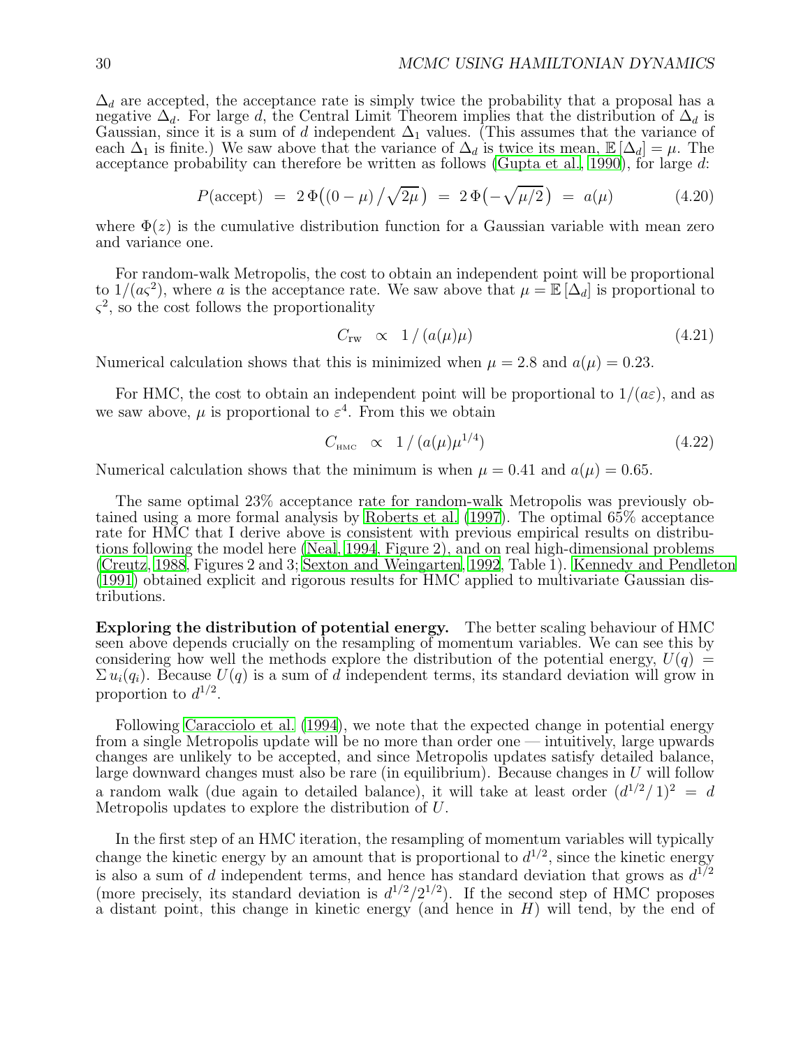$\Delta_d$ are accepted, the acceptance rate is simply twice the probability that a proposal has a negative $\Delta_d$. For large $d$, the Central Limit Theorem implies that the distribution of $\Delta_d$ is Gaussian, since it is a sum of $d$ independent $\Delta_1$ values. (This assumes that the variance of each $\Delta_1$ is finite.) We saw above that the variance of $\Delta_d$ is twice its mean, $\mathbb{E}[\Delta_d] = \mu$. The acceptance probability can therefore be written as follows (Gupta et al., 1990), for large $d$:

$$P(\text{accept}) \;=\; 2\,\Phi\big((0-\mu)\,/\sqrt{2\mu}\,\big) \;=\; 2\,\Phi\big(-\sqrt{\mu/2}\,\big) \;=\; a(\mu) \tag{4.20}$$

where $\Phi(z)$ is the cumulative distribution function for a Gaussian variable with mean zero and variance one.

For random-walk Metropolis, the cost to obtain an independent point will be proportional to $1/(a\varsigma^2)$, where $a$ is the acceptance rate. We saw above that $\mu = \mathbb{E}[\Delta_d]$ is proportional to $\varsigma^2$, so the cost follows the proportionality

$$C_{\text{rw}} \;\;\propto\;\; 1\,/\,(a(\mu)\mu) \tag{4.21}$$

Numerical calculation shows that this is minimized when $\mu = 2.8$ and $a(\mu) = 0.23$.

For HMC, the cost to obtain an independent point will be proportional to $1/(a\varepsilon)$, and as we saw above, $\mu$ is proportional to $\varepsilon^4$. From this we obtain

$$C_{\text{HMC}} \;\;\propto\;\; 1\,/\,(a(\mu)\mu^{1/4}) \tag{4.22}$$

Numerical calculation shows that the minimum is when $\mu = 0.41$ and $a(\mu) = 0.65$.

The same optimal 23% acceptance rate for random-walk Metropolis was previously obtained using a more formal analysis by Roberts et al. (1997). The optimal 65% acceptance rate for HMC that I derive above is consistent with previous empirical results on distributions following the model here (Neal, 1994, Figure 2), and on real high-dimensional problems (Creutz, 1988, Figures 2 and 3; Sexton and Weingarten, 1992, Table 1). Kennedy and Pendleton (1991) obtained explicit and rigorous results for HMC applied to multivariate Gaussian distributions.

**Exploring the distribution of potential energy.** The better scaling behaviour of HMC seen above depends crucially on the resampling of momentum variables. We can see this by considering how well the methods explore the distribution of the potential energy, $U(q) = \Sigma\, u_i(q_i)$. Because $U(q)$ is a sum of $d$ independent terms, its standard deviation will grow in proportion to $d^{1/2}$.

Following Caracciolo et al. (1994), we note that the expected change in potential energy from a single Metropolis update will be no more than order one — intuitively, large upwards changes are unlikely to be accepted, and since Metropolis updates satisfy detailed balance, large downward changes must also be rare (in equilibrium). Because changes in $U$ will follow a random walk (due again to detailed balance), it will take at least order $(d^{1/2}/\,1)^2 \;=\; d$ Metropolis updates to explore the distribution of $U$.

In the first step of an HMC iteration, the resampling of momentum variables will typically change the kinetic energy by an amount that is proportional to $d^{1/2}$, since the kinetic energy is also a sum of $d$ independent terms, and hence has standard deviation that grows as $d^{1/2}$ (more precisely, its standard deviation is $d^{1/2}/2^{1/2}$). If the second step of HMC proposes a distant point, this change in kinetic energy (and hence in $H$) will tend, by the end of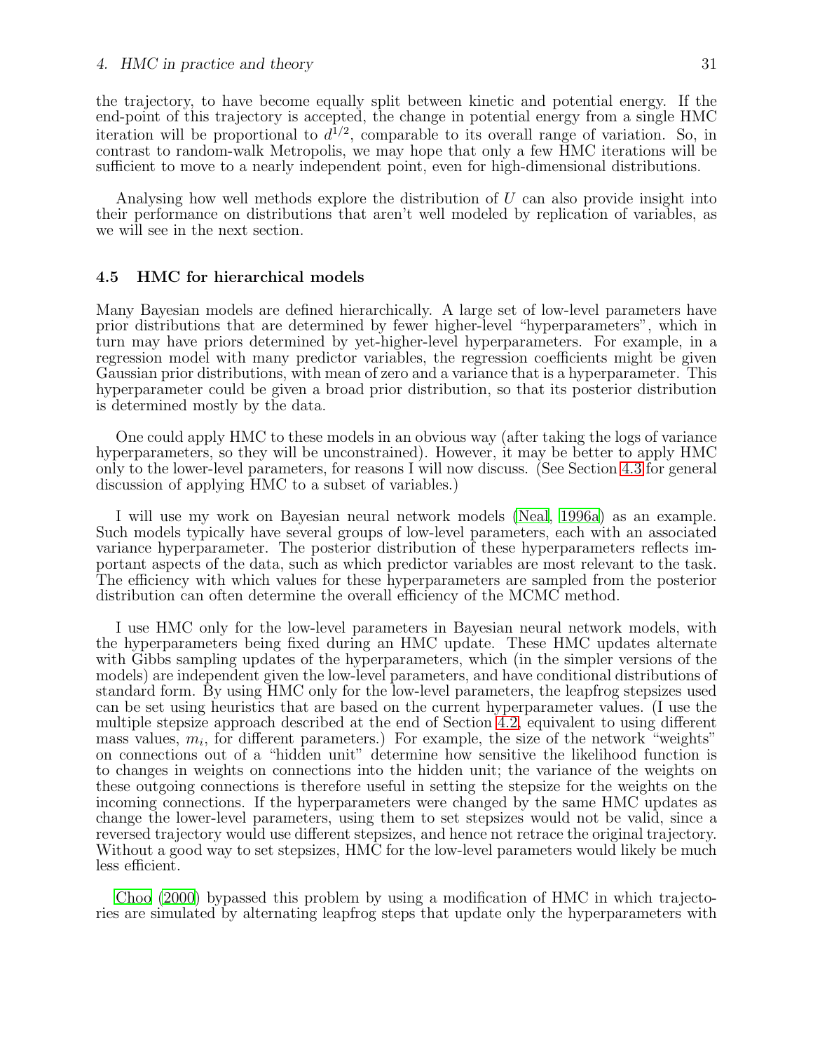the trajectory, to have become equally split between kinetic and potential energy. If the end-point of this trajectory is accepted, the change in potential energy from a single HMC iteration will be proportional to $d^{1/2}$, comparable to its overall range of variation. So, in contrast to random-walk Metropolis, we may hope that only a few HMC iterations will be sufficient to move to a nearly independent point, even for high-dimensional distributions.

Analysing how well methods explore the distribution of $U$ can also provide insight into their performance on distributions that aren't well modeled by replication of variables, as we will see in the next section.

### 4.5 HMC for hierarchical models

Many Bayesian models are defined hierarchically. A large set of low-level parameters have prior distributions that are determined by fewer higher-level "hyperparameters", which in turn may have priors determined by yet-higher-level hyperparameters. For example, in a regression model with many predictor variables, the regression coefficients might be given Gaussian prior distributions, with mean of zero and a variance that is a hyperparameter. This hyperparameter could be given a broad prior distribution, so that its posterior distribution is determined mostly by the data.

One could apply HMC to these models in an obvious way (after taking the logs of variance hyperparameters, so they will be unconstrained). However, it may be better to apply HMC only to the lower-level parameters, for reasons I will now discuss. (See Section 4.3 for general discussion of applying HMC to a subset of variables.)

I will use my work on Bayesian neural network models (Neal, 1996a) as an example. Such models typically have several groups of low-level parameters, each with an associated variance hyperparameter. The posterior distribution of these hyperparameters reflects important aspects of the data, such as which predictor variables are most relevant to the task. The efficiency with which values for these hyperparameters are sampled from the posterior distribution can often determine the overall efficiency of the MCMC method.

I use HMC only for the low-level parameters in Bayesian neural network models, with the hyperparameters being fixed during an HMC update. These HMC updates alternate with Gibbs sampling updates of the hyperparameters, which (in the simpler versions of the models) are independent given the low-level parameters, and have conditional distributions of standard form. By using HMC only for the low-level parameters, the leapfrog stepsizes used can be set using heuristics that are based on the current hyperparameter values. (I use the multiple stepsize approach described at the end of Section 4.2, equivalent to using different mass values, $m_i$, for different parameters.) For example, the size of the network "weights" on connections out of a "hidden unit" determine how sensitive the likelihood function is to changes in weights on connections into the hidden unit; the variance of the weights on these outgoing connections is therefore useful in setting the stepsize for the weights on the incoming connections. If the hyperparameters were changed by the same HMC updates as change the lower-level parameters, using them to set stepsizes would not be valid, since a reversed trajectory would use different stepsizes, and hence not retrace the original trajectory. Without a good way to set stepsizes, HMC for the low-level parameters would likely be much less efficient.

Choo (2000) bypassed this problem by using a modification of HMC in which trajectories are simulated by alternating leapfrog steps that update only the hyperparameters with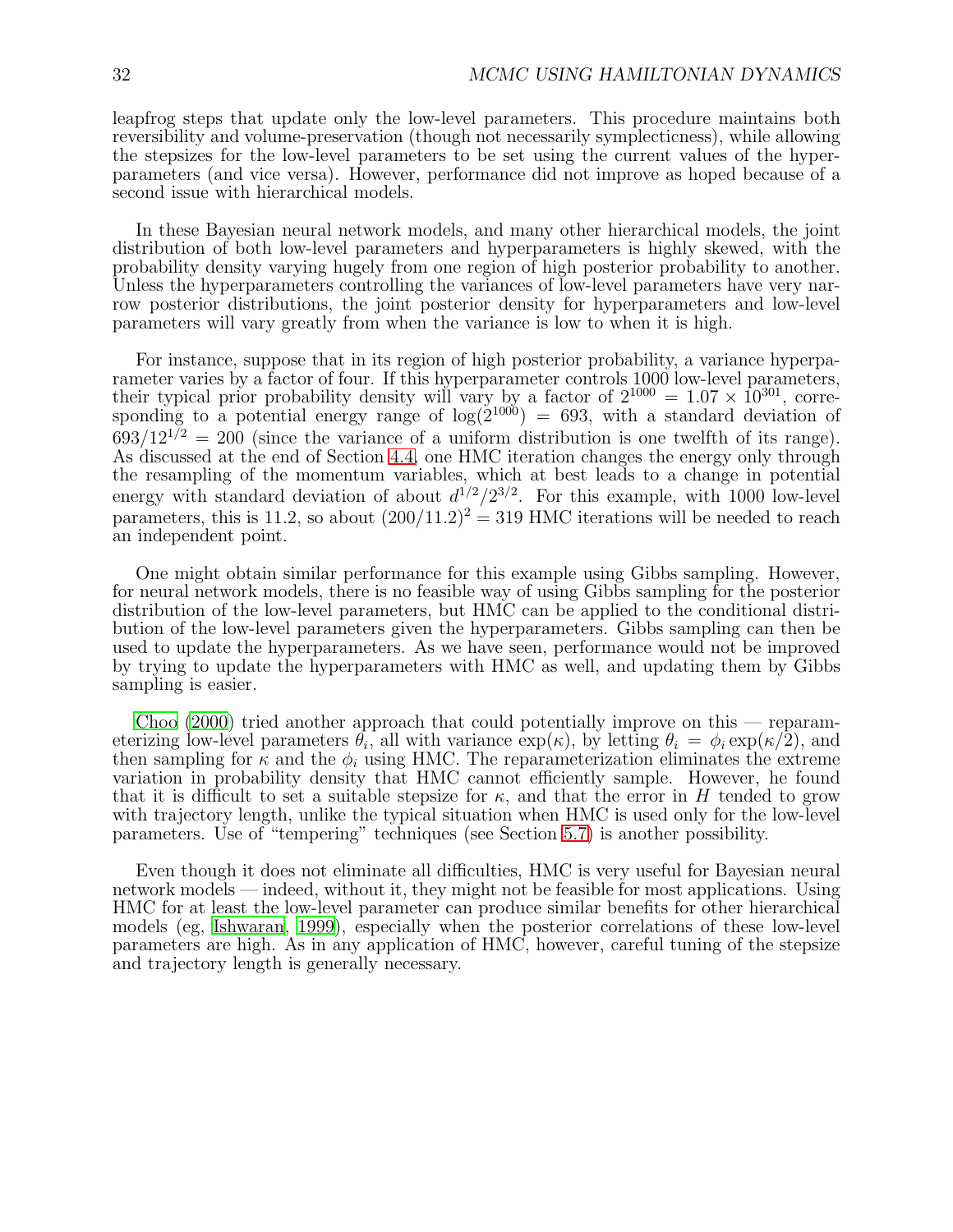leapfrog steps that update only the low-level parameters. This procedure maintains both reversibility and volume-preservation (though not necessarily symplecticness), while allowing the stepsizes for the low-level parameters to be set using the current values of the hyperparameters (and vice versa). However, performance did not improve as hoped because of a second issue with hierarchical models.

In these Bayesian neural network models, and many other hierarchical models, the joint distribution of both low-level parameters and hyperparameters is highly skewed, with the probability density varying hugely from one region of high posterior probability to another. Unless the hyperparameters controlling the variances of low-level parameters have very narrow posterior distributions, the joint posterior density for hyperparameters and low-level parameters will vary greatly from when the variance is low to when it is high.

For instance, suppose that in its region of high posterior probability, a variance hyperparameter varies by a factor of four. If this hyperparameter controls 1000 low-level parameters, their typical prior probability density will vary by a factor of $2^{1000} = 1.07 \times 10^{301}$, corresponding to a potential energy range of $\log(2^{1000}) = 693$, with a standard deviation of $693/12^{1/2} = 200$ (since the variance of a uniform distribution is one twelfth of its range). As discussed at the end of Section 4.4, one HMC iteration changes the energy only through the resampling of the momentum variables, which at best leads to a change in potential energy with standard deviation of about $d^{1/2}/2^{3/2}$. For this example, with 1000 low-level parameters, this is 11.2, so about $(200/11.2)^2 = 319$ HMC iterations will be needed to reach an independent point.

One might obtain similar performance for this example using Gibbs sampling. However, for neural network models, there is no feasible way of using Gibbs sampling for the posterior distribution of the low-level parameters, but HMC can be applied to the conditional distribution of the low-level parameters given the hyperparameters. Gibbs sampling can then be used to update the hyperparameters. As we have seen, performance would not be improved by trying to update the hyperparameters with HMC as well, and updating them by Gibbs sampling is easier.

Choo (2000) tried another approach that could potentially improve on this — reparameterizing low-level parameters $\theta_i$, all with variance $\exp(\kappa)$, by letting $\theta_i = \phi_i \exp(\kappa/2)$, and then sampling for $\kappa$ and the $\phi_i$ using HMC. The reparameterization eliminates the extreme variation in probability density that HMC cannot efficiently sample. However, he found that it is difficult to set a suitable stepsize for $\kappa$, and that the error in $H$ tended to grow with trajectory length, unlike the typical situation when HMC is used only for the low-level parameters. Use of "tempering" techniques (see Section 5.7) is another possibility.

Even though it does not eliminate all difficulties, HMC is very useful for Bayesian neural network models — indeed, without it, they might not be feasible for most applications. Using HMC for at least the low-level parameter can produce similar benefits for other hierarchical models (eg, Ishwaran, 1999), especially when the posterior correlations of these low-level parameters are high. As in any application of HMC, however, careful tuning of the stepsize and trajectory length is generally necessary.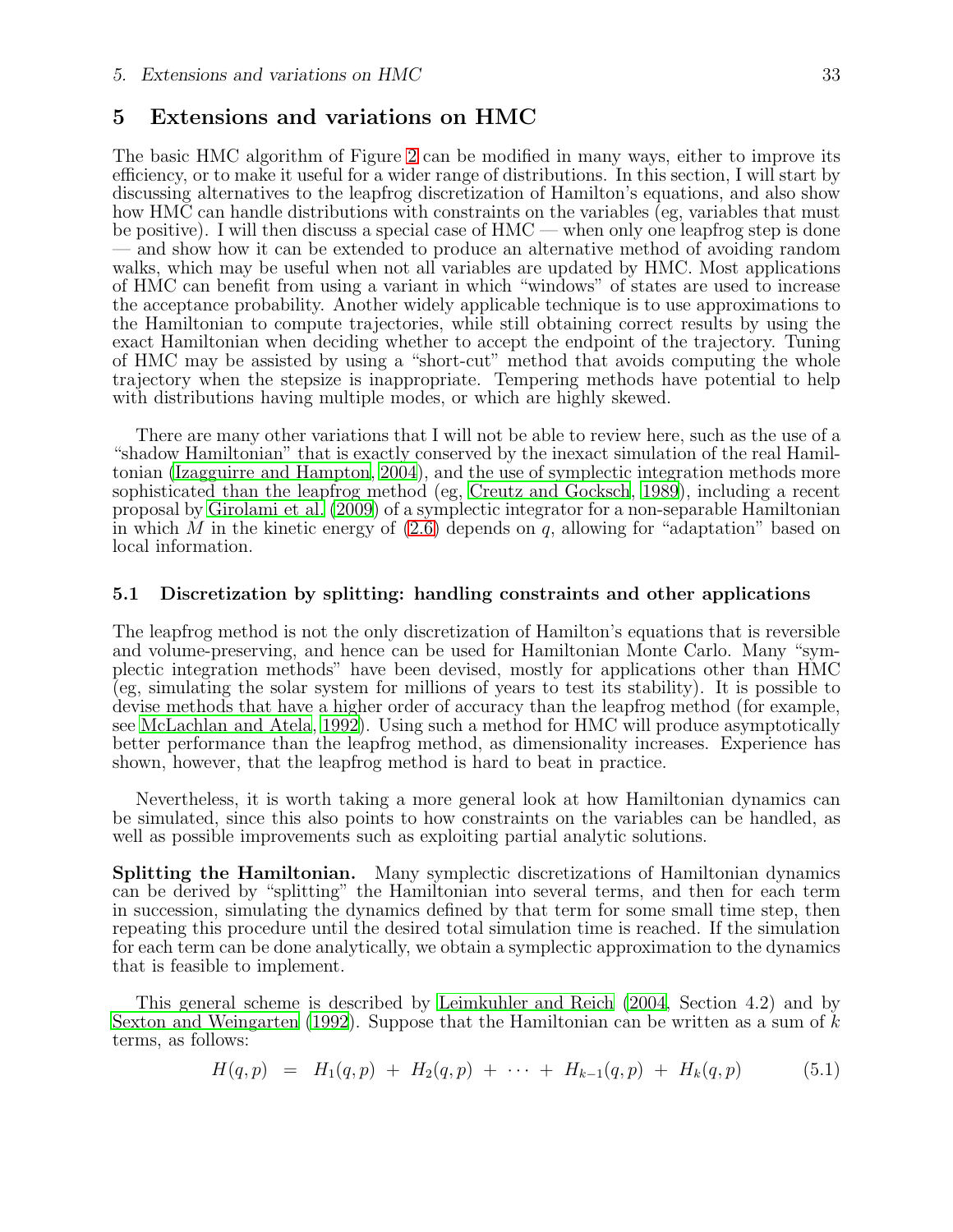# 5 Extensions and variations on HMC

The basic HMC algorithm of Figure 2 can be modified in many ways, either to improve its efficiency, or to make it useful for a wider range of distributions. In this section, I will start by discussing alternatives to the leapfrog discretization of Hamilton's equations, and also show how HMC can handle distributions with constraints on the variables (eg, variables that must be positive). I will then discuss a special case of HMC — when only one leapfrog step is done — and show how it can be extended to produce an alternative method of avoiding random walks, which may be useful when not all variables are updated by HMC. Most applications of HMC can benefit from using a variant in which "windows" of states are used to increase the acceptance probability. Another widely applicable technique is to use approximations to the Hamiltonian to compute trajectories, while still obtaining correct results by using the exact Hamiltonian when deciding whether to accept the endpoint of the trajectory. Tuning of HMC may be assisted by using a "short-cut" method that avoids computing the whole trajectory when the stepsize is inappropriate. Tempering methods have potential to help with distributions having multiple modes, or which are highly skewed.

There are many other variations that I will not be able to review here, such as the use of a "shadow Hamiltonian" that is exactly conserved by the inexact simulation of the real Hamiltonian (Izagguirre and Hampton, 2004), and the use of symplectic integration methods more sophisticated than the leapfrog method (eg, Creutz and Gocksch, 1989), including a recent proposal by Girolami et al. (2009) of a symplectic integrator for a non-separable Hamiltonian in which $M$ in the kinetic energy of (2.6) depends on $q$, allowing for "adaptation" based on local information.

## 5.1 Discretization by splitting: handling constraints and other applications

The leapfrog method is not the only discretization of Hamilton's equations that is reversible and volume-preserving, and hence can be used for Hamiltonian Monte Carlo. Many "symplectic integration methods" have been devised, mostly for applications other than HMC (eg, simulating the solar system for millions of years to test its stability). It is possible to devise methods that have a higher order of accuracy than the leapfrog method (for example, see McLachlan and Atela, 1992). Using such a method for HMC will produce asymptotically better performance than the leapfrog method, as dimensionality increases. Experience has shown, however, that the leapfrog method is hard to beat in practice.

Nevertheless, it is worth taking a more general look at how Hamiltonian dynamics can be simulated, since this also points to how constraints on the variables can be handled, as well as possible improvements such as exploiting partial analytic solutions.

**Splitting the Hamiltonian.** Many symplectic discretizations of Hamiltonian dynamics can be derived by "splitting" the Hamiltonian into several terms, and then for each term in succession, simulating the dynamics defined by that term for some small time step, then repeating this procedure until the desired total simulation time is reached. If the simulation for each term can be done analytically, we obtain a symplectic approximation to the dynamics that is feasible to implement.

This general scheme is described by Leimkuhler and Reich (2004, Section 4.2) and by Sexton and Weingarten (1992). Suppose that the Hamiltonian can be written as a sum of $k$ terms, as follows:

$$H(q,p) \;=\; H_1(q,p) \;+\; H_2(q,p) \;+\; \cdots \;+\; H_{k-1}(q,p) \;+\; H_k(q,p) \tag{5.1}$$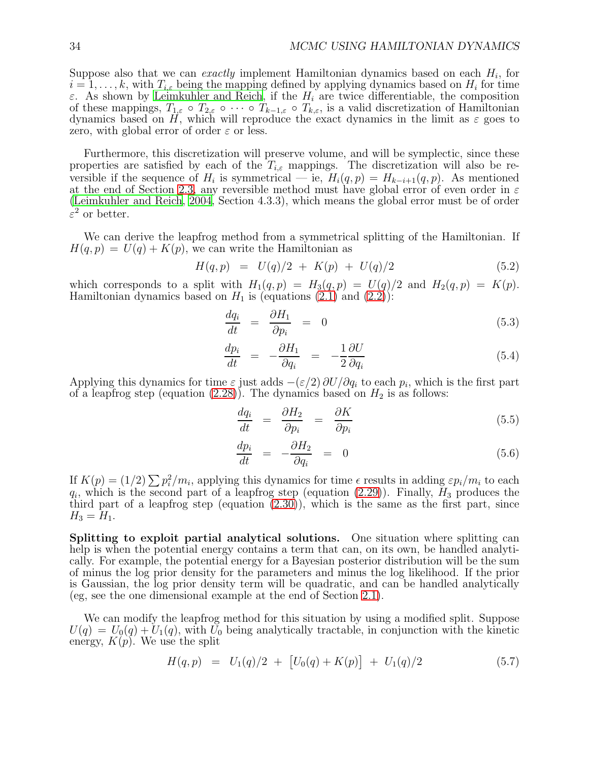Suppose also that we can *exactly* implement Hamiltonian dynamics based on each $H_i$, for $i = 1, \ldots, k$, with $T_{i,\varepsilon}$ being the mapping defined by applying dynamics based on $H_i$ for time $\varepsilon$. As shown by Leimkuhler and Reich, if the $H_i$ are twice differentiable, the composition of these mappings, $T_{1,\varepsilon} \circ T_{2,\varepsilon} \circ \cdots \circ T_{k-1,\varepsilon} \circ T_{k,\varepsilon}$, is a valid discretization of Hamiltonian dynamics based on $H$, which will reproduce the exact dynamics in the limit as $\varepsilon$ goes to zero, with global error of order $\varepsilon$ or less.

Furthermore, this discretization will preserve volume, and will be symplectic, since these properties are satisfied by each of the $T_{i,\varepsilon}$ mappings. The discretization will also be reversible if the sequence of $H_i$ is symmetrical — ie, $H_i(q, p) = H_{k-i+1}(q, p)$. As mentioned at the end of Section 2.3, any reversible method must have global error of even order in $\varepsilon$ (Leimkuhler and Reich, 2004, Section 4.3.3), which means the global error must be of order $\varepsilon^2$ or better.

We can derive the leapfrog method from a symmetrical splitting of the Hamiltonian. If $H(q, p) = U(q) + K(p)$, we can write the Hamiltonian as

$$H(q, p) \;=\; U(q)/2 \;+\; K(p) \;+\; U(q)/2 \tag{5.2}$$

which corresponds to a split with $H_1(q, p) = H_3(q, p) = U(q)/2$ and $H_2(q, p) = K(p)$. Hamiltonian dynamics based on $H_1$ is (equations (2.1) and (2.2)):

$$\frac{dq_i}{dt} \;=\; \frac{\partial H_1}{\partial p_i} \;=\; 0 \tag{5.3}$$

$$\frac{dp_i}{dt} \;=\; -\frac{\partial H_1}{\partial q_i} \;=\; -\frac{1}{2}\frac{\partial U}{\partial q_i} \tag{5.4}$$

Applying this dynamics for time $\varepsilon$ just adds $-(\varepsilon/2)\,\partial U/\partial q_i$ to each $p_i$, which is the first part of a leapfrog step (equation (2.28)). The dynamics based on $H_2$ is as follows:

$$\frac{dq_i}{dt} \;=\; \frac{\partial H_2}{\partial p_i} \;=\; \frac{\partial K}{\partial p_i} \tag{5.5}$$

$$\frac{dp_i}{dt} \;=\; -\frac{\partial H_2}{\partial q_i} \;=\; 0 \tag{5.6}$$

If $K(p) = (1/2)\sum p_i^2/m_i$, applying this dynamics for time $\epsilon$ results in adding $\varepsilon p_i/m_i$ to each $q_i$, which is the second part of a leapfrog step (equation (2.29)). Finally, $H_3$ produces the third part of a leapfrog step (equation (2.30)), which is the same as the first part, since $H_3 = H_1$.

**Splitting to exploit partial analytical solutions.** One situation where splitting can help is when the potential energy contains a term that can, on its own, be handled analytically. For example, the potential energy for a Bayesian posterior distribution will be the sum of minus the log prior density for the parameters and minus the log likelihood. If the prior is Gaussian, the log prior density term will be quadratic, and can be handled analytically (eg, see the one dimensional example at the end of Section 2.1).

We can modify the leapfrog method for this situation by using a modified split. Suppose $U(q) = U_0(q) + U_1(q)$, with $U_0$ being analytically tractable, in conjunction with the kinetic energy, $K(p)$. We use the split

$$H(q, p) \;=\; U_1(q)/2 \;+\; \big[U_0(q) + K(p)\big] \;+\; U_1(q)/2 \tag{5.7}$$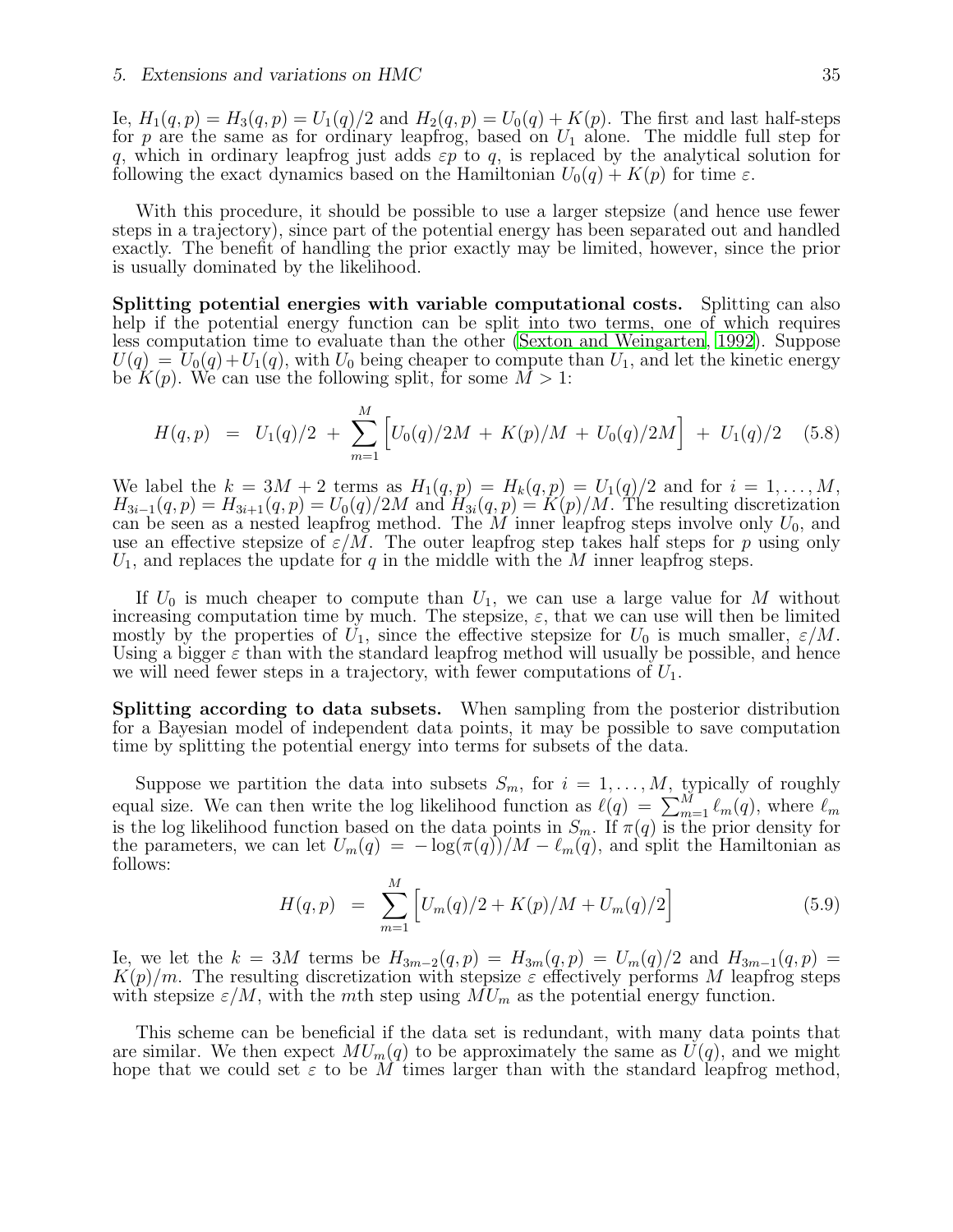Ie, $H_1(q,p) = H_3(q,p) = U_1(q)/2$ and $H_2(q,p) = U_0(q) + K(p)$. The first and last half-steps for $p$ are the same as for ordinary leapfrog, based on $U_1$ alone. The middle full step for $q$, which in ordinary leapfrog just adds $\varepsilon p$ to $q$, is replaced by the analytical solution for following the exact dynamics based on the Hamiltonian $U_0(q) + K(p)$ for time $\varepsilon$.

With this procedure, it should be possible to use a larger stepsize (and hence use fewer steps in a trajectory), since part of the potential energy has been separated out and handled exactly. The benefit of handling the prior exactly may be limited, however, since the prior is usually dominated by the likelihood.

**Splitting potential energies with variable computational costs.** Splitting can also help if the potential energy function can be split into two terms, one of which requires less computation time to evaluate than the other (Sexton and Weingarten, 1992). Suppose $U(q) = U_0(q) + U_1(q)$, with $U_0$ being cheaper to compute than $U_1$, and let the kinetic energy be $K(p)$. We can use the following split, for some $M > 1$:

$$H(q,p) \;=\; U_1(q)/2 \;+\; \sum_{m=1}^{M} \Big[ U_0(q)/2M \;+\; K(p)/M \;+\; U_0(q)/2M \Big] \;+\; U_1(q)/2 \tag{5.8}$$

We label the $k = 3M + 2$ terms as $H_1(q,p) = H_k(q,p) = U_1(q)/2$ and for $i = 1, \ldots, M$, $H_{3i-1}(q,p) = H_{3i+1}(q,p) = U_0(q)/2M$ and $H_{3i}(q,p) = K(p)/M$. The resulting discretization can be seen as a nested leapfrog method. The $M$ inner leapfrog steps involve only $U_0$, and use an effective stepsize of $\varepsilon/M$. The outer leapfrog step takes half steps for $p$ using only $U_1$, and replaces the update for $q$ in the middle with the $M$ inner leapfrog steps.

If $U_0$ is much cheaper to compute than $U_1$, we can use a large value for $M$ without increasing computation time by much. The stepsize, $\varepsilon$, that we can use will then be limited mostly by the properties of $U_1$, since the effective stepsize for $U_0$ is much smaller, $\varepsilon/M$. Using a bigger $\varepsilon$ than with the standard leapfrog method will usually be possible, and hence we will need fewer steps in a trajectory, with fewer computations of $U_1$.

**Splitting according to data subsets.** When sampling from the posterior distribution for a Bayesian model of independent data points, it may be possible to save computation time by splitting the potential energy into terms for subsets of the data.

Suppose we partition the data into subsets $S_m$, for $i = 1, \ldots, M$, typically of roughly equal size. We can then write the log likelihood function as $\ell(q) = \sum_{m=1}^{M} \ell_m(q)$, where $\ell_m$ is the log likelihood function based on the data points in $S_m$. If $\pi(q)$ is the prior density for the parameters, we can let $U_m(q) = -\log(\pi(q))/M - \ell_m(q)$, and split the Hamiltonian as follows:

$$H(q,p) \;=\; \sum_{m=1}^{M} \Big[ U_m(q)/2 + K(p)/M + U_m(q)/2 \Big] \tag{5.9}$$

Ie, we let the $k = 3M$ terms be $H_{3m-2}(q,p) = H_{3m}(q,p) = U_m(q)/2$ and $H_{3m-1}(q,p) = K(p)/m$. The resulting discretization with stepsize $\varepsilon$ effectively performs $M$ leapfrog steps with stepsize $\varepsilon/M$, with the $m$th step using $MU_m$ as the potential energy function.

This scheme can be beneficial if the data set is redundant, with many data points that are similar. We then expect $MU_m(q)$ to be approximately the same as $U(q)$, and we might hope that we could set $\varepsilon$ to be $M$ times larger than with the standard leapfrog method,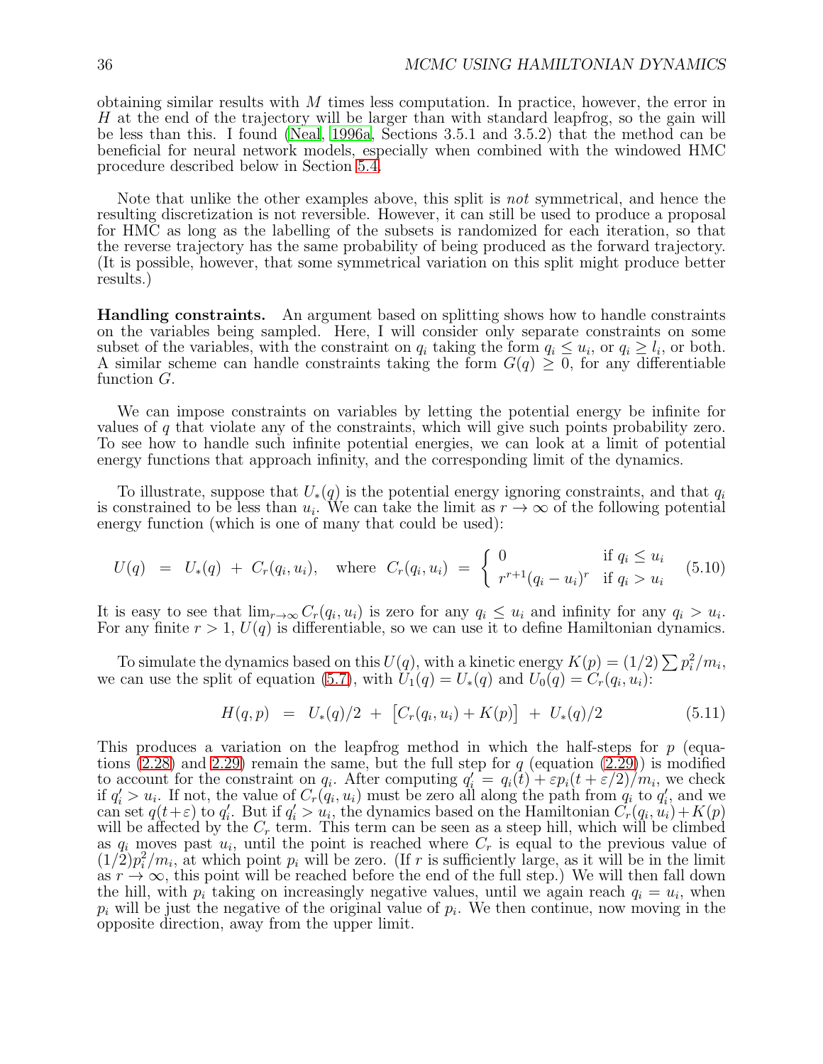obtaining similar results with $M$ times less computation. In practice, however, the error in $H$ at the end of the trajectory will be larger than with standard leapfrog, so the gain will be less than this. I found (Neal, 1996a, Sections 3.5.1 and 3.5.2) that the method can be beneficial for neural network models, especially when combined with the windowed HMC procedure described below in Section 5.4.

Note that unlike the other examples above, this split is *not* symmetrical, and hence the resulting discretization is not reversible. However, it can still be used to produce a proposal for HMC as long as the labelling of the subsets is randomized for each iteration, so that the reverse trajectory has the same probability of being produced as the forward trajectory. (It is possible, however, that some symmetrical variation on this split might produce better results.)

**Handling constraints.** An argument based on splitting shows how to handle constraints on the variables being sampled. Here, I will consider only separate constraints on some subset of the variables, with the constraint on $q_i$ taking the form $q_i \leq u_i$, or $q_i \geq l_i$, or both. A similar scheme can handle constraints taking the form $G(q) \geq 0$, for any differentiable function $G$.

We can impose constraints on variables by letting the potential energy be infinite for values of $q$ that violate any of the constraints, which will give such points probability zero. To see how to handle such infinite potential energies, we can look at a limit of potential energy functions that approach infinity, and the corresponding limit of the dynamics.

To illustrate, suppose that $U_*(q)$ is the potential energy ignoring constraints, and that $q_i$ is constrained to be less than $u_i$. We can take the limit as $r \to \infty$ of the following potential energy function (which is one of many that could be used):

$$U(q) \;=\; U_*(q) \;+\; C_r(q_i, u_i), \quad \text{where } \; C_r(q_i, u_i) \;=\; \begin{cases} 0 & \text{if } q_i \leq u_i \\ r^{r+1}(q_i - u_i)^r & \text{if } q_i > u_i \end{cases} \tag{5.10}$$

It is easy to see that $\lim_{r\to\infty} C_r(q_i, u_i)$ is zero for any $q_i \leq u_i$ and infinity for any $q_i > u_i$. For any finite $r > 1$, $U(q)$ is differentiable, so we can use it to define Hamiltonian dynamics.

To simulate the dynamics based on this $U(q)$, with a kinetic energy $K(p) = (1/2)\sum p_i^2/m_i$, we can use the split of equation (5.7), with $U_1(q) = U_*(q)$ and $U_0(q) = C_r(q_i, u_i)$:

$$H(q,p) \;=\; U_*(q)/2 \;+\; \big[C_r(q_i, u_i) + K(p)\big] \;+\; U_*(q)/2 \tag{5.11}$$

This produces a variation on the leapfrog method in which the half-steps for $p$ (equations (2.28) and 2.29) remain the same, but the full step for $q$ (equation (2.29)) is modified to account for the constraint on $q_i$. After computing $q_i' = q_i(t) + \varepsilon p_i(t+\varepsilon/2)/m_i$, we check if $q_i' > u_i$. If not, the value of $C_r(q_i, u_i)$ must be zero all along the path from $q_i$ to $q_i'$, and we can set $q(t+\varepsilon)$ to $q_i'$. But if $q_i' > u_i$, the dynamics based on the Hamiltonian $C_r(q_i, u_i) + K(p)$ will be affected by the $C_r$ term. This term can be seen as a steep hill, which will be climbed as $q_i$ moves past $u_i$, until the point is reached where $C_r$ is equal to the previous value of $(1/2)p_i^2/m_i$, at which point $p_i$ will be zero. (If $r$ is sufficiently large, as it will be in the limit as $r \to \infty$, this point will be reached before the end of the full step.) We will then fall down the hill, with $p_i$ taking on increasingly negative values, until we again reach $q_i = u_i$, when $p_i$ will be just the negative of the original value of $p_i$. We then continue, now moving in the opposite direction, away from the upper limit.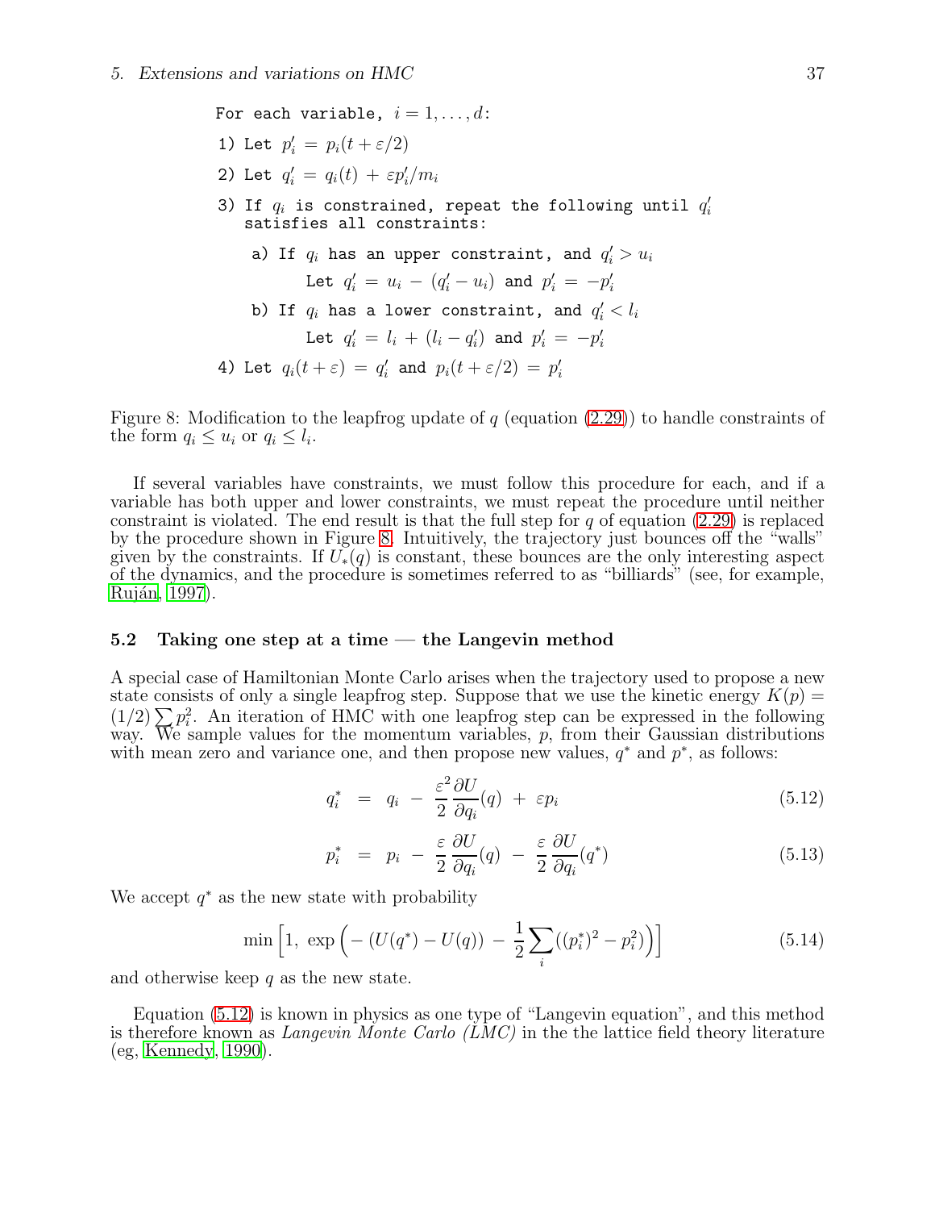```
For each variable, i = 1,...,d:
1) Let p'_i = p_i(t + ε/2)
2) Let q'_i = q_i(t) + εp'_i/m_i
3) If q_i is constrained, repeat the following until q'_i
   satisfies all constraints:
    a) If q_i has an upper constraint, and q'_i > u_i
         Let q'_i = u_i − (q'_i − u_i) and p'_i = −p'_i
    b) If q_i has a lower constraint, and q'_i < l_i
         Let q'_i = l_i + (l_i − q'_i) and p'_i = −p'_i
4) Let q_i(t + ε) = q'_i and p_i(t + ε/2) = p'_i
```

Figure 8: Modification to the leapfrog update of $q$ (equation (2.29)) to handle constraints of the form $q_i \leq u_i$ or $q_i \leq l_i$.

If several variables have constraints, we must follow this procedure for each, and if a variable has both upper and lower constraints, we must repeat the procedure until neither constraint is violated. The end result is that the full step for $q$ of equation (2.29) is replaced by the procedure shown in Figure 8. Intuitively, the trajectory just bounces off the "walls" given by the constraints. If $U_*(q)$ is constant, these bounces are the only interesting aspect of the dynamics, and the procedure is sometimes referred to as "billiards" (see, for example, Ruján, 1997).

### 5.2 Taking one step at a time — the Langevin method

A special case of Hamiltonian Monte Carlo arises when the trajectory used to propose a new state consists of only a single leapfrog step. Suppose that we use the kinetic energy $K(p) = (1/2)\sum p_i^2$. An iteration of HMC with one leapfrog step can be expressed in the following way. We sample values for the momentum variables, $p$, from their Gaussian distributions with mean zero and variance one, and then propose new values, $q^*$ and $p^*$, as follows:

$$q_i^* \;=\; q_i \;-\; \frac{\varepsilon^2}{2}\frac{\partial U}{\partial q_i}(q) \;+\; \varepsilon p_i \tag{5.12}$$

$$p_i^* \;=\; p_i \;-\; \frac{\varepsilon}{2}\frac{\partial U}{\partial q_i}(q) \;-\; \frac{\varepsilon}{2}\frac{\partial U}{\partial q_i}(q^*) \tag{5.13}$$

We accept $q^*$ as the new state with probability

$$\min\Big[1,\; \exp\Big(-\,(U(q^*) - U(q)) \;-\; \frac{1}{2}\sum_i((p_i^*)^2 - p_i^2)\Big)\Big] \tag{5.14}$$

and otherwise keep $q$ as the new state.

Equation (5.12) is known in physics as one type of "Langevin equation", and this method is therefore known as *Langevin Monte Carlo (LMC)* in the the lattice field theory literature (eg, Kennedy, 1990).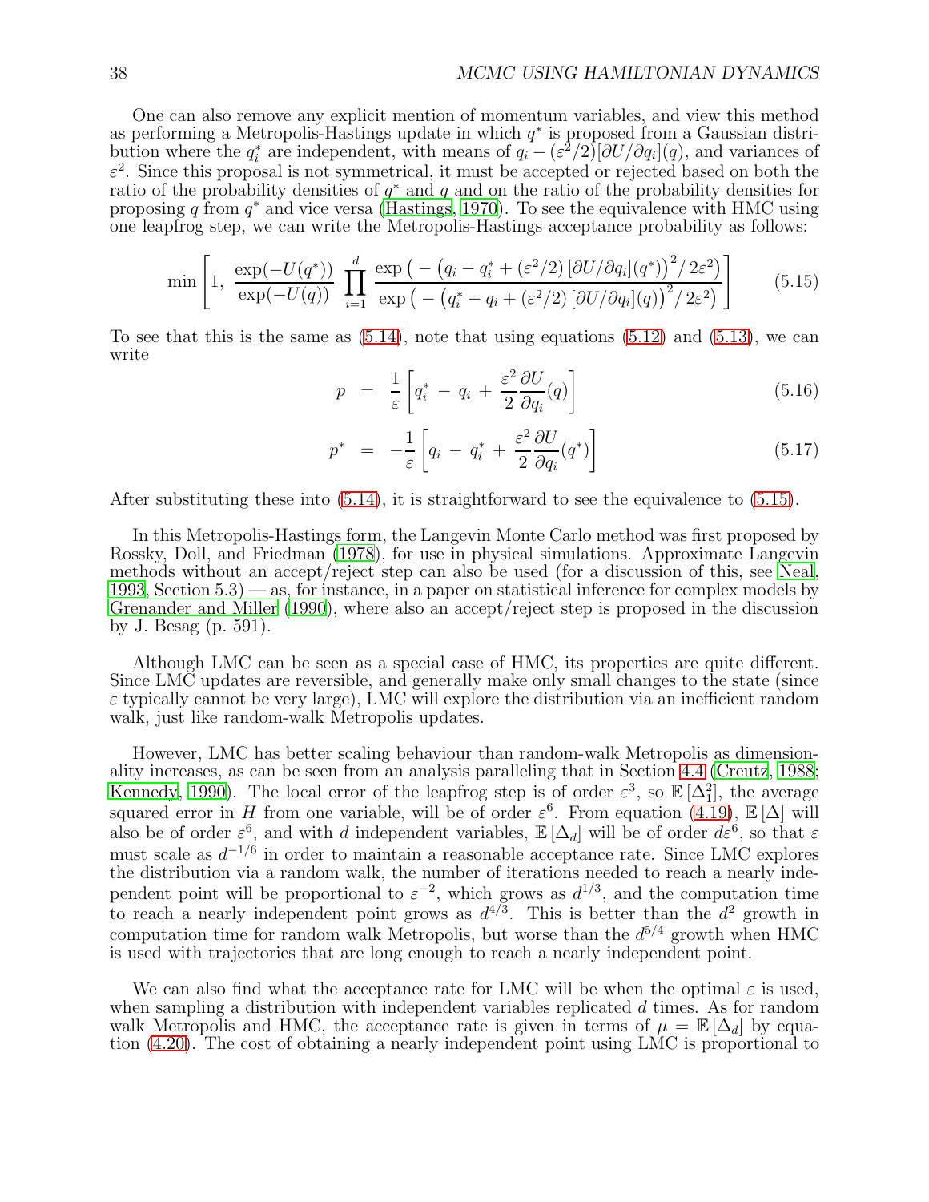One can also remove any explicit mention of momentum variables, and view this method as performing a Metropolis-Hastings update in which $q^*$ is proposed from a Gaussian distribution where the $q_i^*$ are independent, with means of $q_i - (\varepsilon^2/2)[\partial U/\partial q_i](q)$, and variances of $\varepsilon^2$. Since this proposal is not symmetrical, it must be accepted or rejected based on both the ratio of the probability densities of $q^*$ and $q$ and on the ratio of the probability densities for proposing $q$ from $q^*$ and vice versa (Hastings, 1970). To see the equivalence with HMC using one leapfrog step, we can write the Metropolis-Hastings acceptance probability as follows:

$$\min\left[1,\ \frac{\exp(-U(q^*))}{\exp(-U(q))}\ \prod_{i=1}^{d} \frac{\exp\left(-\left(q_i - q_i^* + (\varepsilon^2/2)\,[\partial U/\partial q_i](q^*)\right)^2 \big/\, 2\varepsilon^2\right)}{\exp\left(-\left(q_i^* - q_i + (\varepsilon^2/2)\,[\partial U/\partial q_i](q)\right)^2 \big/\, 2\varepsilon^2\right)}\right] \tag{5.15}$$

To see that this is the same as (5.14), note that using equations (5.12) and (5.13), we can write

$$p \;=\; \frac{1}{\varepsilon}\left[q_i^* - q_i + \frac{\varepsilon^2}{2}\frac{\partial U}{\partial q_i}(q)\right] \tag{5.16}$$

$$p^* \;=\; -\frac{1}{\varepsilon}\left[q_i - q_i^* + \frac{\varepsilon^2}{2}\frac{\partial U}{\partial q_i}(q^*)\right] \tag{5.17}$$

After substituting these into (5.14), it is straightforward to see the equivalence to (5.15).

In this Metropolis-Hastings form, the Langevin Monte Carlo method was first proposed by Rossky, Doll, and Friedman (1978), for use in physical simulations. Approximate Langevin methods without an accept/reject step can also be used (for a discussion of this, see Neal, 1993, Section 5.3) — as, for instance, in a paper on statistical inference for complex models by Grenander and Miller (1990), where also an accept/reject step is proposed in the discussion by J. Besag (p. 591).

Although LMC can be seen as a special case of HMC, its properties are quite different. Since LMC updates are reversible, and generally make only small changes to the state (since $\varepsilon$ typically cannot be very large), LMC will explore the distribution via an inefficient random walk, just like random-walk Metropolis updates.

However, LMC has better scaling behaviour than random-walk Metropolis as dimensionality increases, as can be seen from an analysis paralleling that in Section 4.4 (Creutz, 1988; Kennedy, 1990). The local error of the leapfrog step is of order $\varepsilon^3$, so $\mathbb{E}\left[\Delta_1^2\right]$, the average squared error in $H$ from one variable, will be of order $\varepsilon^6$. From equation (4.19), $\mathbb{E}\left[\Delta\right]$ will also be of order $\varepsilon^6$, and with $d$ independent variables, $\mathbb{E}\left[\Delta_d\right]$ will be of order $d\varepsilon^6$, so that $\varepsilon$ must scale as $d^{-1/6}$ in order to maintain a reasonable acceptance rate. Since LMC explores the distribution via a random walk, the number of iterations needed to reach a nearly independent point will be proportional to $\varepsilon^{-2}$, which grows as $d^{1/3}$, and the computation time to reach a nearly independent point grows as $d^{4/3}$. This is better than the $d^2$ growth in computation time for random walk Metropolis, but worse than the $d^{5/4}$ growth when HMC is used with trajectories that are long enough to reach a nearly independent point.

We can also find what the acceptance rate for LMC will be when the optimal $\varepsilon$ is used, when sampling a distribution with independent variables replicated $d$ times. As for random walk Metropolis and HMC, the acceptance rate is given in terms of $\mu = \mathbb{E}\left[\Delta_d\right]$ by equation (4.20). The cost of obtaining a nearly independent point using LMC is proportional to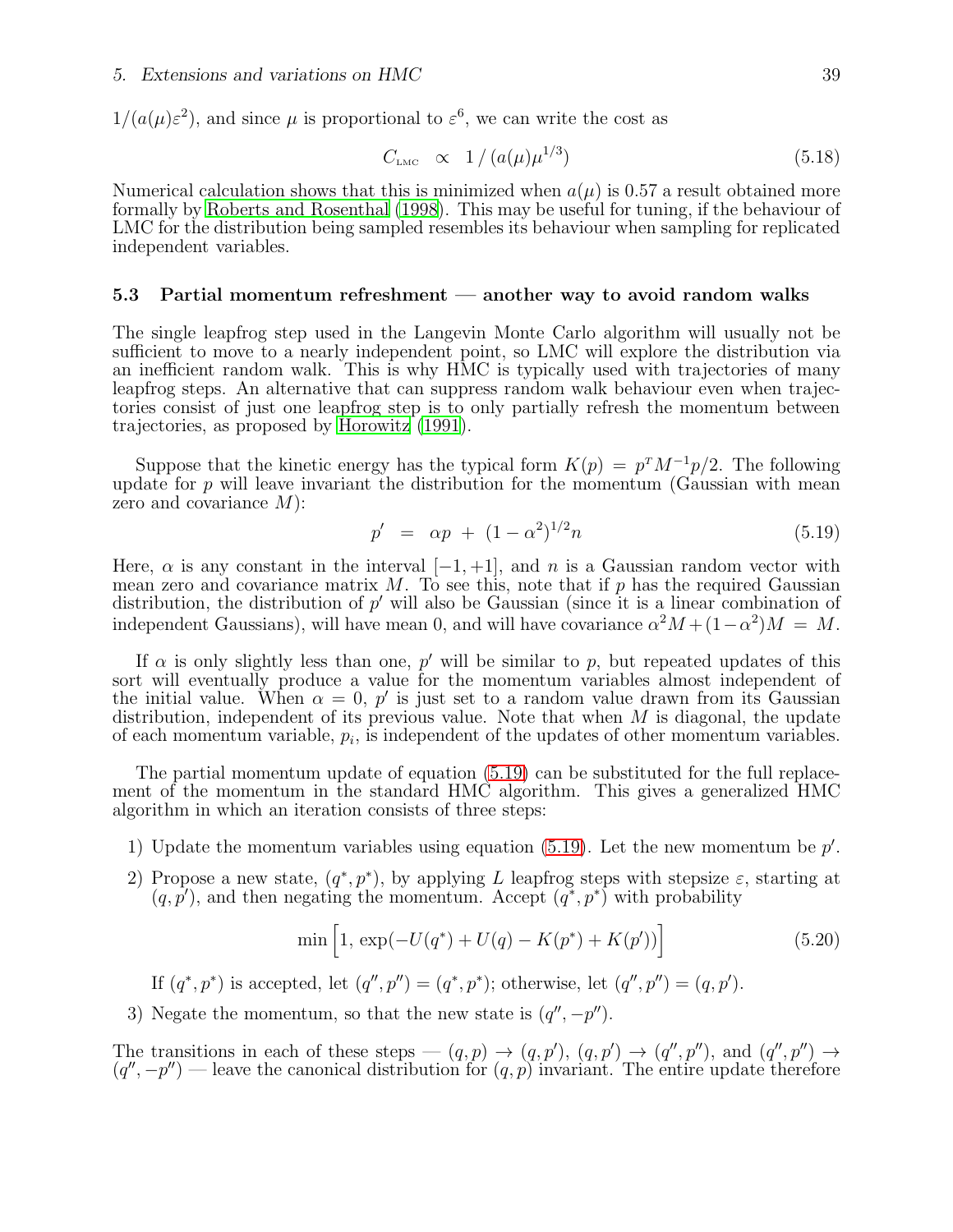$1/(a(\mu)\varepsilon^2)$, and since $\mu$ is proportional to $\varepsilon^6$, we can write the cost as

$$C_{\text{LMC}} \;\propto\; 1\,/\,(a(\mu)\mu^{1/3}) \tag{5.18}$$

Numerical calculation shows that this is minimized when $a(\mu)$ is 0.57 a result obtained more formally by Roberts and Rosenthal (1998). This may be useful for tuning, if the behaviour of LMC for the distribution being sampled resembles its behaviour when sampling for replicated independent variables.

### 5.3 Partial momentum refreshment — another way to avoid random walks

The single leapfrog step used in the Langevin Monte Carlo algorithm will usually not be sufficient to move to a nearly independent point, so LMC will explore the distribution via an inefficient random walk. This is why HMC is typically used with trajectories of many leapfrog steps. An alternative that can suppress random walk behaviour even when trajectories consist of just one leapfrog step is to only partially refresh the momentum between trajectories, as proposed by Horowitz (1991).

Suppose that the kinetic energy has the typical form $K(p) = p^T M^{-1} p/2$. The following update for $p$ will leave invariant the distribution for the momentum (Gaussian with mean zero and covariance $M$):

$$p' \;=\; \alpha p \;+\; (1-\alpha^2)^{1/2} n \tag{5.19}$$

Here, $\alpha$ is any constant in the interval $[-1,+1]$, and $n$ is a Gaussian random vector with mean zero and covariance matrix $M$. To see this, note that if $p$ has the required Gaussian distribution, the distribution of $p'$ will also be Gaussian (since it is a linear combination of independent Gaussians), will have mean 0, and will have covariance $\alpha^2 M + (1-\alpha^2)M \,=\, M$.

If $\alpha$ is only slightly less than one, $p'$ will be similar to $p$, but repeated updates of this sort will eventually produce a value for the momentum variables almost independent of the initial value. When $\alpha = 0$, $p'$ is just set to a random value drawn from its Gaussian distribution, independent of its previous value. Note that when $M$ is diagonal, the update of each momentum variable, $p_i$, is independent of the updates of other momentum variables.

The partial momentum update of equation (5.19) can be substituted for the full replacement of the momentum in the standard HMC algorithm. This gives a generalized HMC algorithm in which an iteration consists of three steps:

1) Update the momentum variables using equation (5.19). Let the new momentum be $p'$.
2) Propose a new state, $(q^*, p^*)$, by applying $L$ leapfrog steps with stepsize $\varepsilon$, starting at $(q, p')$, and then negating the momentum. Accept $(q^*, p^*)$ with probability

$$\min\Big[1,\, \exp(-U(q^*) + U(q) - K(p^*) + K(p'))\Big] \tag{5.20}$$

   If $(q^*, p^*)$ is accepted, let $(q'', p'') = (q^*, p^*)$; otherwise, let $(q'', p'') = (q, p')$.
3) Negate the momentum, so that the new state is $(q'', -p'')$.

The transitions in each of these steps — $(q,p) \to (q,p')$, $(q,p') \to (q'',p'')$, and $(q'',p'') \to (q'',-p'')$ — leave the canonical distribution for $(q,p)$ invariant. The entire update therefore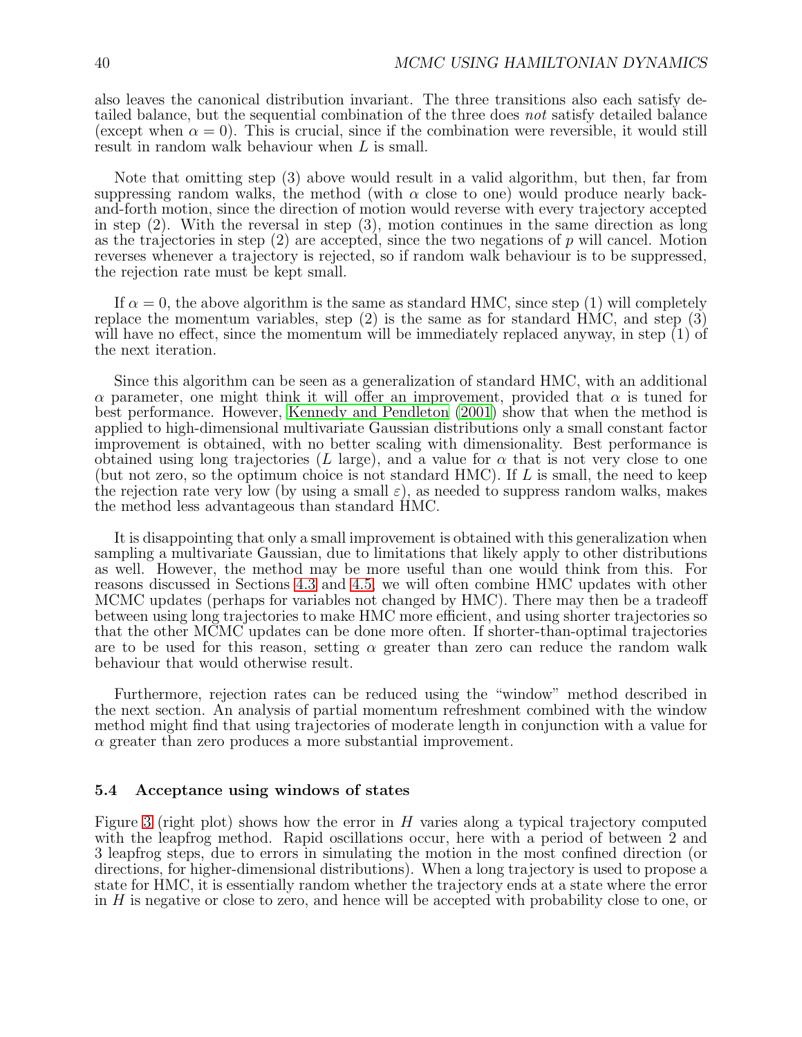also leaves the canonical distribution invariant. The three transitions also each satisfy detailed balance, but the sequential combination of the three does *not* satisfy detailed balance (except when $\alpha = 0$). This is crucial, since if the combination were reversible, it would still result in random walk behaviour when $L$ is small.

Note that omitting step (3) above would result in a valid algorithm, but then, far from suppressing random walks, the method (with $\alpha$ close to one) would produce nearly back-and-forth motion, since the direction of motion would reverse with every trajectory accepted in step (2). With the reversal in step (3), motion continues in the same direction as long as the trajectories in step (2) are accepted, since the two negations of $p$ will cancel. Motion reverses whenever a trajectory is rejected, so if random walk behaviour is to be suppressed, the rejection rate must be kept small.

If $\alpha = 0$, the above algorithm is the same as standard HMC, since step (1) will completely replace the momentum variables, step (2) is the same as for standard HMC, and step (3) will have no effect, since the momentum will be immediately replaced anyway, in step (1) of the next iteration.

Since this algorithm can be seen as a generalization of standard HMC, with an additional $\alpha$ parameter, one might think it will offer an improvement, provided that $\alpha$ is tuned for best performance. However, Kennedy and Pendleton (2001) show that when the method is applied to high-dimensional multivariate Gaussian distributions only a small constant factor improvement is obtained, with no better scaling with dimensionality. Best performance is obtained using long trajectories ($L$ large), and a value for $\alpha$ that is not very close to one (but not zero, so the optimum choice is not standard HMC). If $L$ is small, the need to keep the rejection rate very low (by using a small $\varepsilon$), as needed to suppress random walks, makes the method less advantageous than standard HMC.

It is disappointing that only a small improvement is obtained with this generalization when sampling a multivariate Gaussian, due to limitations that likely apply to other distributions as well. However, the method may be more useful than one would think from this. For reasons discussed in Sections 4.3 and 4.5, we will often combine HMC updates with other MCMC updates (perhaps for variables not changed by HMC). There may then be a tradeoff between using long trajectories to make HMC more efficient, and using shorter trajectories so that the other MCMC updates can be done more often. If shorter-than-optimal trajectories are to be used for this reason, setting $\alpha$ greater than zero can reduce the random walk behaviour that would otherwise result.

Furthermore, rejection rates can be reduced using the "window" method described in the next section. An analysis of partial momentum refreshment combined with the window method might find that using trajectories of moderate length in conjunction with a value for $\alpha$ greater than zero produces a more substantial improvement.

### 5.4 Acceptance using windows of states

Figure 3 (right plot) shows how the error in $H$ varies along a typical trajectory computed with the leapfrog method. Rapid oscillations occur, here with a period of between 2 and 3 leapfrog steps, due to errors in simulating the motion in the most confined direction (or directions, for higher-dimensional distributions). When a long trajectory is used to propose a state for HMC, it is essentially random whether the trajectory ends at a state where the error in $H$ is negative or close to zero, and hence will be accepted with probability close to one, or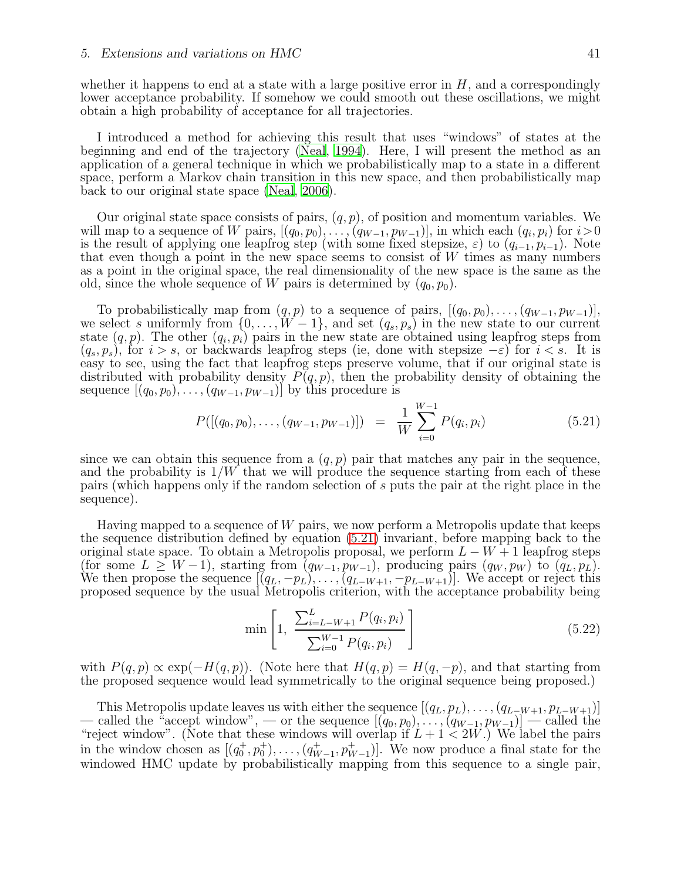whether it happens to end at a state with a large positive error in $H$, and a correspondingly lower acceptance probability. If somehow we could smooth out these oscillations, we might obtain a high probability of acceptance for all trajectories.

I introduced a method for achieving this result that uses "windows" of states at the beginning and end of the trajectory (Neal, 1994). Here, I will present the method as an application of a general technique in which we probabilistically map to a state in a different space, perform a Markov chain transition in this new space, and then probabilistically map back to our original state space (Neal, 2006).

Our original state space consists of pairs, $(q, p)$, of position and momentum variables. We will map to a sequence of $W$ pairs, $[(q_0, p_0), \ldots, (q_{W-1}, p_{W-1})]$, in which each $(q_i, p_i)$ for $i > 0$ is the result of applying one leapfrog step (with some fixed stepsize, $\varepsilon$) to $(q_{i-1}, p_{i-1})$. Note that even though a point in the new space seems to consist of $W$ times as many numbers as a point in the original space, the real dimensionality of the new space is the same as the old, since the whole sequence of $W$ pairs is determined by $(q_0, p_0)$.

To probabilistically map from $(q, p)$ to a sequence of pairs, $[(q_0, p_0), \ldots, (q_{W-1}, p_{W-1})]$, we select $s$ uniformly from $\{0, \ldots, W-1\}$, and set $(q_s, p_s)$ in the new state to our current state $(q, p)$. The other $(q_i, p_i)$ pairs in the new state are obtained using leapfrog steps from $(q_s, p_s)$, for $i > s$, or backwards leapfrog steps (ie, done with stepsize $-\varepsilon$) for $i < s$. It is easy to see, using the fact that leapfrog steps preserve volume, that if our original state is distributed with probability density $P(q, p)$, then the probability density of obtaining the sequence $[(q_0, p_0), \ldots, (q_{W-1}, p_{W-1})]$ by this procedure is

$$P([(q_0, p_0), \ldots, (q_{W-1}, p_{W-1})]) \;=\; \frac{1}{W} \sum_{i=0}^{W-1} P(q_i, p_i) \tag{5.21}$$

since we can obtain this sequence from a $(q, p)$ pair that matches any pair in the sequence, and the probability is $1/W$ that we will produce the sequence starting from each of these pairs (which happens only if the random selection of $s$ puts the pair at the right place in the sequence).

Having mapped to a sequence of $W$ pairs, we now perform a Metropolis update that keeps the sequence distribution defined by equation (5.21) invariant, before mapping back to the original state space. To obtain a Metropolis proposal, we perform $L - W + 1$ leapfrog steps (for some $L \geq W - 1$), starting from $(q_{W-1}, p_{W-1})$, producing pairs $(q_W, p_W)$ to $(q_L, p_L)$. We then propose the sequence $[(q_L, -p_L), \ldots, (q_{L-W+1}, -p_{L-W+1})]$. We accept or reject this proposed sequence by the usual Metropolis criterion, with the acceptance probability being

$$\min\left[1,\; \frac{\sum_{i=L-W+1}^{L} P(q_i, p_i)}{\sum_{i=0}^{W-1} P(q_i, p_i)}\right] \tag{5.22}$$

with $P(q, p) \propto \exp(-H(q, p))$. (Note here that $H(q, p) = H(q, -p)$, and that starting from the proposed sequence would lead symmetrically to the original sequence being proposed.)

This Metropolis update leaves us with either the sequence $[(q_L, p_L), \ldots, (q_{L-W+1}, p_{L-W+1})]$ — called the "accept window", — or the sequence $[(q_0, p_0), \ldots, (q_{W-1}, p_{W-1})]$ — called the "reject window". (Note that these windows will overlap if $L + 1 < 2W$.) We label the pairs in the window chosen as $[(q_0^+, p_0^+), \ldots, (q_{W-1}^+, p_{W-1}^+)]$. We now produce a final state for the windowed HMC update by probabilistically mapping from this sequence to a single pair,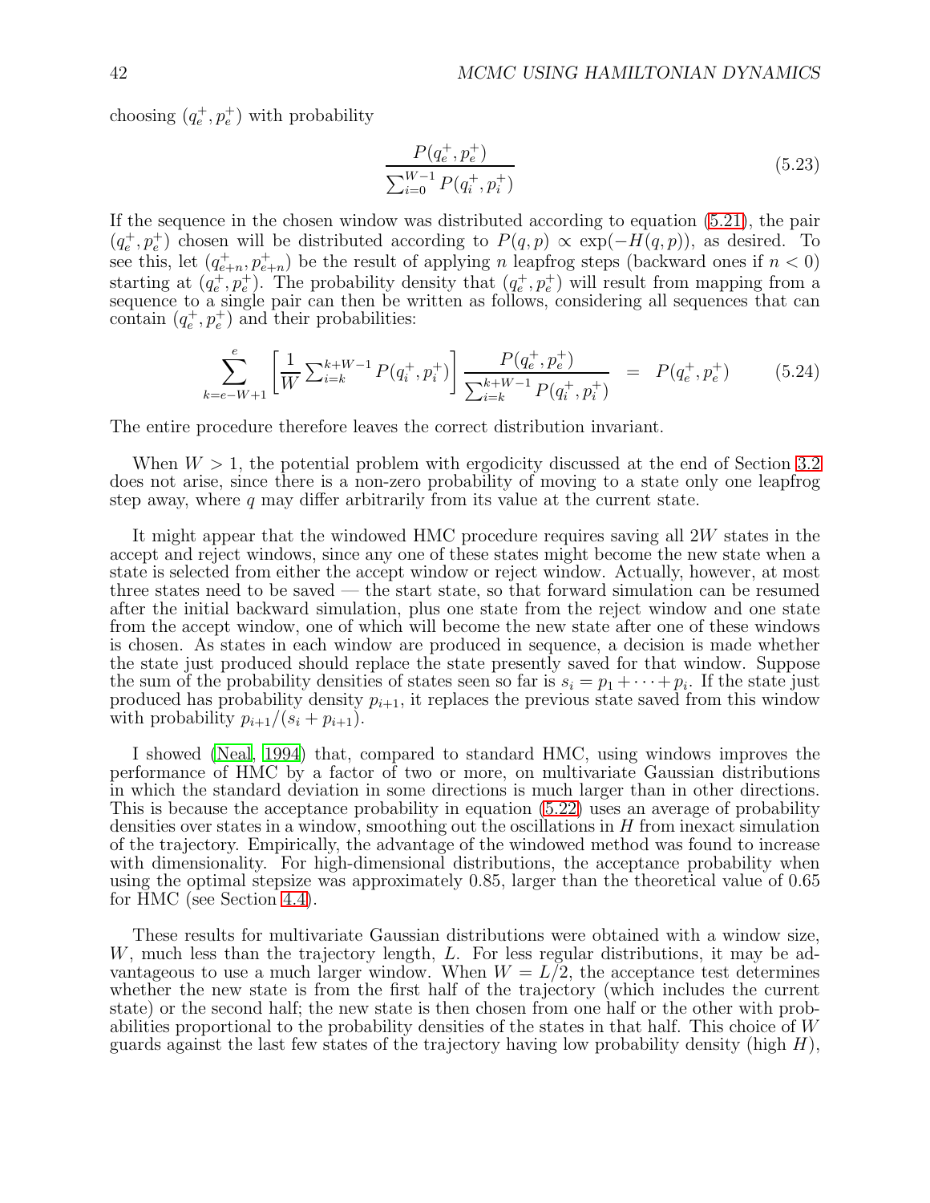choosing $(q_e^+, p_e^+)$ with probability

$$\frac{P(q_e^+, p_e^+)}{\sum_{i=0}^{W-1} P(q_i^+, p_i^+)} \tag{5.23}$$

If the sequence in the chosen window was distributed according to equation (5.21), the pair $(q_e^+, p_e^+)$ chosen will be distributed according to $P(q,p) \propto \exp(-H(q,p))$, as desired. To see this, let $(q_{e+n}^+, p_{e+n}^+)$ be the result of applying $n$ leapfrog steps (backward ones if $n < 0$) starting at $(q_e^+, p_e^+)$. The probability density that $(q_e^+, p_e^+)$ will result from mapping from a sequence to a single pair can then be written as follows, considering all sequences that can contain $(q_e^+, p_e^+)$ and their probabilities:

$$\sum_{k=e-W+1}^{e} \left[ \frac{1}{W} \sum_{i=k}^{k+W-1} P(q_i^+, p_i^+) \right] \frac{P(q_e^+, p_e^+)}{\sum_{i=k}^{k+W-1} P(q_i^+, p_i^+)} \;\; = \;\; P(q_e^+, p_e^+) \tag{5.24}$$

The entire procedure therefore leaves the correct distribution invariant.

When $W > 1$, the potential problem with ergodicity discussed at the end of Section 3.2 does not arise, since there is a non-zero probability of moving to a state only one leapfrog step away, where $q$ may differ arbitrarily from its value at the current state.

It might appear that the windowed HMC procedure requires saving all $2W$ states in the accept and reject windows, since any one of these states might become the new state when a state is selected from either the accept window or reject window. Actually, however, at most three states need to be saved — the start state, so that forward simulation can be resumed after the initial backward simulation, plus one state from the reject window and one state from the accept window, one of which will become the new state after one of these windows is chosen. As states in each window are produced in sequence, a decision is made whether the state just produced should replace the state presently saved for that window. Suppose the sum of the probability densities of states seen so far is $s_i = p_1 + \cdots + p_i$. If the state just produced has probability density $p_{i+1}$, it replaces the previous state saved from this window with probability $p_{i+1}/(s_i + p_{i+1})$.

I showed (Neal, 1994) that, compared to standard HMC, using windows improves the performance of HMC by a factor of two or more, on multivariate Gaussian distributions in which the standard deviation in some directions is much larger than in other directions. This is because the acceptance probability in equation (5.22) uses an average of probability densities over states in a window, smoothing out the oscillations in $H$ from inexact simulation of the trajectory. Empirically, the advantage of the windowed method was found to increase with dimensionality. For high-dimensional distributions, the acceptance probability when using the optimal stepsize was approximately 0.85, larger than the theoretical value of 0.65 for HMC (see Section 4.4).

These results for multivariate Gaussian distributions were obtained with a window size, $W$, much less than the trajectory length, $L$. For less regular distributions, it may be advantageous to use a much larger window. When $W = L/2$, the acceptance test determines whether the new state is from the first half of the trajectory (which includes the current state) or the second half; the new state is then chosen from one half or the other with probabilities proportional to the probability densities of the states in that half. This choice of $W$ guards against the last few states of the trajectory having low probability density (high $H$),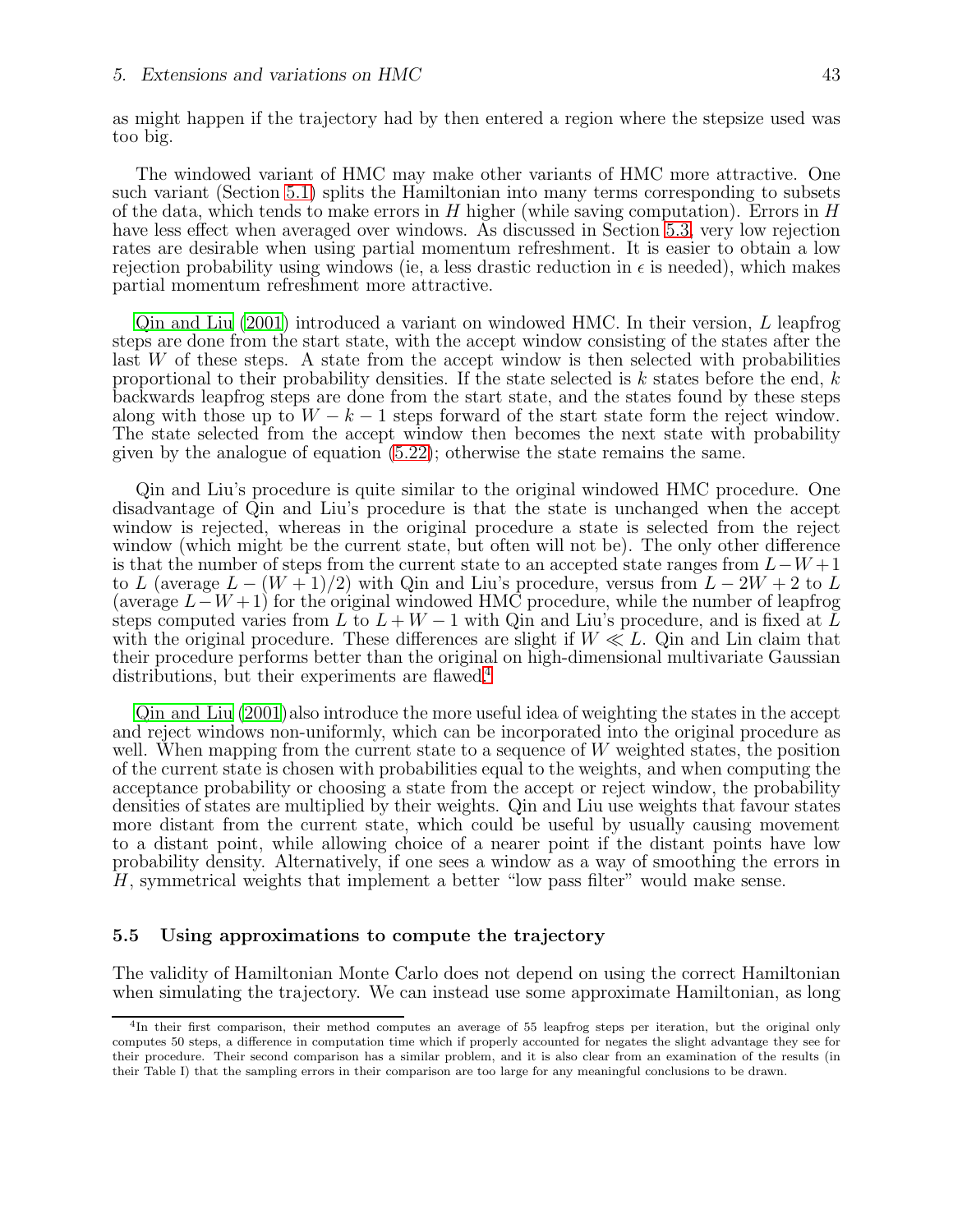as might happen if the trajectory had by then entered a region where the stepsize used was too big.

The windowed variant of HMC may make other variants of HMC more attractive. One such variant (Section 5.1) splits the Hamiltonian into many terms corresponding to subsets of the data, which tends to make errors in $H$ higher (while saving computation). Errors in $H$ have less effect when averaged over windows. As discussed in Section 5.3, very low rejection rates are desirable when using partial momentum refreshment. It is easier to obtain a low rejection probability using windows (ie, a less drastic reduction in $\epsilon$ is needed), which makes partial momentum refreshment more attractive.

Qin and Liu (2001) introduced a variant on windowed HMC. In their version, $L$ leapfrog steps are done from the start state, with the accept window consisting of the states after the last $W$ of these steps. A state from the accept window is then selected with probabilities proportional to their probability densities. If the state selected is $k$ states before the end, $k$ backwards leapfrog steps are done from the start state, and the states found by these steps along with those up to $W - k - 1$ steps forward of the start state form the reject window. The state selected from the accept window then becomes the next state with probability given by the analogue of equation (5.22); otherwise the state remains the same.

Qin and Liu's procedure is quite similar to the original windowed HMC procedure. One disadvantage of Qin and Liu's procedure is that the state is unchanged when the accept window is rejected, whereas in the original procedure a state is selected from the reject window (which might be the current state, but often will not be). The only other difference is that the number of steps from the current state to an accepted state ranges from $L - W + 1$ to $L$ (average $L - (W + 1)/2$) with Qin and Liu's procedure, versus from $L - 2W + 2$ to $L$ (average $L - W + 1$) for the original windowed HMC procedure, while the number of leapfrog steps computed varies from $L$ to $L + W - 1$ with Qin and Liu's procedure, and is fixed at $L$ with the original procedure. These differences are slight if $W \ll L$. Qin and Lin claim that their procedure performs better than the original on high-dimensional multivariate Gaussian distributions, but their experiments are flawed.[4]

Qin and Liu (2001) also introduce the more useful idea of weighting the states in the accept and reject windows non-uniformly, which can be incorporated into the original procedure as well. When mapping from the current state to a sequence of $W$ weighted states, the position of the current state is chosen with probabilities equal to the weights, and when computing the acceptance probability or choosing a state from the accept or reject window, the probability densities of states are multiplied by their weights. Qin and Liu use weights that favour states more distant from the current state, which could be useful by usually causing movement to a distant point, while allowing choice of a nearer point if the distant points have low probability density. Alternatively, if one sees a window as a way of smoothing the errors in $H$, symmetrical weights that implement a better "low pass filter" would make sense.

### 5.5 Using approximations to compute the trajectory

The validity of Hamiltonian Monte Carlo does not depend on using the correct Hamiltonian when simulating the trajectory. We can instead use some approximate Hamiltonian, as long

[4] In their first comparison, their method computes an average of 55 leapfrog steps per iteration, but the original only computes 50 steps, a difference in computation time which if properly accounted for negates the slight advantage they see for their procedure. Their second comparison has a similar problem, and it is also clear from an examination of the results (in their Table I) that the sampling errors in their comparison are too large for any meaningful conclusions to be drawn.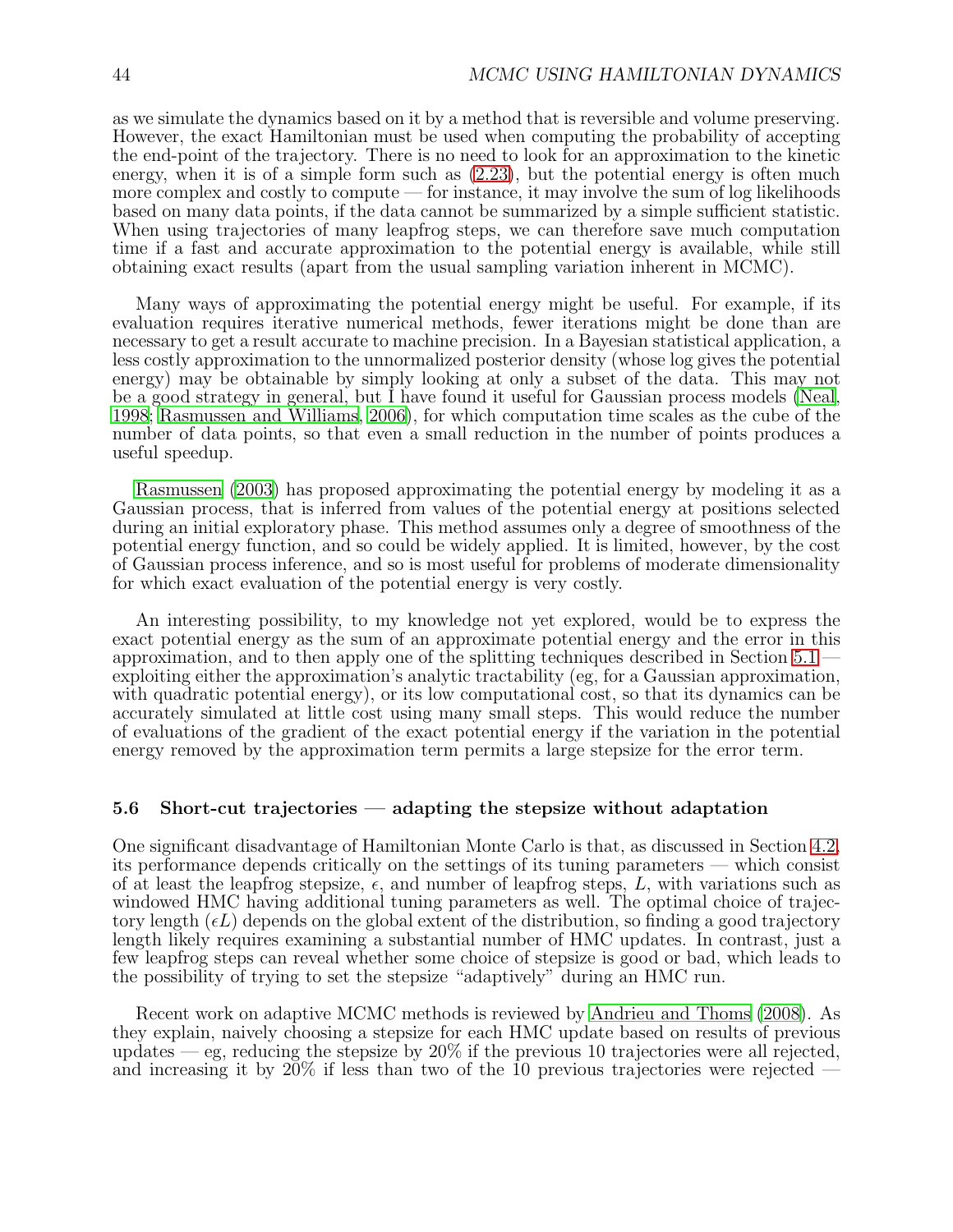as we simulate the dynamics based on it by a method that is reversible and volume preserving. However, the exact Hamiltonian must be used when computing the probability of accepting the end-point of the trajectory. There is no need to look for an approximation to the kinetic energy, when it is of a simple form such as (2.23), but the potential energy is often much more complex and costly to compute — for instance, it may involve the sum of log likelihoods based on many data points, if the data cannot be summarized by a simple sufficient statistic. When using trajectories of many leapfrog steps, we can therefore save much computation time if a fast and accurate approximation to the potential energy is available, while still obtaining exact results (apart from the usual sampling variation inherent in MCMC).

Many ways of approximating the potential energy might be useful. For example, if its evaluation requires iterative numerical methods, fewer iterations might be done than are necessary to get a result accurate to machine precision. In a Bayesian statistical application, a less costly approximation to the unnormalized posterior density (whose log gives the potential energy) may be obtainable by simply looking at only a subset of the data. This may not be a good strategy in general, but I have found it useful for Gaussian process models (Neal, 1998; Rasmussen and Williams, 2006), for which computation time scales as the cube of the number of data points, so that even a small reduction in the number of points produces a useful speedup.

Rasmussen (2003) has proposed approximating the potential energy by modeling it as a Gaussian process, that is inferred from values of the potential energy at positions selected during an initial exploratory phase. This method assumes only a degree of smoothness of the potential energy function, and so could be widely applied. It is limited, however, by the cost of Gaussian process inference, and so is most useful for problems of moderate dimensionality for which exact evaluation of the potential energy is very costly.

An interesting possibility, to my knowledge not yet explored, would be to express the exact potential energy as the sum of an approximate potential energy and the error in this approximation, and to then apply one of the splitting techniques described in Section 5.1 — exploiting either the approximation's analytic tractability (eg, for a Gaussian approximation, with quadratic potential energy), or its low computational cost, so that its dynamics can be accurately simulated at little cost using many small steps. This would reduce the number of evaluations of the gradient of the exact potential energy if the variation in the potential energy removed by the approximation term permits a large stepsize for the error term.

### 5.6 Short-cut trajectories — adapting the stepsize without adaptation

One significant disadvantage of Hamiltonian Monte Carlo is that, as discussed in Section 4.2, its performance depends critically on the settings of its tuning parameters — which consist of at least the leapfrog stepsize, $\epsilon$, and number of leapfrog steps, $L$, with variations such as windowed HMC having additional tuning parameters as well. The optimal choice of trajectory length ($\epsilon L$) depends on the global extent of the distribution, so finding a good trajectory length likely requires examining a substantial number of HMC updates. In contrast, just a few leapfrog steps can reveal whether some choice of stepsize is good or bad, which leads to the possibility of trying to set the stepsize "adaptively" during an HMC run.

Recent work on adaptive MCMC methods is reviewed by Andrieu and Thoms (2008). As they explain, naively choosing a stepsize for each HMC update based on results of previous updates — eg, reducing the stepsize by 20% if the previous 10 trajectories were all rejected, and increasing it by 20% if less than two of the 10 previous trajectories were rejected —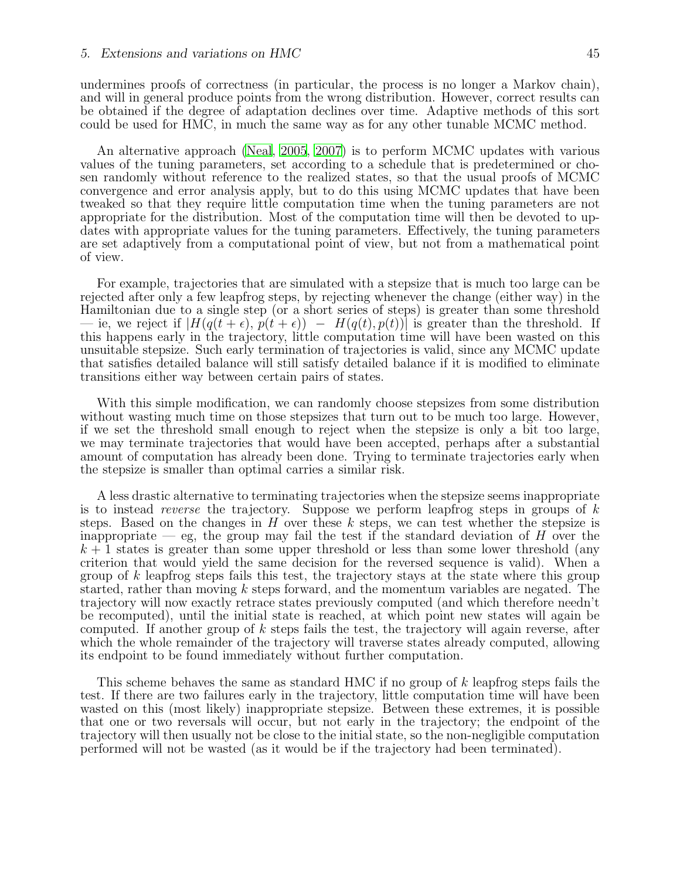undermines proofs of correctness (in particular, the process is no longer a Markov chain), and will in general produce points from the wrong distribution. However, correct results can be obtained if the degree of adaptation declines over time. Adaptive methods of this sort could be used for HMC, in much the same way as for any other tunable MCMC method.

An alternative approach (Neal, 2005, 2007) is to perform MCMC updates with various values of the tuning parameters, set according to a schedule that is predetermined or chosen randomly without reference to the realized states, so that the usual proofs of MCMC convergence and error analysis apply, but to do this using MCMC updates that have been tweaked so that they require little computation time when the tuning parameters are not appropriate for the distribution. Most of the computation time will then be devoted to updates with appropriate values for the tuning parameters. Effectively, the tuning parameters are set adaptively from a computational point of view, but not from a mathematical point of view.

For example, trajectories that are simulated with a stepsize that is much too large can be rejected after only a few leapfrog steps, by rejecting whenever the change (either way) in the Hamiltonian due to a single step (or a short series of steps) is greater than some threshold — ie, we reject if $|H(q(t+\epsilon), p(t+\epsilon)) - H(q(t), p(t))|$ is greater than the threshold. If this happens early in the trajectory, little computation time will have been wasted on this unsuitable stepsize. Such early termination of trajectories is valid, since any MCMC update that satisfies detailed balance will still satisfy detailed balance if it is modified to eliminate transitions either way between certain pairs of states.

With this simple modification, we can randomly choose stepsizes from some distribution without wasting much time on those stepsizes that turn out to be much too large. However, if we set the threshold small enough to reject when the stepsize is only a bit too large, we may terminate trajectories that would have been accepted, perhaps after a substantial amount of computation has already been done. Trying to terminate trajectories early when the stepsize is smaller than optimal carries a similar risk.

A less drastic alternative to terminating trajectories when the stepsize seems inappropriate is to instead *reverse* the trajectory. Suppose we perform leapfrog steps in groups of $k$ steps. Based on the changes in $H$ over these $k$ steps, we can test whether the stepsize is inappropriate — eg, the group may fail the test if the standard deviation of $H$ over the $k+1$ states is greater than some upper threshold or less than some lower threshold (any criterion that would yield the same decision for the reversed sequence is valid). When a group of $k$ leapfrog steps fails this test, the trajectory stays at the state where this group started, rather than moving $k$ steps forward, and the momentum variables are negated. The trajectory will now exactly retrace states previously computed (and which therefore needn't be recomputed), until the initial state is reached, at which point new states will again be computed. If another group of $k$ steps fails the test, the trajectory will again reverse, after which the whole remainder of the trajectory will traverse states already computed, allowing its endpoint to be found immediately without further computation.

This scheme behaves the same as standard HMC if no group of $k$ leapfrog steps fails the test. If there are two failures early in the trajectory, little computation time will have been wasted on this (most likely) inappropriate stepsize. Between these extremes, it is possible that one or two reversals will occur, but not early in the trajectory; the endpoint of the trajectory will then usually not be close to the initial state, so the non-negligible computation performed will not be wasted (as it would be if the trajectory had been terminated).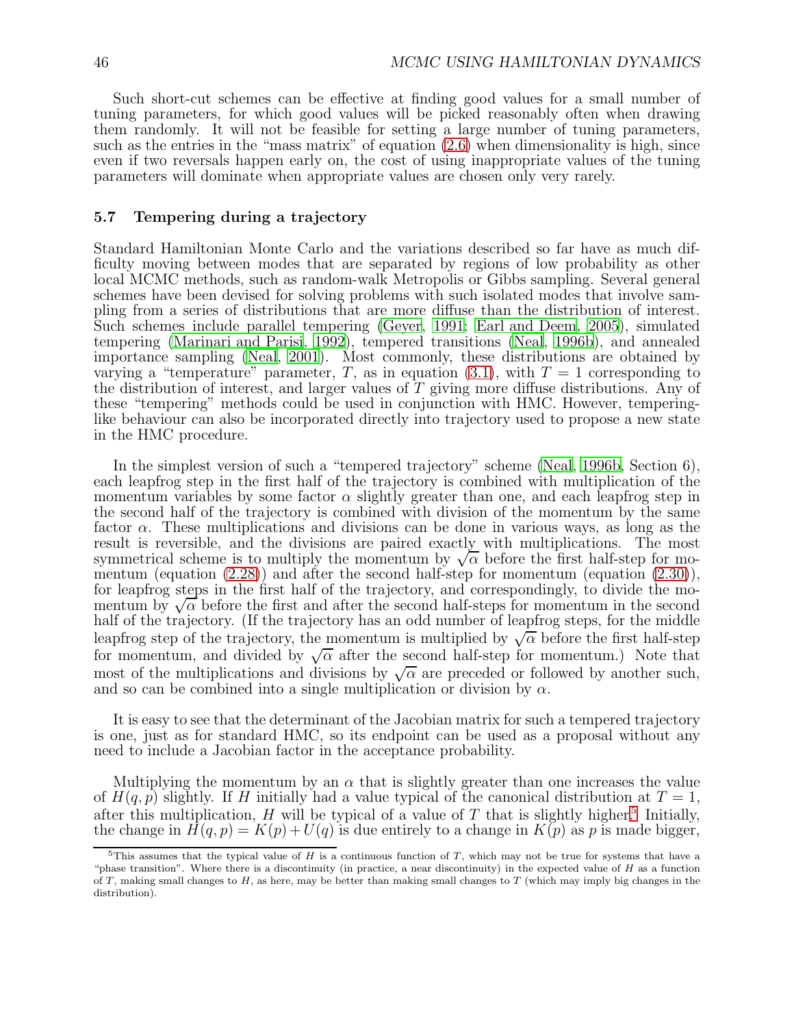Such short-cut schemes can be effective at finding good values for a small number of tuning parameters, for which good values will be picked reasonably often when drawing them randomly. It will not be feasible for setting a large number of tuning parameters, such as the entries in the "mass matrix" of equation (2.6) when dimensionality is high, since even if two reversals happen early on, the cost of using inappropriate values of the tuning parameters will dominate when appropriate values are chosen only very rarely.

### 5.7 Tempering during a trajectory

Standard Hamiltonian Monte Carlo and the variations described so far have as much difficulty moving between modes that are separated by regions of low probability as other local MCMC methods, such as random-walk Metropolis or Gibbs sampling. Several general schemes have been devised for solving problems with such isolated modes that involve sampling from a series of distributions that are more diffuse than the distribution of interest. Such schemes include parallel tempering (Geyer, 1991; Earl and Deem, 2005), simulated tempering (Marinari and Parisi, 1992), tempered transitions (Neal, 1996b), and annealed importance sampling (Neal, 2001). Most commonly, these distributions are obtained by varying a "temperature" parameter, $T$, as in equation (3.1), with $T = 1$ corresponding to the distribution of interest, and larger values of $T$ giving more diffuse distributions. Any of these "tempering" methods could be used in conjunction with HMC. However, tempering-like behaviour can also be incorporated directly into trajectory used to propose a new state in the HMC procedure.

In the simplest version of such a "tempered trajectory" scheme (Neal, 1996b, Section 6), each leapfrog step in the first half of the trajectory is combined with multiplication of the momentum variables by some factor $\alpha$ slightly greater than one, and each leapfrog step in the second half of the trajectory is combined with division of the momentum by the same factor $\alpha$. These multiplications and divisions can be done in various ways, as long as the result is reversible, and the divisions are paired exactly with multiplications. The most symmetrical scheme is to multiply the momentum by $\sqrt{\alpha}$ before the first half-step for momentum (equation (2.28)) and after the second half-step for momentum (equation (2.30)), for leapfrog steps in the first half of the trajectory, and correspondingly, to divide the momentum by $\sqrt{\alpha}$ before the first and after the second half-steps for momentum in the second half of the trajectory. (If the trajectory has an odd number of leapfrog steps, for the middle leapfrog step of the trajectory, the momentum is multiplied by $\sqrt{\alpha}$ before the first half-step for momentum, and divided by $\sqrt{\alpha}$ after the second half-step for momentum.) Note that most of the multiplications and divisions by $\sqrt{\alpha}$ are preceded or followed by another such, and so can be combined into a single multiplication or division by $\alpha$.

It is easy to see that the determinant of the Jacobian matrix for such a tempered trajectory is one, just as for standard HMC, so its endpoint can be used as a proposal without any need to include a Jacobian factor in the acceptance probability.

Multiplying the momentum by an $\alpha$ that is slightly greater than one increases the value of $H(q, p)$ slightly. If $H$ initially had a value typical of the canonical distribution at $T = 1$, after this multiplication, $H$ will be typical of a value of $T$ that is slightly higher.[5] Initially, the change in $H(q, p) = K(p) + U(q)$ is due entirely to a change in $K(p)$ as $p$ is made bigger,

[5] This assumes that the typical value of $H$ is a continuous function of $T$, which may not be true for systems that have a "phase transition". Where there is a discontinuity (in practice, a near discontinuity) in the expected value of $H$ as a function of $T$, making small changes to $H$, as here, may be better than making small changes to $T$ (which may imply big changes in the distribution).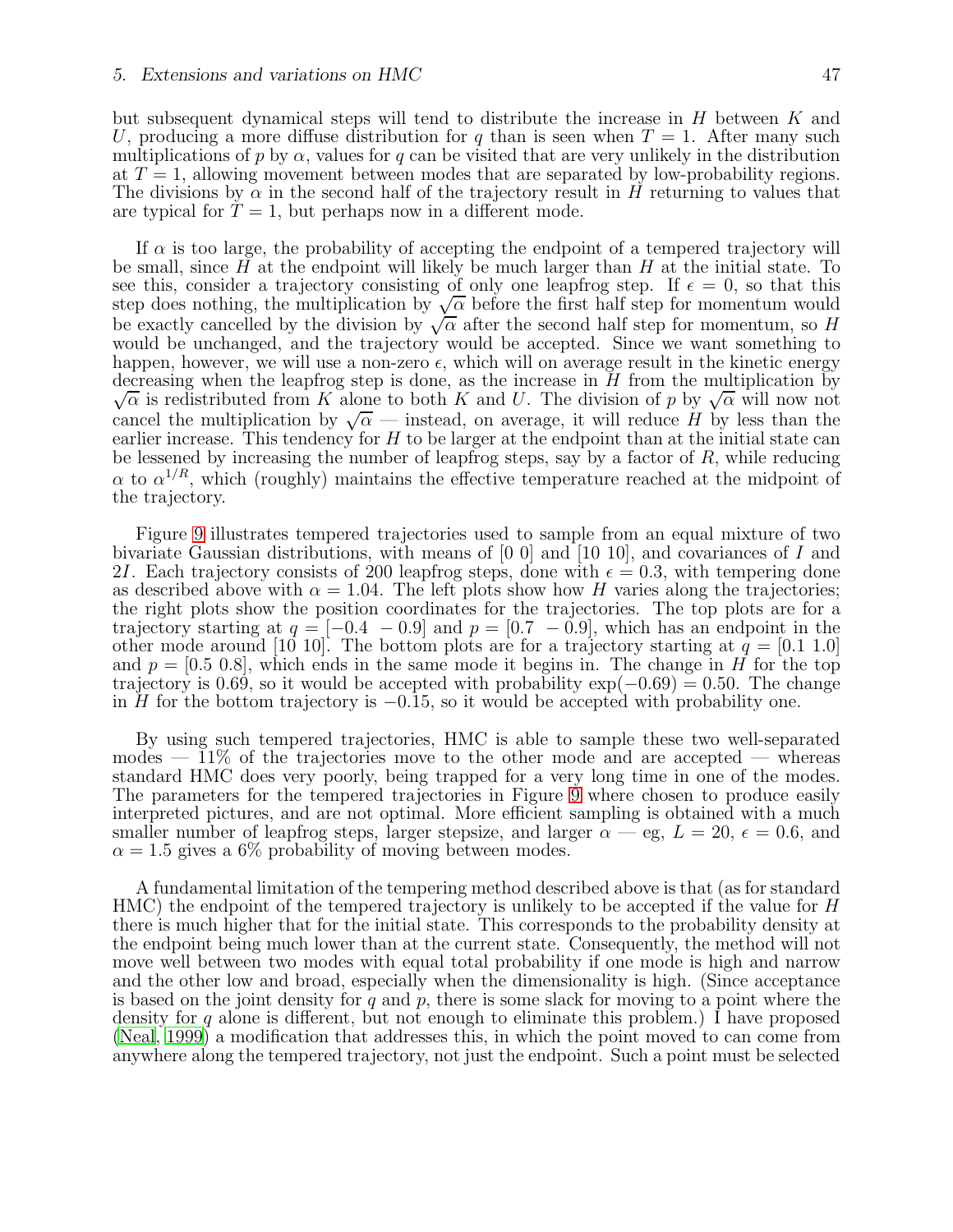but subsequent dynamical steps will tend to distribute the increase in $H$ between $K$ and $U$, producing a more diffuse distribution for $q$ than is seen when $T = 1$. After many such multiplications of $p$ by $\alpha$, values for $q$ can be visited that are very unlikely in the distribution at $T = 1$, allowing movement between modes that are separated by low-probability regions. The divisions by $\alpha$ in the second half of the trajectory result in $H$ returning to values that are typical for $T = 1$, but perhaps now in a different mode.

If $\alpha$ is too large, the probability of accepting the endpoint of a tempered trajectory will be small, since $H$ at the endpoint will likely be much larger than $H$ at the initial state. To see this, consider a trajectory consisting of only one leapfrog step. If $\epsilon = 0$, so that this step does nothing, the multiplication by $\sqrt{\alpha}$ before the first half step for momentum would be exactly cancelled by the division by $\sqrt{\alpha}$ after the second half step for momentum, so $H$ would be unchanged, and the trajectory would be accepted. Since we want something to happen, however, we will use a non-zero $\epsilon$, which will on average result in the kinetic energy decreasing when the leapfrog step is done, as the increase in $H$ from the multiplication by $\sqrt{\alpha}$ is redistributed from $K$ alone to both $K$ and $U$. The division of $p$ by $\sqrt{\alpha}$ will now not cancel the multiplication by $\sqrt{\alpha}$ — instead, on average, it will reduce $H$ by less than the earlier increase. This tendency for $H$ to be larger at the endpoint than at the initial state can be lessened by increasing the number of leapfrog steps, say by a factor of $R$, while reducing $\alpha$ to $\alpha^{1/R}$, which (roughly) maintains the effective temperature reached at the midpoint of the trajectory.

Figure 9 illustrates tempered trajectories used to sample from an equal mixture of two bivariate Gaussian distributions, with means of [0 0] and [10 10], and covariances of $I$ and $2I$. Each trajectory consists of 200 leapfrog steps, done with $\epsilon = 0.3$, with tempering done as described above with $\alpha = 1.04$. The left plots show how $H$ varies along the trajectories; the right plots show the position coordinates for the trajectories. The top plots are for a trajectory starting at $q = [-0.4\ \ -0.9]$ and $p = [0.7\ \ -0.9]$, which has an endpoint in the other mode around [10 10]. The bottom plots are for a trajectory starting at $q = [0.1\ 1.0]$ and $p = [0.5\ 0.8]$, which ends in the same mode it begins in. The change in $H$ for the top trajectory is 0.69, so it would be accepted with probability $\exp(-0.69) = 0.50$. The change in $H$ for the bottom trajectory is $-0.15$, so it would be accepted with probability one.

By using such tempered trajectories, HMC is able to sample these two well-separated modes — 11% of the trajectories move to the other mode and are accepted — whereas standard HMC does very poorly, being trapped for a very long time in one of the modes. The parameters for the tempered trajectories in Figure 9 where chosen to produce easily interpreted pictures, and are not optimal. More efficient sampling is obtained with a much smaller number of leapfrog steps, larger stepsize, and larger $\alpha$ — eg, $L = 20$, $\epsilon = 0.6$, and $\alpha = 1.5$ gives a 6% probability of moving between modes.

A fundamental limitation of the tempering method described above is that (as for standard HMC) the endpoint of the tempered trajectory is unlikely to be accepted if the value for $H$ there is much higher that for the initial state. This corresponds to the probability density at the endpoint being much lower than at the current state. Consequently, the method will not move well between two modes with equal total probability if one mode is high and narrow and the other low and broad, especially when the dimensionality is high. (Since acceptance is based on the joint density for $q$ and $p$, there is some slack for moving to a point where the density for $q$ alone is different, but not enough to eliminate this problem.) I have proposed (Neal, 1999) a modification that addresses this, in which the point moved to can come from anywhere along the tempered trajectory, not just the endpoint. Such a point must be selected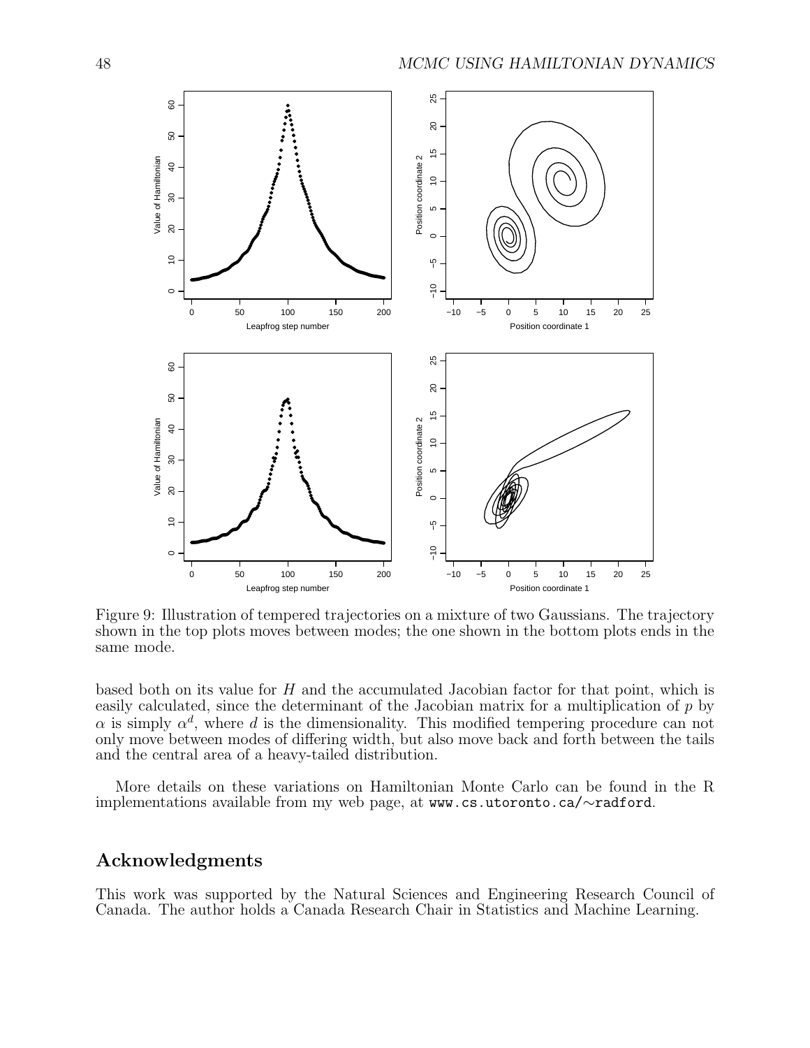Figure 9: Illustration of tempered trajectories on a mixture of two Gaussians. The trajectory shown in the top plots moves between modes; the one shown in the bottom plots ends in the same mode.

based both on its value for $H$ and the accumulated Jacobian factor for that point, which is easily calculated, since the determinant of the Jacobian matrix for a multiplication of $p$ by $\alpha$ is simply $\alpha^d$, where $d$ is the dimensionality. This modified tempering procedure can not only move between modes of differing width, but also move back and forth between the tails and the central area of a heavy-tailed distribution.

More details on these variations on Hamiltonian Monte Carlo can be found in the R implementations available from my web page, at `www.cs.utoronto.ca/∼radford`.

## Acknowledgments

This work was supported by the Natural Sciences and Engineering Research Council of Canada. The author holds a Canada Research Chair in Statistics and Machine Learning.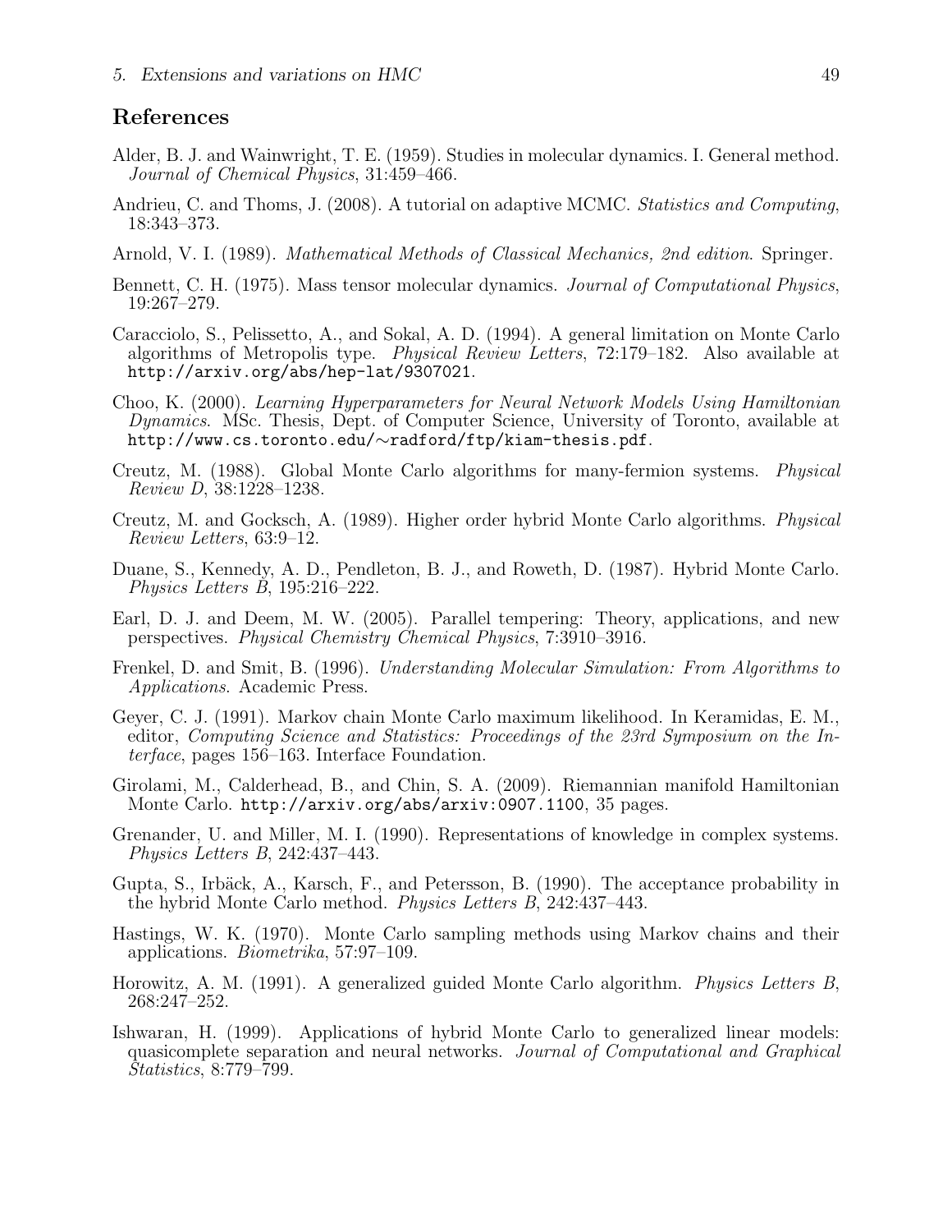## References

Alder, B. J. and Wainwright, T. E. (1959). Studies in molecular dynamics. I. General method. *Journal of Chemical Physics*, 31:459–466.

Andrieu, C. and Thoms, J. (2008). A tutorial on adaptive MCMC. *Statistics and Computing*, 18:343–373.

Arnold, V. I. (1989). *Mathematical Methods of Classical Mechanics, 2nd edition*. Springer.

Bennett, C. H. (1975). Mass tensor molecular dynamics. *Journal of Computational Physics*, 19:267–279.

Caracciolo, S., Pelissetto, A., and Sokal, A. D. (1994). A general limitation on Monte Carlo algorithms of Metropolis type. *Physical Review Letters*, 72:179–182. Also available at `http://arxiv.org/abs/hep-lat/9307021`.

Choo, K. (2000). *Learning Hyperparameters for Neural Network Models Using Hamiltonian Dynamics*. MSc. Thesis, Dept. of Computer Science, University of Toronto, available at `http://www.cs.toronto.edu/~radford/ftp/kiam-thesis.pdf`.

Creutz, M. (1988). Global Monte Carlo algorithms for many-fermion systems. *Physical Review D*, 38:1228–1238.

Creutz, M. and Gocksch, A. (1989). Higher order hybrid Monte Carlo algorithms. *Physical Review Letters*, 63:9–12.

Duane, S., Kennedy, A. D., Pendleton, B. J., and Roweth, D. (1987). Hybrid Monte Carlo. *Physics Letters B*, 195:216–222.

Earl, D. J. and Deem, M. W. (2005). Parallel tempering: Theory, applications, and new perspectives. *Physical Chemistry Chemical Physics*, 7:3910–3916.

Frenkel, D. and Smit, B. (1996). *Understanding Molecular Simulation: From Algorithms to Applications*. Academic Press.

Geyer, C. J. (1991). Markov chain Monte Carlo maximum likelihood. In Keramidas, E. M., editor, *Computing Science and Statistics: Proceedings of the 23rd Symposium on the Interface*, pages 156–163. Interface Foundation.

Girolami, M., Calderhead, B., and Chin, S. A. (2009). Riemannian manifold Hamiltonian Monte Carlo. `http://arxiv.org/abs/arxiv:0907.1100`, 35 pages.

Grenander, U. and Miller, M. I. (1990). Representations of knowledge in complex systems. *Physics Letters B*, 242:437–443.

Gupta, S., Irbäck, A., Karsch, F., and Petersson, B. (1990). The acceptance probability in the hybrid Monte Carlo method. *Physics Letters B*, 242:437–443.

Hastings, W. K. (1970). Monte Carlo sampling methods using Markov chains and their applications. *Biometrika*, 57:97–109.

Horowitz, A. M. (1991). A generalized guided Monte Carlo algorithm. *Physics Letters B*, 268:247–252.

Ishwaran, H. (1999). Applications of hybrid Monte Carlo to generalized linear models: quasicomplete separation and neural networks. *Journal of Computational and Graphical Statistics*, 8:779–799.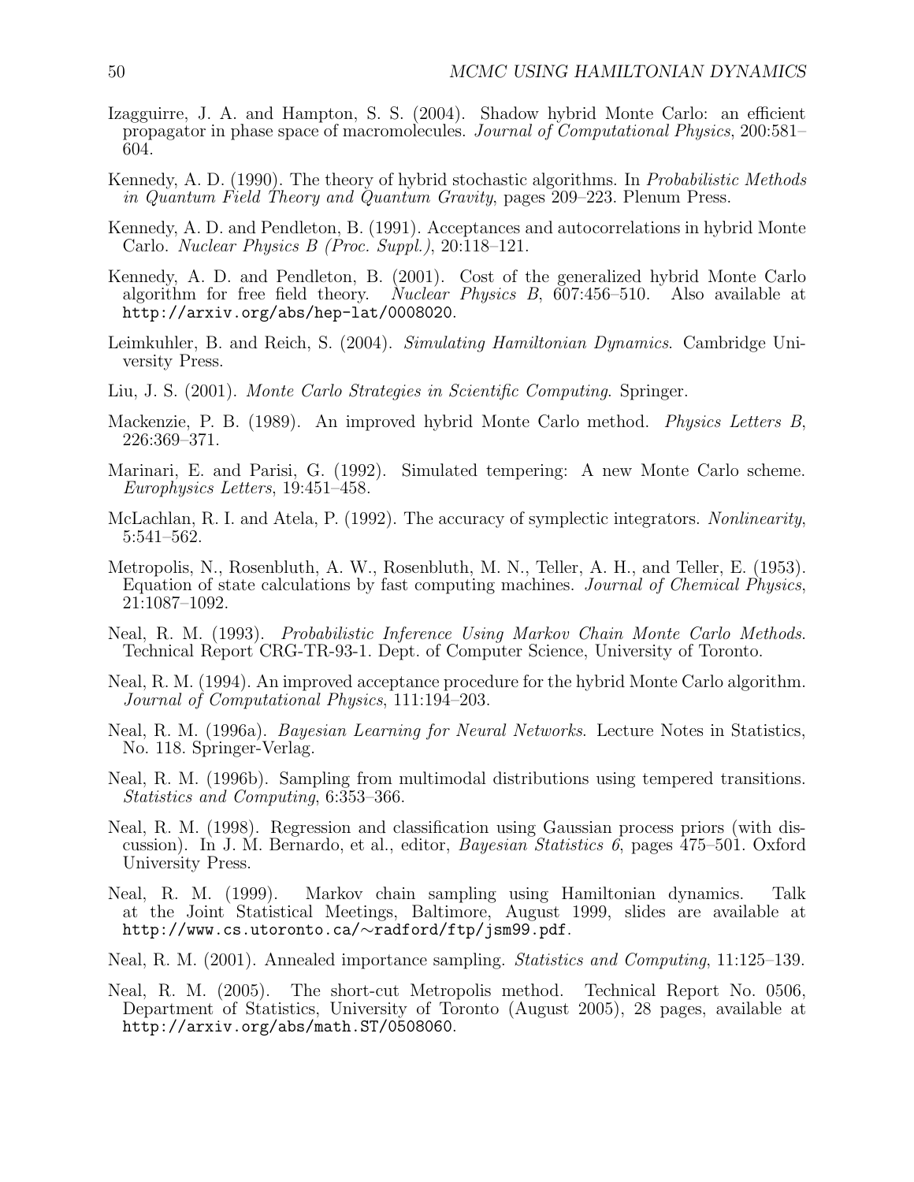Izagguirre, J. A. and Hampton, S. S. (2004). Shadow hybrid Monte Carlo: an efficient propagator in phase space of macromolecules. *Journal of Computational Physics*, 200:581–604.

Kennedy, A. D. (1990). The theory of hybrid stochastic algorithms. In *Probabilistic Methods in Quantum Field Theory and Quantum Gravity*, pages 209–223. Plenum Press.

Kennedy, A. D. and Pendleton, B. (1991). Acceptances and autocorrelations in hybrid Monte Carlo. *Nuclear Physics B (Proc. Suppl.)*, 20:118–121.

Kennedy, A. D. and Pendleton, B. (2001). Cost of the generalized hybrid Monte Carlo algorithm for free field theory. *Nuclear Physics B*, 607:456–510. Also available at http://arxiv.org/abs/hep-lat/0008020.

Leimkuhler, B. and Reich, S. (2004). *Simulating Hamiltonian Dynamics*. Cambridge University Press.

Liu, J. S. (2001). *Monte Carlo Strategies in Scientific Computing*. Springer.

Mackenzie, P. B. (1989). An improved hybrid Monte Carlo method. *Physics Letters B*, 226:369–371.

Marinari, E. and Parisi, G. (1992). Simulated tempering: A new Monte Carlo scheme. *Europhysics Letters*, 19:451–458.

McLachlan, R. I. and Atela, P. (1992). The accuracy of symplectic integrators. *Nonlinearity*, 5:541–562.

Metropolis, N., Rosenbluth, A. W., Rosenbluth, M. N., Teller, A. H., and Teller, E. (1953). Equation of state calculations by fast computing machines. *Journal of Chemical Physics*, 21:1087–1092.

Neal, R. M. (1993). *Probabilistic Inference Using Markov Chain Monte Carlo Methods*. Technical Report CRG-TR-93-1. Dept. of Computer Science, University of Toronto.

Neal, R. M. (1994). An improved acceptance procedure for the hybrid Monte Carlo algorithm. *Journal of Computational Physics*, 111:194–203.

Neal, R. M. (1996a). *Bayesian Learning for Neural Networks*. Lecture Notes in Statistics, No. 118. Springer-Verlag.

Neal, R. M. (1996b). Sampling from multimodal distributions using tempered transitions. *Statistics and Computing*, 6:353–366.

Neal, R. M. (1998). Regression and classification using Gaussian process priors (with discussion). In J. M. Bernardo, et al., editor, *Bayesian Statistics 6*, pages 475–501. Oxford University Press.

Neal, R. M. (1999). Markov chain sampling using Hamiltonian dynamics. Talk at the Joint Statistical Meetings, Baltimore, August 1999, slides are available at http://www.cs.utoronto.ca/∼radford/ftp/jsm99.pdf.

Neal, R. M. (2001). Annealed importance sampling. *Statistics and Computing*, 11:125–139.

Neal, R. M. (2005). The short-cut Metropolis method. Technical Report No. 0506, Department of Statistics, University of Toronto (August 2005), 28 pages, available at http://arxiv.org/abs/math.ST/0508060.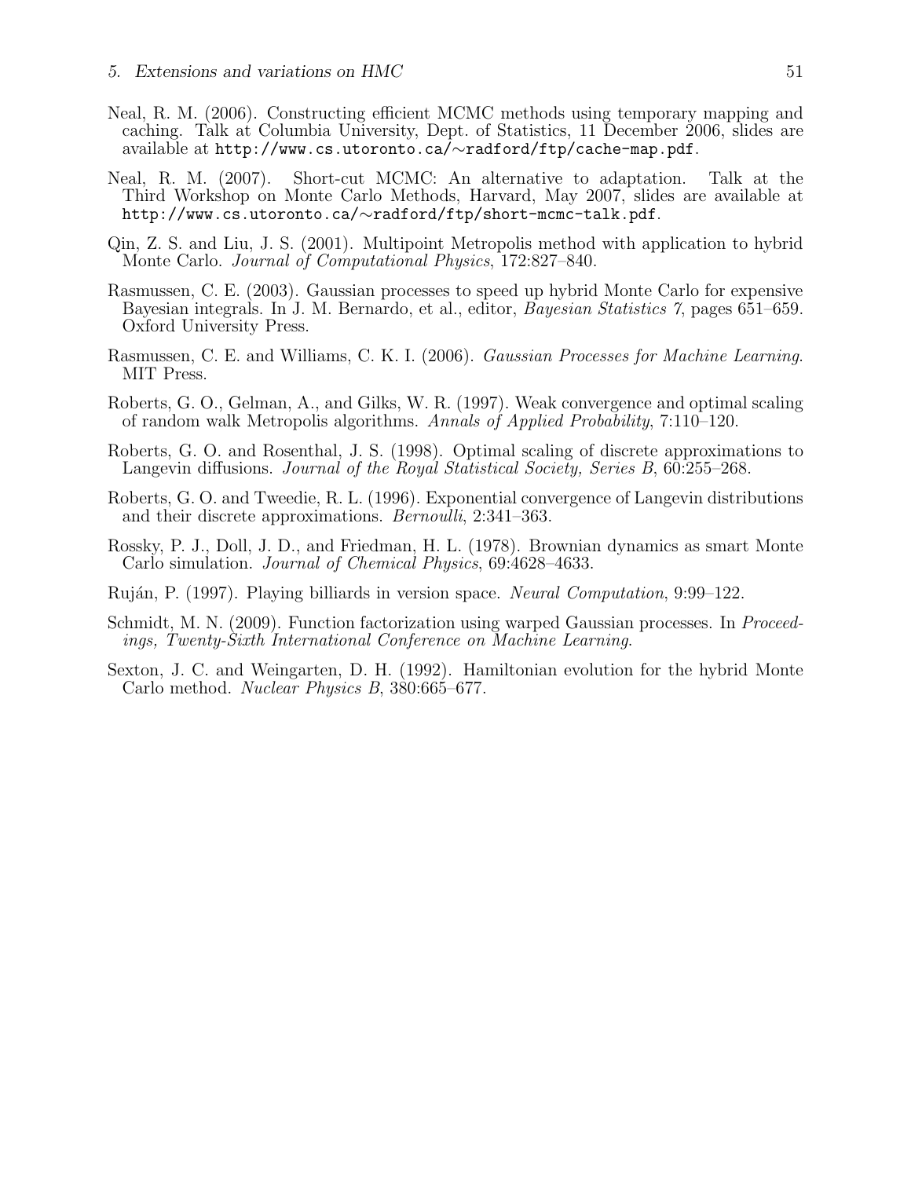Neal, R. M. (2006). Constructing efficient MCMC methods using temporary mapping and caching. Talk at Columbia University, Dept. of Statistics, 11 December 2006, slides are available at `http://www.cs.utoronto.ca/∼radford/ftp/cache-map.pdf`.

Neal, R. M. (2007). Short-cut MCMC: An alternative to adaptation. Talk at the Third Workshop on Monte Carlo Methods, Harvard, May 2007, slides are available at `http://www.cs.utoronto.ca/∼radford/ftp/short-mcmc-talk.pdf`.

Qin, Z. S. and Liu, J. S. (2001). Multipoint Metropolis method with application to hybrid Monte Carlo. *Journal of Computational Physics*, 172:827–840.

Rasmussen, C. E. (2003). Gaussian processes to speed up hybrid Monte Carlo for expensive Bayesian integrals. In J. M. Bernardo, et al., editor, *Bayesian Statistics 7*, pages 651–659. Oxford University Press.

Rasmussen, C. E. and Williams, C. K. I. (2006). *Gaussian Processes for Machine Learning*. MIT Press.

Roberts, G. O., Gelman, A., and Gilks, W. R. (1997). Weak convergence and optimal scaling of random walk Metropolis algorithms. *Annals of Applied Probability*, 7:110–120.

Roberts, G. O. and Rosenthal, J. S. (1998). Optimal scaling of discrete approximations to Langevin diffusions. *Journal of the Royal Statistical Society, Series B*, 60:255–268.

Roberts, G. O. and Tweedie, R. L. (1996). Exponential convergence of Langevin distributions and their discrete approximations. *Bernoulli*, 2:341–363.

Rossky, P. J., Doll, J. D., and Friedman, H. L. (1978). Brownian dynamics as smart Monte Carlo simulation. *Journal of Chemical Physics*, 69:4628–4633.

Ruján, P. (1997). Playing billiards in version space. *Neural Computation*, 9:99–122.

Schmidt, M. N. (2009). Function factorization using warped Gaussian processes. In *Proceedings, Twenty-Sixth International Conference on Machine Learning*.

Sexton, J. C. and Weingarten, D. H. (1992). Hamiltonian evolution for the hybrid Monte Carlo method. *Nuclear Physics B*, 380:665–677.